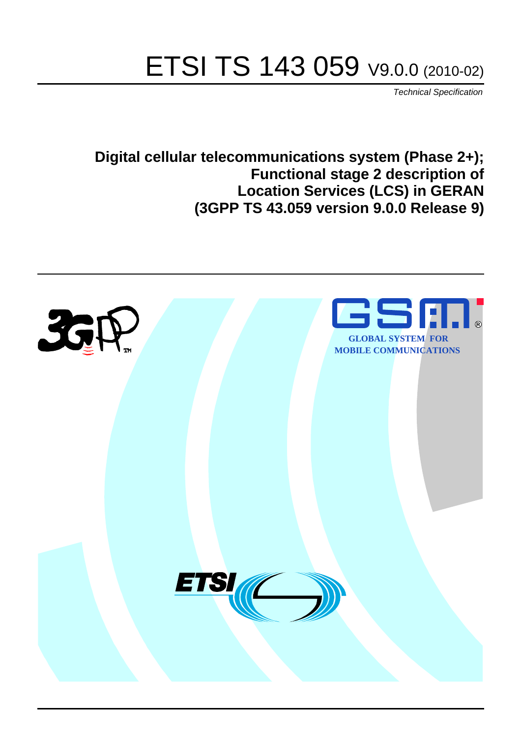# ETSI TS 143 059 V9.0.0 (2010-02)

*Technical Specification*

**Digital cellular telecommunications system (Phase 2+);
Functional stage 2 description of
Location Services (LCS) in GERAN
(3GPP TS 43.059 version 9.0.0 Release 9)**

GLOBAL SYSTEM FOR
MOBILE COMMUNICATIONS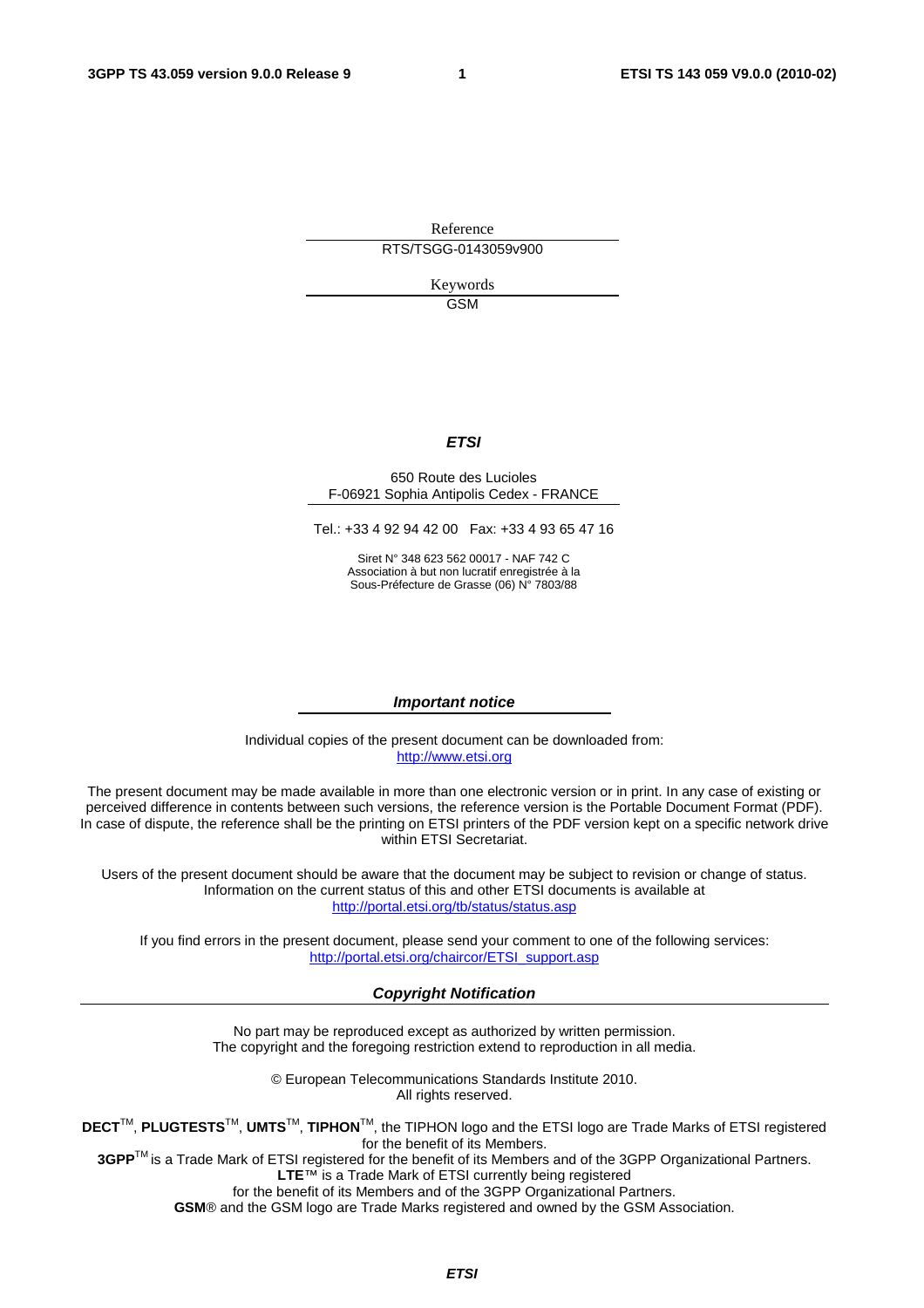Reference

RTS/TSGG-0143059v900

Keywords

GSM

***ETSI***

650 Route des Lucioles
F-06921 Sophia Antipolis Cedex - FRANCE

Tel.: +33 4 92 94 42 00   Fax: +33 4 93 65 47 16

Siret N° 348 623 562 00017 - NAF 742 C
Association à but non lucratif enregistrée à la
Sous-Préfecture de Grasse (06) N° 7803/88

***Important notice***

Individual copies of the present document can be downloaded from:
http://www.etsi.org

The present document may be made available in more than one electronic version or in print. In any case of existing or perceived difference in contents between such versions, the reference version is the Portable Document Format (PDF). In case of dispute, the reference shall be the printing on ETSI printers of the PDF version kept on a specific network drive within ETSI Secretariat.

Users of the present document should be aware that the document may be subject to revision or change of status. Information on the current status of this and other ETSI documents is available at
http://portal.etsi.org/tb/status/status.asp

If you find errors in the present document, please send your comment to one of the following services:
http://portal.etsi.org/chaircor/ETSI_support.asp

***Copyright Notification***

No part may be reproduced except as authorized by written permission.
The copyright and the foregoing restriction extend to reproduction in all media.

© European Telecommunications Standards Institute 2010.
All rights reserved.

**DECT**TM, **PLUGTESTS**TM, **UMTS**TM, **TIPHON**TM, the TIPHON logo and the ETSI logo are Trade Marks of ETSI registered for the benefit of its Members.
**3GPP**TM is a Trade Mark of ETSI registered for the benefit of its Members and of the 3GPP Organizational Partners.
**LTE**™ is a Trade Mark of ETSI currently being registered
for the benefit of its Members and of the 3GPP Organizational Partners.
**GSM**® and the GSM logo are Trade Marks registered and owned by the GSM Association.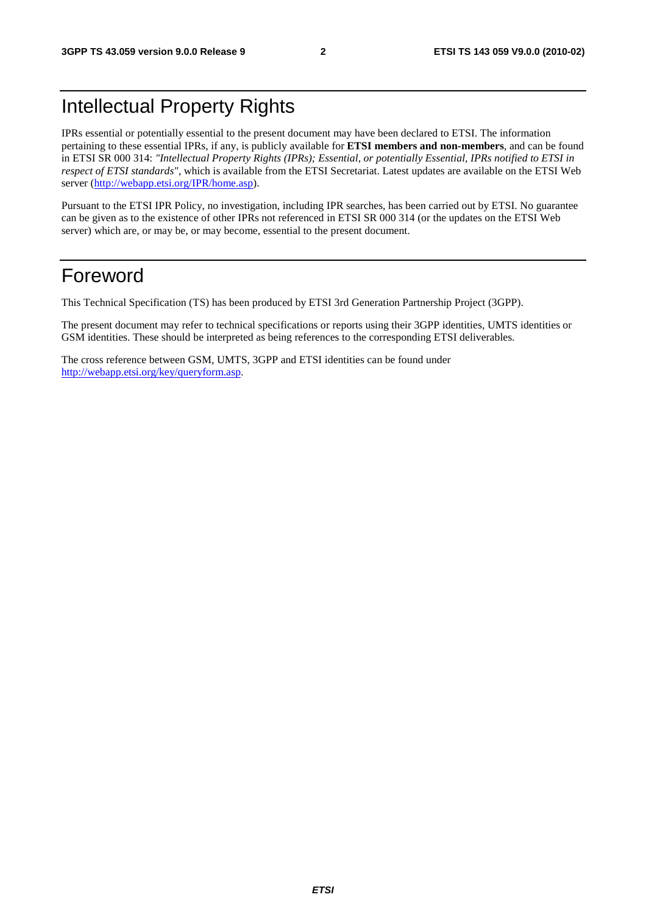# Intellectual Property Rights

IPRs essential or potentially essential to the present document may have been declared to ETSI. The information pertaining to these essential IPRs, if any, is publicly available for **ETSI members and non-members**, and can be found in ETSI SR 000 314: *"Intellectual Property Rights (IPRs); Essential, or potentially Essential, IPRs notified to ETSI in respect of ETSI standards"*, which is available from the ETSI Secretariat. Latest updates are available on the ETSI Web server (http://webapp.etsi.org/IPR/home.asp).

Pursuant to the ETSI IPR Policy, no investigation, including IPR searches, has been carried out by ETSI. No guarantee can be given as to the existence of other IPRs not referenced in ETSI SR 000 314 (or the updates on the ETSI Web server) which are, or may be, or may become, essential to the present document.

# Foreword

This Technical Specification (TS) has been produced by ETSI 3rd Generation Partnership Project (3GPP).

The present document may refer to technical specifications or reports using their 3GPP identities, UMTS identities or GSM identities. These should be interpreted as being references to the corresponding ETSI deliverables.

The cross reference between GSM, UMTS, 3GPP and ETSI identities can be found under http://webapp.etsi.org/key/queryform.asp.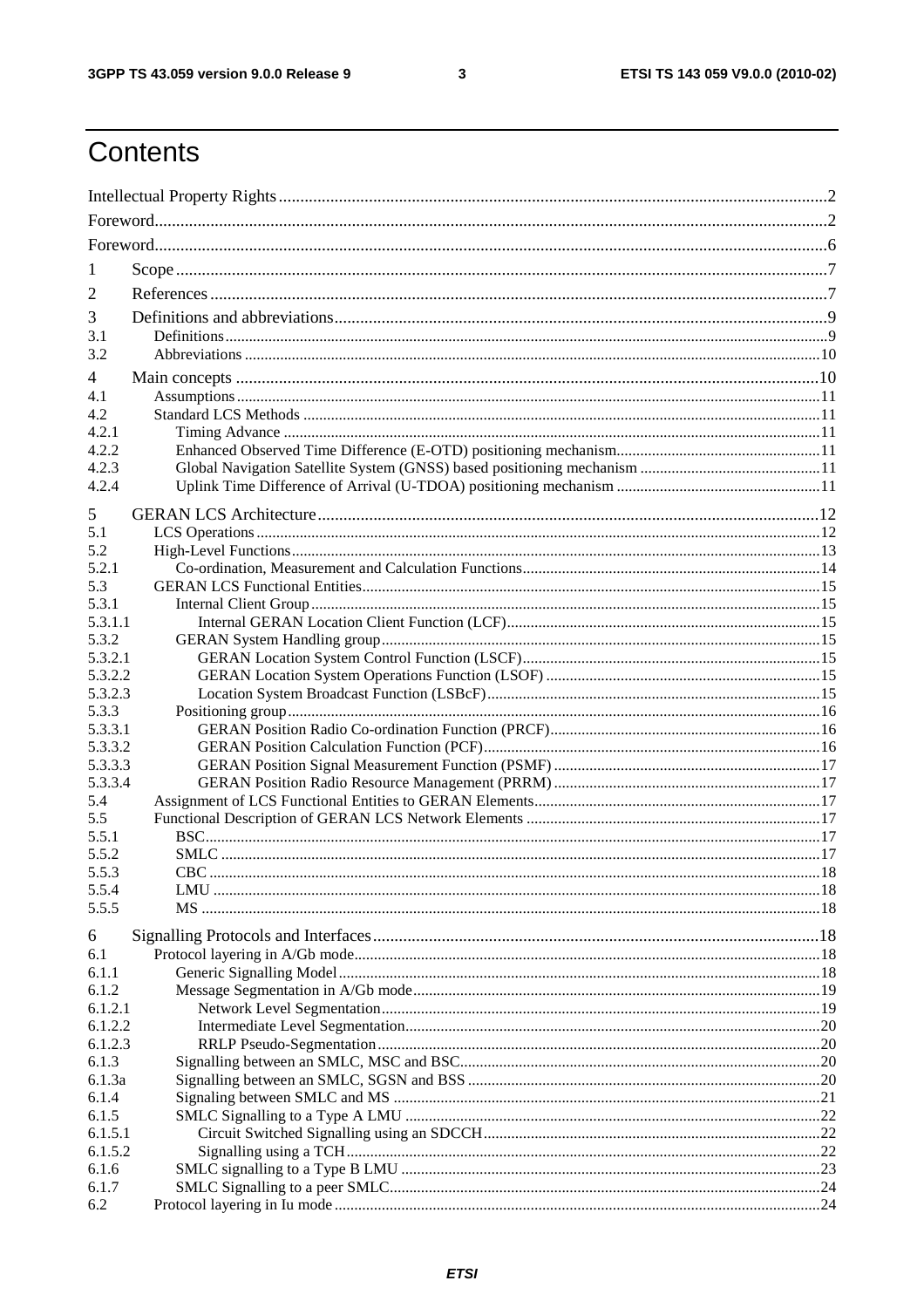# Contents

Intellectual Property Rights ..... 2
Foreword ..... 2
Foreword ..... 6
1 Scope ..... 7
2 References ..... 7
3 Definitions and abbreviations ..... 9
3.1 Definitions ..... 9
3.2 Abbreviations ..... 10
4 Main concepts ..... 10
4.1 Assumptions ..... 11
4.2 Standard LCS Methods ..... 11
4.2.1 Timing Advance ..... 11
4.2.2 Enhanced Observed Time Difference (E-OTD) positioning mechanism ..... 11
4.2.3 Global Navigation Satellite System (GNSS) based positioning mechanism ..... 11
4.2.4 Uplink Time Difference of Arrival (U-TDOA) positioning mechanism ..... 11
5 GERAN LCS Architecture ..... 12
5.1 LCS Operations ..... 12
5.2 High-Level Functions ..... 13
5.2.1 Co-ordination, Measurement and Calculation Functions ..... 14
5.3 GERAN LCS Functional Entities ..... 15
5.3.1 Internal Client Group ..... 15
5.3.1.1 Internal GERAN Location Client Function (LCF) ..... 15
5.3.2 GERAN System Handling group ..... 15
5.3.2.1 GERAN Location System Control Function (LSCF) ..... 15
5.3.2.2 GERAN Location System Operations Function (LSOF) ..... 15
5.3.2.3 Location System Broadcast Function (LSBcF) ..... 15
5.3.3 Positioning group ..... 16
5.3.3.1 GERAN Position Radio Co-ordination Function (PRCF) ..... 16
5.3.3.2 GERAN Position Calculation Function (PCF) ..... 16
5.3.3.3 GERAN Position Signal Measurement Function (PSMF) ..... 17
5.3.3.4 GERAN Position Radio Resource Management (PRRM) ..... 17
5.4 Assignment of LCS Functional Entities to GERAN Elements ..... 17
5.5 Functional Description of GERAN LCS Network Elements ..... 17
5.5.1 BSC ..... 17
5.5.2 SMLC ..... 17
5.5.3 CBC ..... 18
5.5.4 LMU ..... 18
5.5.5 MS ..... 18
6 Signalling Protocols and Interfaces ..... 18
6.1 Protocol layering in A/Gb mode ..... 18
6.1.1 Generic Signalling Model ..... 18
6.1.2 Message Segmentation in A/Gb mode ..... 19
6.1.2.1 Network Level Segmentation ..... 19
6.1.2.2 Intermediate Level Segmentation ..... 20
6.1.2.3 RRLP Pseudo-Segmentation ..... 20
6.1.3 Signalling between an SMLC, MSC and BSC ..... 20
6.1.3a Signalling between an SMLC, SGSN and BSS ..... 20
6.1.4 Signaling between SMLC and MS ..... 21
6.1.5 SMLC Signalling to a Type A LMU ..... 22
6.1.5.1 Circuit Switched Signalling using an SDCCH ..... 22
6.1.5.2 Signalling using a TCH ..... 22
6.1.6 SMLC signalling to a Type B LMU ..... 23
6.1.7 SMLC Signalling to a peer SMLC ..... 24
6.2 Protocol layering in Iu mode ..... 24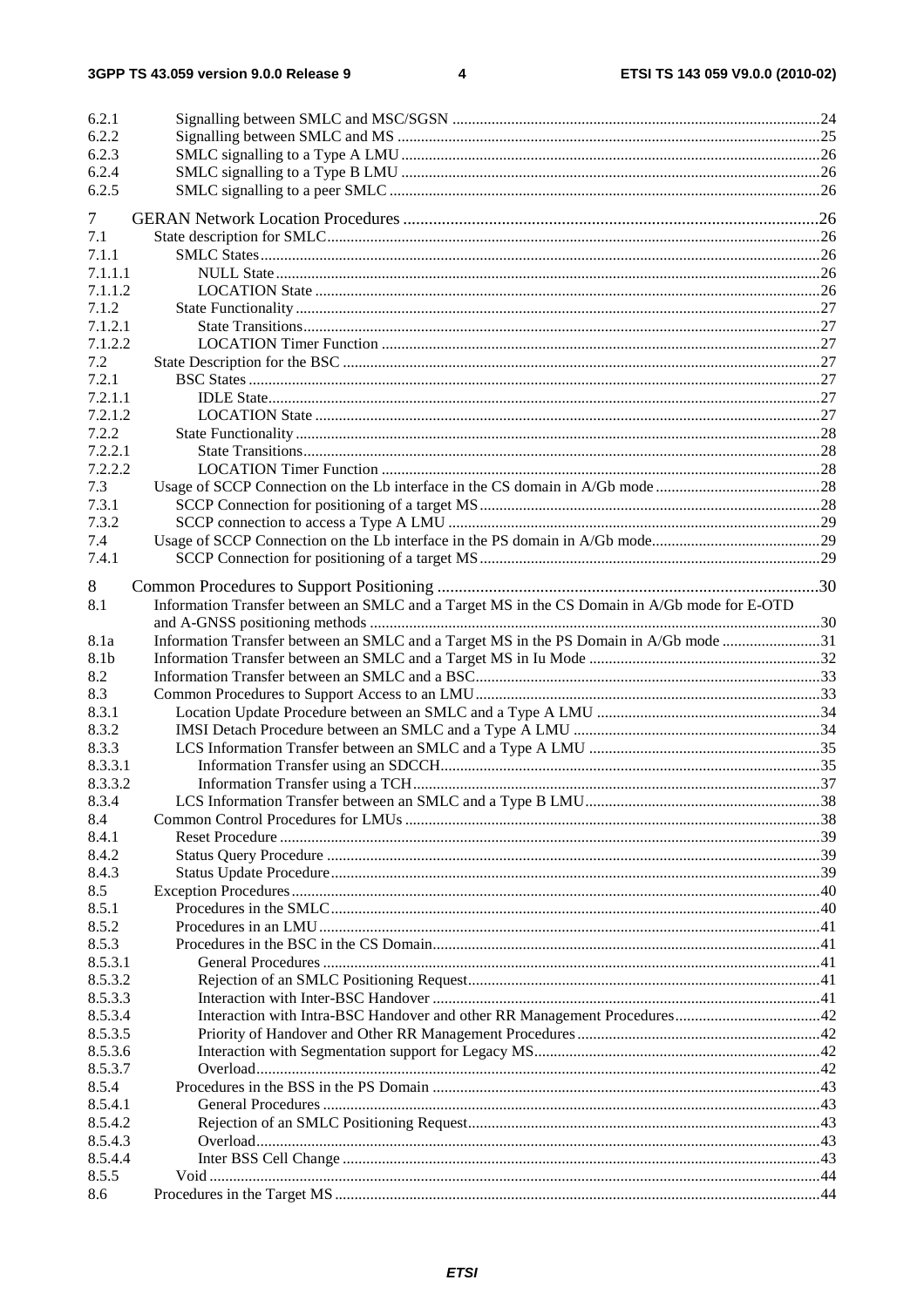| | | |
|---|---|---|
| 6.2.1 | Signalling between SMLC and MSC/SGSN | 24 |
| 6.2.2 | Signalling between SMLC and MS | 25 |
| 6.2.3 | SMLC signalling to a Type A LMU | 26 |
| 6.2.4 | SMLC signalling to a Type B LMU | 26 |
| 6.2.5 | SMLC signalling to a peer SMLC | 26 |
| 7 | GERAN Network Location Procedures | 26 |
| 7.1 | State description for SMLC | 26 |
| 7.1.1 | SMLC States | 26 |
| 7.1.1.1 | NULL State | 26 |
| 7.1.1.2 | LOCATION State | 26 |
| 7.1.2 | State Functionality | 27 |
| 7.1.2.1 | State Transitions | 27 |
| 7.1.2.2 | LOCATION Timer Function | 27 |
| 7.2 | State Description for the BSC | 27 |
| 7.2.1 | BSC States | 27 |
| 7.2.1.1 | IDLE State | 27 |
| 7.2.1.2 | LOCATION State | 27 |
| 7.2.2 | State Functionality | 28 |
| 7.2.2.1 | State Transitions | 28 |
| 7.2.2.2 | LOCATION Timer Function | 28 |
| 7.3 | Usage of SCCP Connection on the Lb interface in the CS domain in A/Gb mode | 28 |
| 7.3.1 | SCCP Connection for positioning of a target MS | 28 |
| 7.3.2 | SCCP connection to access a Type A LMU | 29 |
| 7.4 | Usage of SCCP Connection on the Lb interface in the PS domain in A/Gb mode | 29 |
| 7.4.1 | SCCP Connection for positioning of a target MS | 29 |
| 8 | Common Procedures to Support Positioning | 30 |
| 8.1 | Information Transfer between an SMLC and a Target MS in the CS Domain in A/Gb mode for E-OTD and A-GNSS positioning methods | 30 |
| 8.1a | Information Transfer between an SMLC and a Target MS in the PS Domain in A/Gb mode | 31 |
| 8.1b | Information Transfer between an SMLC and a Target MS in Iu Mode | 32 |
| 8.2 | Information Transfer between an SMLC and a BSC | 33 |
| 8.3 | Common Procedures to Support Access to an LMU | 33 |
| 8.3.1 | Location Update Procedure between an SMLC and a Type A LMU | 34 |
| 8.3.2 | IMSI Detach Procedure between an SMLC and a Type A LMU | 34 |
| 8.3.3 | LCS Information Transfer between an SMLC and a Type A LMU | 35 |
| 8.3.3.1 | Information Transfer using an SDCCH | 35 |
| 8.3.3.2 | Information Transfer using a TCH | 37 |
| 8.3.4 | LCS Information Transfer between an SMLC and a Type B LMU | 38 |
| 8.4 | Common Control Procedures for LMUs | 38 |
| 8.4.1 | Reset Procedure | 39 |
| 8.4.2 | Status Query Procedure | 39 |
| 8.4.3 | Status Update Procedure | 39 |
| 8.5 | Exception Procedures | 40 |
| 8.5.1 | Procedures in the SMLC | 40 |
| 8.5.2 | Procedures in an LMU | 41 |
| 8.5.3 | Procedures in the BSC in the CS Domain | 41 |
| 8.5.3.1 | General Procedures | 41 |
| 8.5.3.2 | Rejection of an SMLC Positioning Request | 41 |
| 8.5.3.3 | Interaction with Inter-BSC Handover | 41 |
| 8.5.3.4 | Interaction with Intra-BSC Handover and other RR Management Procedures | 42 |
| 8.5.3.5 | Priority of Handover and Other RR Management Procedures | 42 |
| 8.5.3.6 | Interaction with Segmentation support for Legacy MS | 42 |
| 8.5.3.7 | Overload | 42 |
| 8.5.4 | Procedures in the BSS in the PS Domain | 43 |
| 8.5.4.1 | General Procedures | 43 |
| 8.5.4.2 | Rejection of an SMLC Positioning Request | 43 |
| 8.5.4.3 | Overload | 43 |
| 8.5.4.4 | Inter BSS Cell Change | 43 |
| 8.5.5 | Void | 44 |
| 8.6 | Procedures in the Target MS | 44 |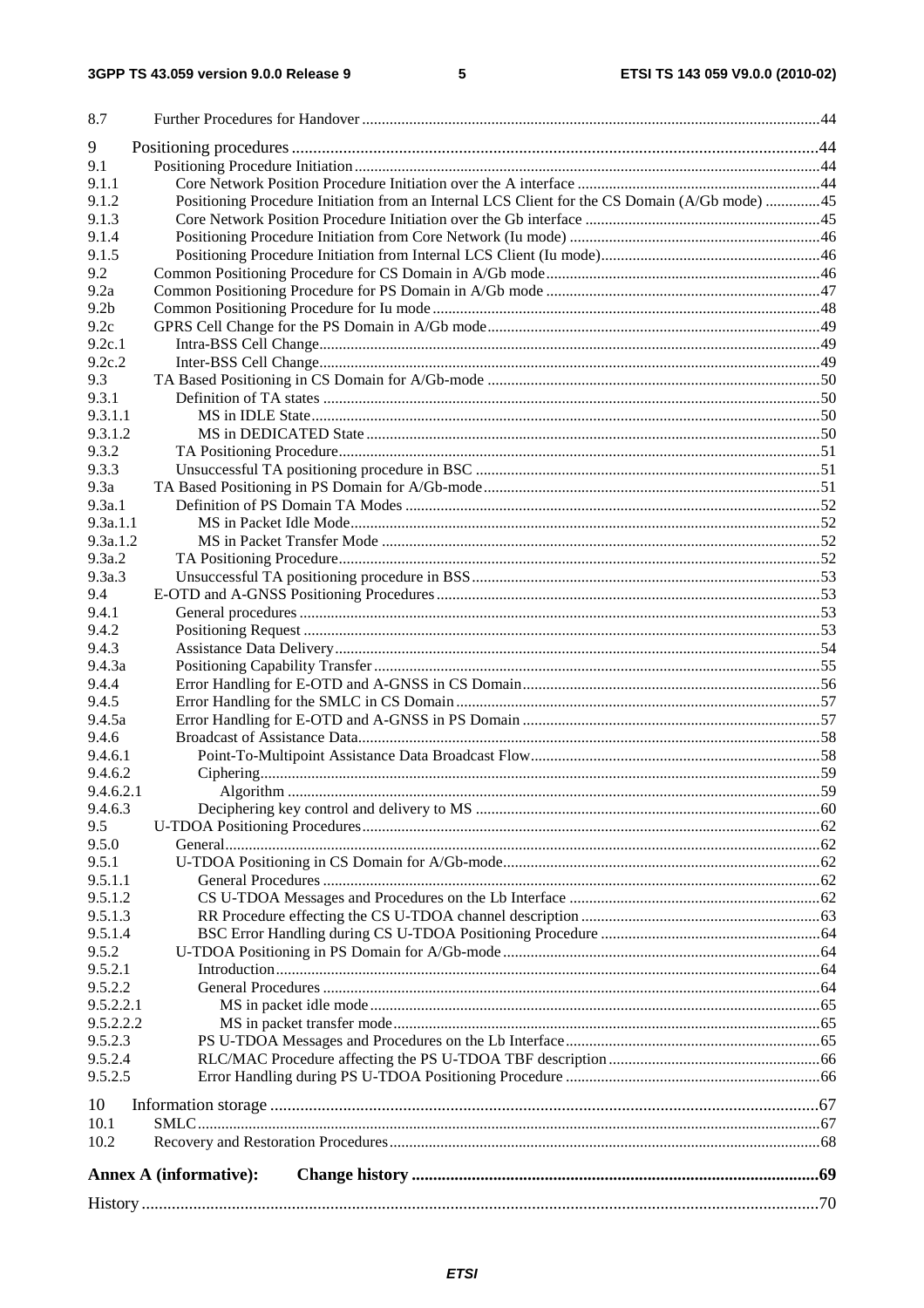8.7 Further Procedures for Handover ....44

9 Positioning procedures ....44
9.1 Positioning Procedure Initiation ....44
9.1.1 Core Network Position Procedure Initiation over the A interface ....44
9.1.2 Positioning Procedure Initiation from an Internal LCS Client for the CS Domain (A/Gb mode) ....45
9.1.3 Core Network Position Procedure Initiation over the Gb interface ....45
9.1.4 Positioning Procedure Initiation from Core Network (Iu mode) ....46
9.1.5 Positioning Procedure Initiation from Internal LCS Client (Iu mode) ....46
9.2 Common Positioning Procedure for CS Domain in A/Gb mode ....46
9.2a Common Positioning Procedure for PS Domain in A/Gb mode ....47
9.2b Common Positioning Procedure for Iu mode ....48
9.2c GPRS Cell Change for the PS Domain in A/Gb mode ....49
9.2c.1 Intra-BSS Cell Change ....49
9.2c.2 Inter-BSS Cell Change ....49
9.3 TA Based Positioning in CS Domain for A/Gb-mode ....50
9.3.1 Definition of TA states ....50
9.3.1.1 MS in IDLE State ....50
9.3.1.2 MS in DEDICATED State ....50
9.3.2 TA Positioning Procedure ....51
9.3.3 Unsuccessful TA positioning procedure in BSC ....51
9.3a TA Based Positioning in PS Domain for A/Gb-mode ....51
9.3a.1 Definition of PS Domain TA Modes ....52
9.3a.1.1 MS in Packet Idle Mode ....52
9.3a.1.2 MS in Packet Transfer Mode ....52
9.3a.2 TA Positioning Procedure ....52
9.3a.3 Unsuccessful TA positioning procedure in BSS ....53
9.4 E-OTD and A-GNSS Positioning Procedures ....53
9.4.1 General procedures ....53
9.4.2 Positioning Request ....53
9.4.3 Assistance Data Delivery ....54
9.4.3a Positioning Capability Transfer ....55
9.4.4 Error Handling for E-OTD and A-GNSS in CS Domain ....56
9.4.5 Error Handling for the SMLC in CS Domain ....57
9.4.5a Error Handling for E-OTD and A-GNSS in PS Domain ....57
9.4.6 Broadcast of Assistance Data ....58
9.4.6.1 Point-To-Multipoint Assistance Data Broadcast Flow ....58
9.4.6.2 Ciphering ....59
9.4.6.2.1 Algorithm ....59
9.4.6.3 Deciphering key control and delivery to MS ....60
9.5 U-TDOA Positioning Procedures ....62
9.5.0 General ....62
9.5.1 U-TDOA Positioning in CS Domain for A/Gb-mode ....62
9.5.1.1 General Procedures ....62
9.5.1.2 CS U-TDOA Messages and Procedures on the Lb Interface ....62
9.5.1.3 RR Procedure effecting the CS U-TDOA channel description ....63
9.5.1.4 BSC Error Handling during CS U-TDOA Positioning Procedure ....64
9.5.2 U-TDOA Positioning in PS Domain for A/Gb-mode ....64
9.5.2.1 Introduction ....64
9.5.2.2 General Procedures ....64
9.5.2.2.1 MS in packet idle mode ....65
9.5.2.2.2 MS in packet transfer mode ....65
9.5.2.3 PS U-TDOA Messages and Procedures on the Lb Interface ....65
9.5.2.4 RLC/MAC Procedure affecting the PS U-TDOA TBF description ....66
9.5.2.5 Error Handling during PS U-TDOA Positioning Procedure ....66

10 Information storage ....67
10.1 SMLC ....67
10.2 Recovery and Restoration Procedures ....68

**Annex A (informative): Change history ....69**

History ....70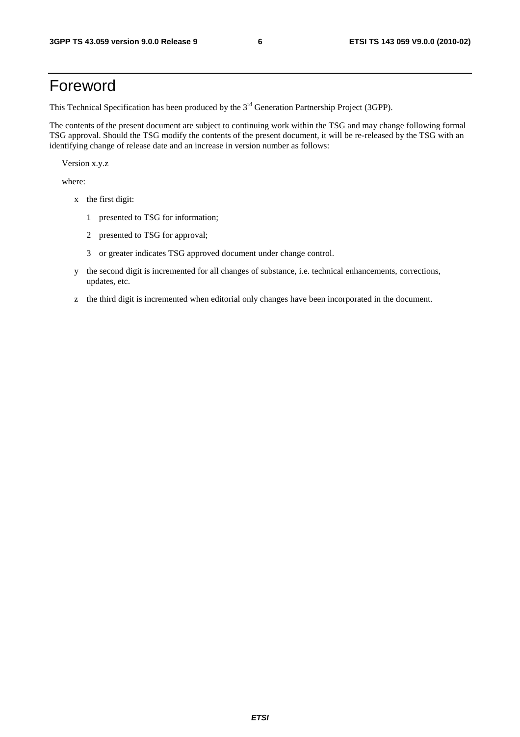# Foreword

This Technical Specification has been produced by the 3rd Generation Partnership Project (3GPP).

The contents of the present document are subject to continuing work within the TSG and may change following formal TSG approval. Should the TSG modify the contents of the present document, it will be re-released by the TSG with an identifying change of release date and an increase in version number as follows:

Version x.y.z

where:

- x the first digit:
  - 1 presented to TSG for information;
  - 2 presented to TSG for approval;
  - 3 or greater indicates TSG approved document under change control.
- y the second digit is incremented for all changes of substance, i.e. technical enhancements, corrections, updates, etc.
- z the third digit is incremented when editorial only changes have been incorporated in the document.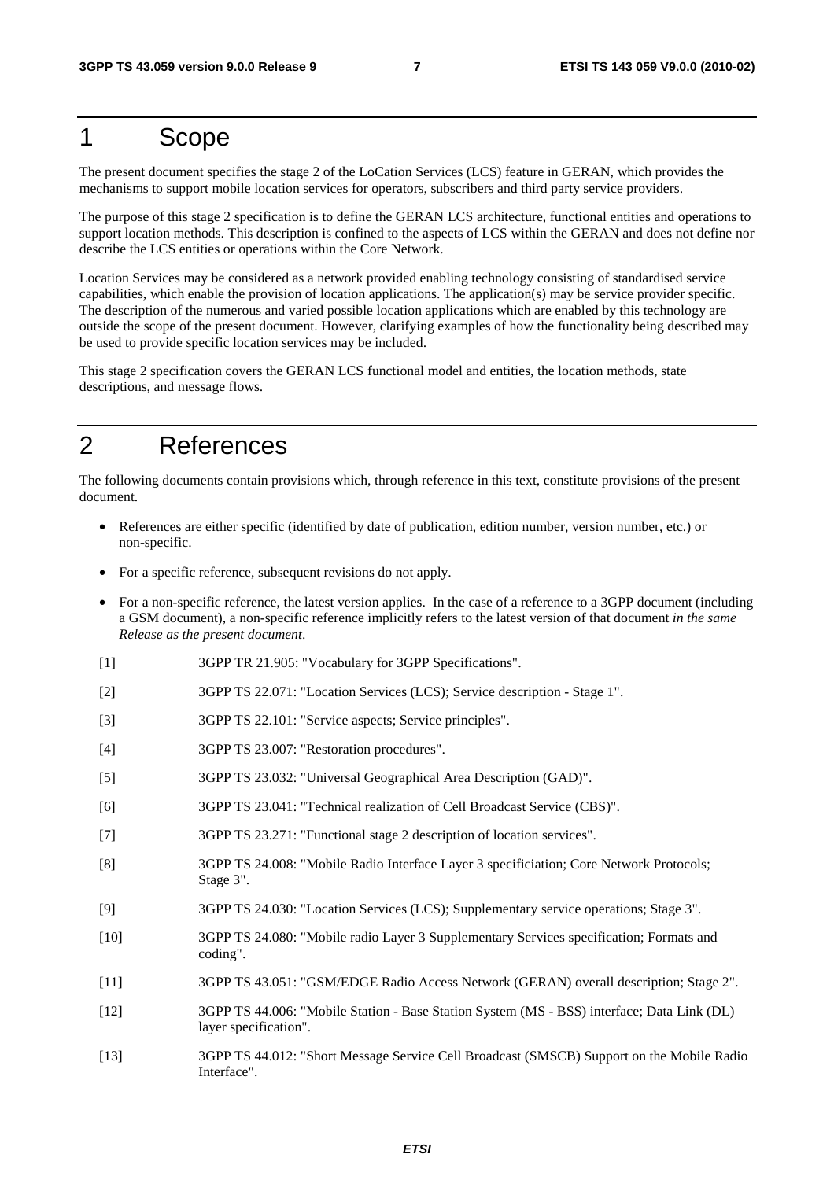# 1 Scope

The present document specifies the stage 2 of the LoCation Services (LCS) feature in GERAN, which provides the mechanisms to support mobile location services for operators, subscribers and third party service providers.

The purpose of this stage 2 specification is to define the GERAN LCS architecture, functional entities and operations to support location methods. This description is confined to the aspects of LCS within the GERAN and does not define nor describe the LCS entities or operations within the Core Network.

Location Services may be considered as a network provided enabling technology consisting of standardised service capabilities, which enable the provision of location applications. The application(s) may be service provider specific. The description of the numerous and varied possible location applications which are enabled by this technology are outside the scope of the present document. However, clarifying examples of how the functionality being described may be used to provide specific location services may be included.

This stage 2 specification covers the GERAN LCS functional model and entities, the location methods, state descriptions, and message flows.

# 2 References

The following documents contain provisions which, through reference in this text, constitute provisions of the present document.

- References are either specific (identified by date of publication, edition number, version number, etc.) or non-specific.
- For a specific reference, subsequent revisions do not apply.
- For a non-specific reference, the latest version applies. In the case of a reference to a 3GPP document (including a GSM document), a non-specific reference implicitly refers to the latest version of that document *in the same Release as the present document*.

[1] 3GPP TR 21.905: "Vocabulary for 3GPP Specifications".

[2] 3GPP TS 22.071: "Location Services (LCS); Service description - Stage 1".

[3] 3GPP TS 22.101: "Service aspects; Service principles".

[4] 3GPP TS 23.007: "Restoration procedures".

[5] 3GPP TS 23.032: "Universal Geographical Area Description (GAD)".

[6] 3GPP TS 23.041: "Technical realization of Cell Broadcast Service (CBS)".

[7] 3GPP TS 23.271: "Functional stage 2 description of location services".

[8] 3GPP TS 24.008: "Mobile Radio Interface Layer 3 specificiation; Core Network Protocols; Stage 3".

[9] 3GPP TS 24.030: "Location Services (LCS); Supplementary service operations; Stage 3".

[10] 3GPP TS 24.080: "Mobile radio Layer 3 Supplementary Services specification; Formats and coding".

[11] 3GPP TS 43.051: "GSM/EDGE Radio Access Network (GERAN) overall description; Stage 2".

[12] 3GPP TS 44.006: "Mobile Station - Base Station System (MS - BSS) interface; Data Link (DL) layer specification".

[13] 3GPP TS 44.012: "Short Message Service Cell Broadcast (SMSCB) Support on the Mobile Radio Interface".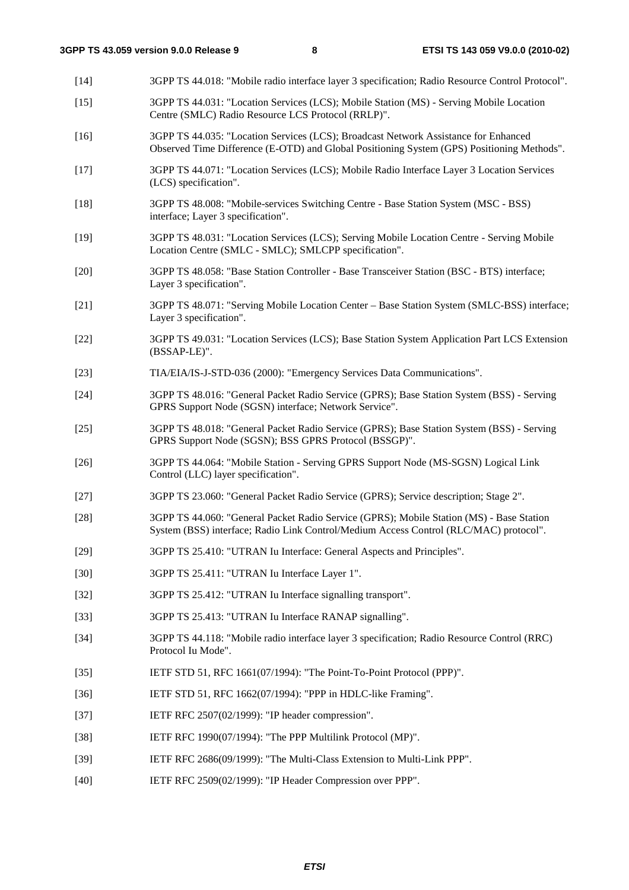[14] 3GPP TS 44.018: "Mobile radio interface layer 3 specification; Radio Resource Control Protocol".

[15] 3GPP TS 44.031: "Location Services (LCS); Mobile Station (MS) - Serving Mobile Location Centre (SMLC) Radio Resource LCS Protocol (RRLP)".

[16] 3GPP TS 44.035: "Location Services (LCS); Broadcast Network Assistance for Enhanced Observed Time Difference (E-OTD) and Global Positioning System (GPS) Positioning Methods".

[17] 3GPP TS 44.071: "Location Services (LCS); Mobile Radio Interface Layer 3 Location Services (LCS) specification".

[18] 3GPP TS 48.008: "Mobile-services Switching Centre - Base Station System (MSC - BSS) interface; Layer 3 specification".

[19] 3GPP TS 48.031: "Location Services (LCS); Serving Mobile Location Centre - Serving Mobile Location Centre (SMLC - SMLC); SMLCPP specification".

[20] 3GPP TS 48.058: "Base Station Controller - Base Transceiver Station (BSC - BTS) interface; Layer 3 specification".

[21] 3GPP TS 48.071: "Serving Mobile Location Center – Base Station System (SMLC-BSS) interface; Layer 3 specification".

[22] 3GPP TS 49.031: "Location Services (LCS); Base Station System Application Part LCS Extension (BSSAP-LE)".

[23] TIA/EIA/IS-J-STD-036 (2000): "Emergency Services Data Communications".

[24] 3GPP TS 48.016: "General Packet Radio Service (GPRS); Base Station System (BSS) - Serving GPRS Support Node (SGSN) interface; Network Service".

[25] 3GPP TS 48.018: "General Packet Radio Service (GPRS); Base Station System (BSS) - Serving GPRS Support Node (SGSN); BSS GPRS Protocol (BSSGP)".

[26] 3GPP TS 44.064: "Mobile Station - Serving GPRS Support Node (MS-SGSN) Logical Link Control (LLC) layer specification".

[27] 3GPP TS 23.060: "General Packet Radio Service (GPRS); Service description; Stage 2".

[28] 3GPP TS 44.060: "General Packet Radio Service (GPRS); Mobile Station (MS) - Base Station System (BSS) interface; Radio Link Control/Medium Access Control (RLC/MAC) protocol".

[29] 3GPP TS 25.410: "UTRAN Iu Interface: General Aspects and Principles".

[30] 3GPP TS 25.411: "UTRAN Iu Interface Layer 1".

[32] 3GPP TS 25.412: "UTRAN Iu Interface signalling transport".

[33] 3GPP TS 25.413: "UTRAN Iu Interface RANAP signalling".

[34] 3GPP TS 44.118: "Mobile radio interface layer 3 specification; Radio Resource Control (RRC) Protocol Iu Mode".

[35] IETF STD 51, RFC 1661(07/1994): "The Point-To-Point Protocol (PPP)".

[36] IETF STD 51, RFC 1662(07/1994): "PPP in HDLC-like Framing".

[37] IETF RFC 2507(02/1999): "IP header compression".

[38] IETF RFC 1990(07/1994): "The PPP Multilink Protocol (MP)".

[39] IETF RFC 2686(09/1999): "The Multi-Class Extension to Multi-Link PPP".

[40] IETF RFC 2509(02/1999): "IP Header Compression over PPP".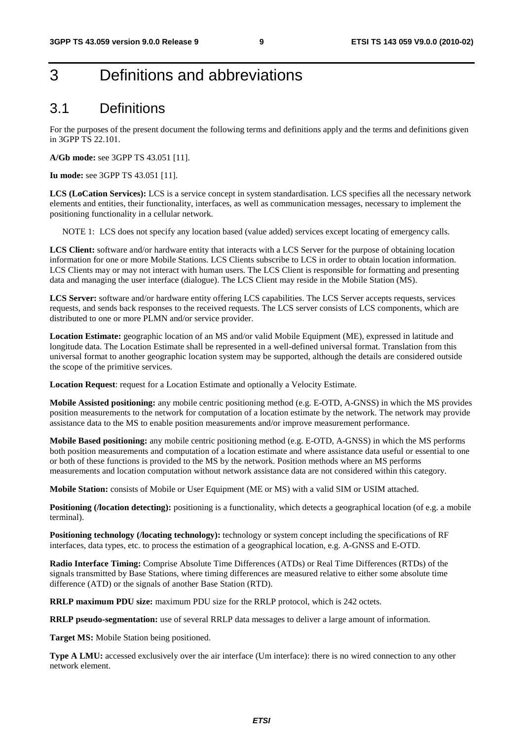# 3 Definitions and abbreviations

## 3.1 Definitions

For the purposes of the present document the following terms and definitions apply and the terms and definitions given in 3GPP TS 22.101.

**A/Gb mode:** see 3GPP TS 43.051 [11].

**Iu mode:** see 3GPP TS 43.051 [11].

**LCS (LoCation Services):** LCS is a service concept in system standardisation. LCS specifies all the necessary network elements and entities, their functionality, interfaces, as well as communication messages, necessary to implement the positioning functionality in a cellular network.

NOTE 1: LCS does not specify any location based (value added) services except locating of emergency calls.

**LCS Client:** software and/or hardware entity that interacts with a LCS Server for the purpose of obtaining location information for one or more Mobile Stations. LCS Clients subscribe to LCS in order to obtain location information. LCS Clients may or may not interact with human users. The LCS Client is responsible for formatting and presenting data and managing the user interface (dialogue). The LCS Client may reside in the Mobile Station (MS).

**LCS Server:** software and/or hardware entity offering LCS capabilities. The LCS Server accepts requests, services requests, and sends back responses to the received requests. The LCS server consists of LCS components, which are distributed to one or more PLMN and/or service provider.

**Location Estimate:** geographic location of an MS and/or valid Mobile Equipment (ME), expressed in latitude and longitude data. The Location Estimate shall be represented in a well-defined universal format. Translation from this universal format to another geographic location system may be supported, although the details are considered outside the scope of the primitive services.

**Location Request**: request for a Location Estimate and optionally a Velocity Estimate.

**Mobile Assisted positioning:** any mobile centric positioning method (e.g. E-OTD, A-GNSS) in which the MS provides position measurements to the network for computation of a location estimate by the network. The network may provide assistance data to the MS to enable position measurements and/or improve measurement performance.

**Mobile Based positioning:** any mobile centric positioning method (e.g. E-OTD, A-GNSS) in which the MS performs both position measurements and computation of a location estimate and where assistance data useful or essential to one or both of these functions is provided to the MS by the network. Position methods where an MS performs measurements and location computation without network assistance data are not considered within this category.

**Mobile Station:** consists of Mobile or User Equipment (ME or MS) with a valid SIM or USIM attached.

**Positioning (/location detecting):** positioning is a functionality, which detects a geographical location (of e.g. a mobile terminal).

**Positioning technology (/locating technology):** technology or system concept including the specifications of RF interfaces, data types, etc. to process the estimation of a geographical location, e.g. A-GNSS and E-OTD.

**Radio Interface Timing:** Comprise Absolute Time Differences (ATDs) or Real Time Differences (RTDs) of the signals transmitted by Base Stations, where timing differences are measured relative to either some absolute time difference (ATD) or the signals of another Base Station (RTD).

**RRLP maximum PDU size:** maximum PDU size for the RRLP protocol, which is 242 octets.

**RRLP pseudo-segmentation:** use of several RRLP data messages to deliver a large amount of information.

**Target MS:** Mobile Station being positioned.

**Type A LMU:** accessed exclusively over the air interface (Um interface): there is no wired connection to any other network element.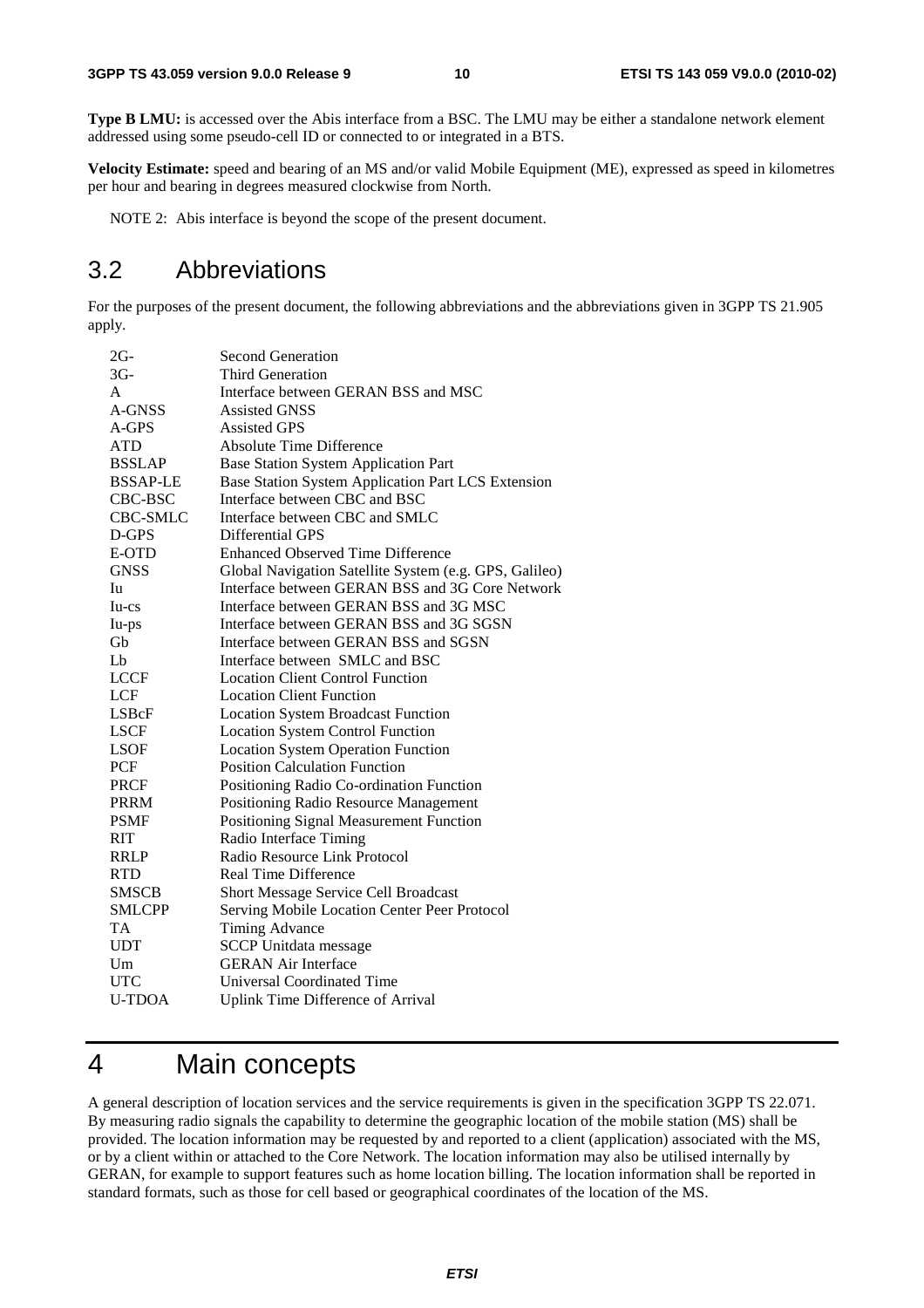**Type B LMU:** is accessed over the Abis interface from a BSC. The LMU may be either a standalone network element addressed using some pseudo-cell ID or connected to or integrated in a BTS.

**Velocity Estimate:** speed and bearing of an MS and/or valid Mobile Equipment (ME), expressed as speed in kilometres per hour and bearing in degrees measured clockwise from North.

NOTE 2: Abis interface is beyond the scope of the present document.

## 3.2 Abbreviations

For the purposes of the present document, the following abbreviations and the abbreviations given in 3GPP TS 21.905 apply.

| | |
|---|---|
| 2G- | Second Generation |
| 3G- | Third Generation |
| A | Interface between GERAN BSS and MSC |
| A-GNSS | Assisted GNSS |
| A-GPS | Assisted GPS |
| ATD | Absolute Time Difference |
| BSSLAP | Base Station System Application Part |
| BSSAP-LE | Base Station System Application Part LCS Extension |
| CBC-BSC | Interface between CBC and BSC |
| CBC-SMLC | Interface between CBC and SMLC |
| D-GPS | Differential GPS |
| E-OTD | Enhanced Observed Time Difference |
| GNSS | Global Navigation Satellite System (e.g. GPS, Galileo) |
| Iu | Interface between GERAN BSS and 3G Core Network |
| Iu-cs | Interface between GERAN BSS and 3G MSC |
| Iu-ps | Interface between GERAN BSS and 3G SGSN |
| Gb | Interface between GERAN BSS and SGSN |
| Lb | Interface between SMLC and BSC |
| LCCF | Location Client Control Function |
| LCF | Location Client Function |
| LSBcF | Location System Broadcast Function |
| LSCF | Location System Control Function |
| LSOF | Location System Operation Function |
| PCF | Position Calculation Function |
| PRCF | Positioning Radio Co-ordination Function |
| PRRM | Positioning Radio Resource Management |
| PSMF | Positioning Signal Measurement Function |
| RIT | Radio Interface Timing |
| RRLP | Radio Resource Link Protocol |
| RTD | Real Time Difference |
| SMSCB | Short Message Service Cell Broadcast |
| SMLCPP | Serving Mobile Location Center Peer Protocol |
| TA | Timing Advance |
| UDT | SCCP Unitdata message |
| Um | GERAN Air Interface |
| UTC | Universal Coordinated Time |
| U-TDOA | Uplink Time Difference of Arrival |

# 4 Main concepts

A general description of location services and the service requirements is given in the specification 3GPP TS 22.071. By measuring radio signals the capability to determine the geographic location of the mobile station (MS) shall be provided. The location information may be requested by and reported to a client (application) associated with the MS, or by a client within or attached to the Core Network. The location information may also be utilised internally by GERAN, for example to support features such as home location billing. The location information shall be reported in standard formats, such as those for cell based or geographical coordinates of the location of the MS.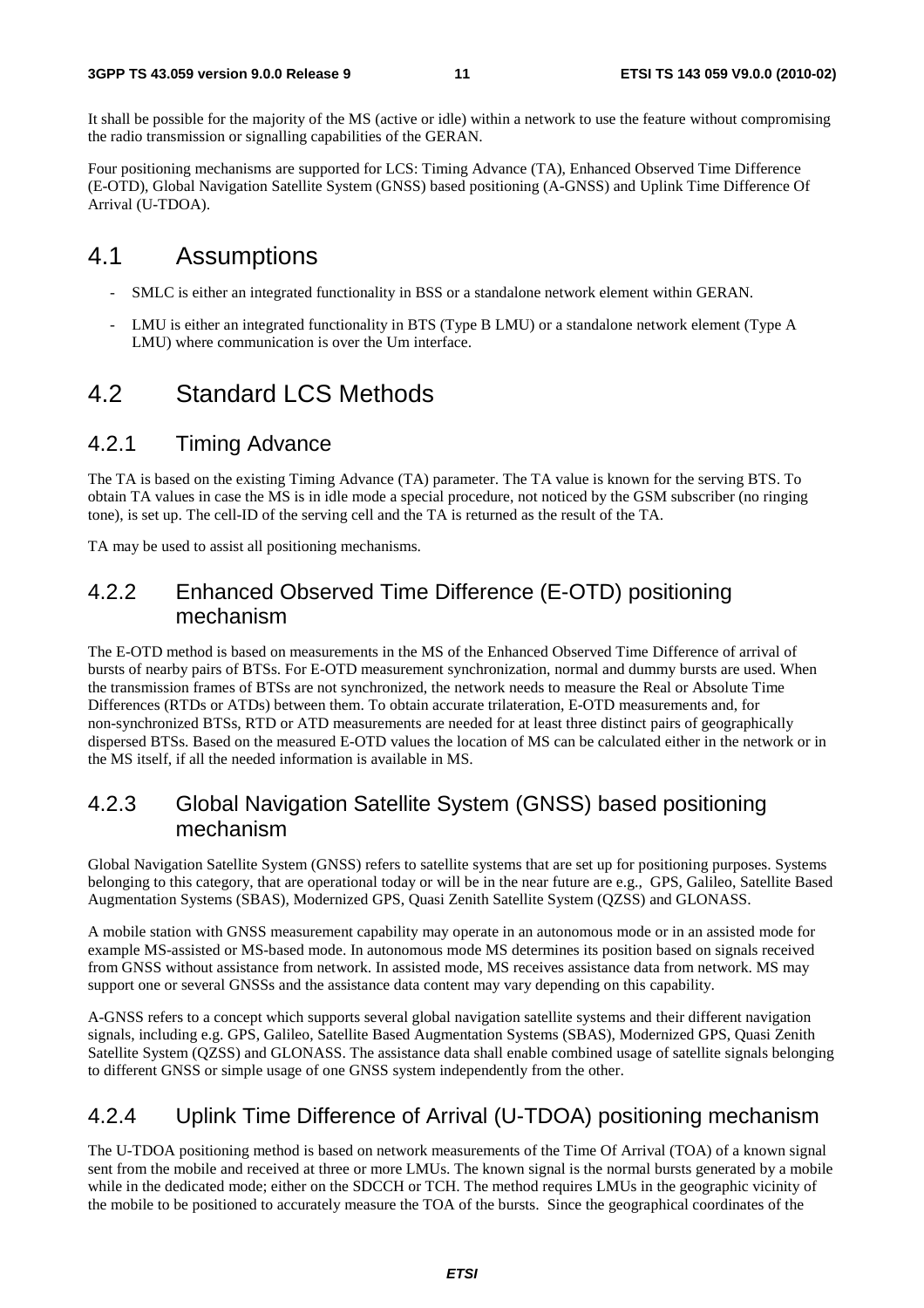It shall be possible for the majority of the MS (active or idle) within a network to use the feature without compromising the radio transmission or signalling capabilities of the GERAN.

Four positioning mechanisms are supported for LCS: Timing Advance (TA), Enhanced Observed Time Difference (E-OTD), Global Navigation Satellite System (GNSS) based positioning (A-GNSS) and Uplink Time Difference Of Arrival (U-TDOA).

# 4.1 Assumptions

- SMLC is either an integrated functionality in BSS or a standalone network element within GERAN.
- LMU is either an integrated functionality in BTS (Type B LMU) or a standalone network element (Type A LMU) where communication is over the Um interface.

# 4.2 Standard LCS Methods

## 4.2.1 Timing Advance

The TA is based on the existing Timing Advance (TA) parameter. The TA value is known for the serving BTS. To obtain TA values in case the MS is in idle mode a special procedure, not noticed by the GSM subscriber (no ringing tone), is set up. The cell-ID of the serving cell and the TA is returned as the result of the TA.

TA may be used to assist all positioning mechanisms.

## 4.2.2 Enhanced Observed Time Difference (E-OTD) positioning mechanism

The E-OTD method is based on measurements in the MS of the Enhanced Observed Time Difference of arrival of bursts of nearby pairs of BTSs. For E-OTD measurement synchronization, normal and dummy bursts are used. When the transmission frames of BTSs are not synchronized, the network needs to measure the Real or Absolute Time Differences (RTDs or ATDs) between them. To obtain accurate trilateration, E-OTD measurements and, for non-synchronized BTSs, RTD or ATD measurements are needed for at least three distinct pairs of geographically dispersed BTSs. Based on the measured E-OTD values the location of MS can be calculated either in the network or in the MS itself, if all the needed information is available in MS.

## 4.2.3 Global Navigation Satellite System (GNSS) based positioning mechanism

Global Navigation Satellite System (GNSS) refers to satellite systems that are set up for positioning purposes. Systems belonging to this category, that are operational today or will be in the near future are e.g., GPS, Galileo, Satellite Based Augmentation Systems (SBAS), Modernized GPS, Quasi Zenith Satellite System (QZSS) and GLONASS.

A mobile station with GNSS measurement capability may operate in an autonomous mode or in an assisted mode for example MS-assisted or MS-based mode. In autonomous mode MS determines its position based on signals received from GNSS without assistance from network. In assisted mode, MS receives assistance data from network. MS may support one or several GNSSs and the assistance data content may vary depending on this capability.

A-GNSS refers to a concept which supports several global navigation satellite systems and their different navigation signals, including e.g. GPS, Galileo, Satellite Based Augmentation Systems (SBAS), Modernized GPS, Quasi Zenith Satellite System (QZSS) and GLONASS. The assistance data shall enable combined usage of satellite signals belonging to different GNSS or simple usage of one GNSS system independently from the other.

## 4.2.4 Uplink Time Difference of Arrival (U-TDOA) positioning mechanism

The U-TDOA positioning method is based on network measurements of the Time Of Arrival (TOA) of a known signal sent from the mobile and received at three or more LMUs. The known signal is the normal bursts generated by a mobile while in the dedicated mode; either on the SDCCH or TCH. The method requires LMUs in the geographic vicinity of the mobile to be positioned to accurately measure the TOA of the bursts. Since the geographical coordinates of the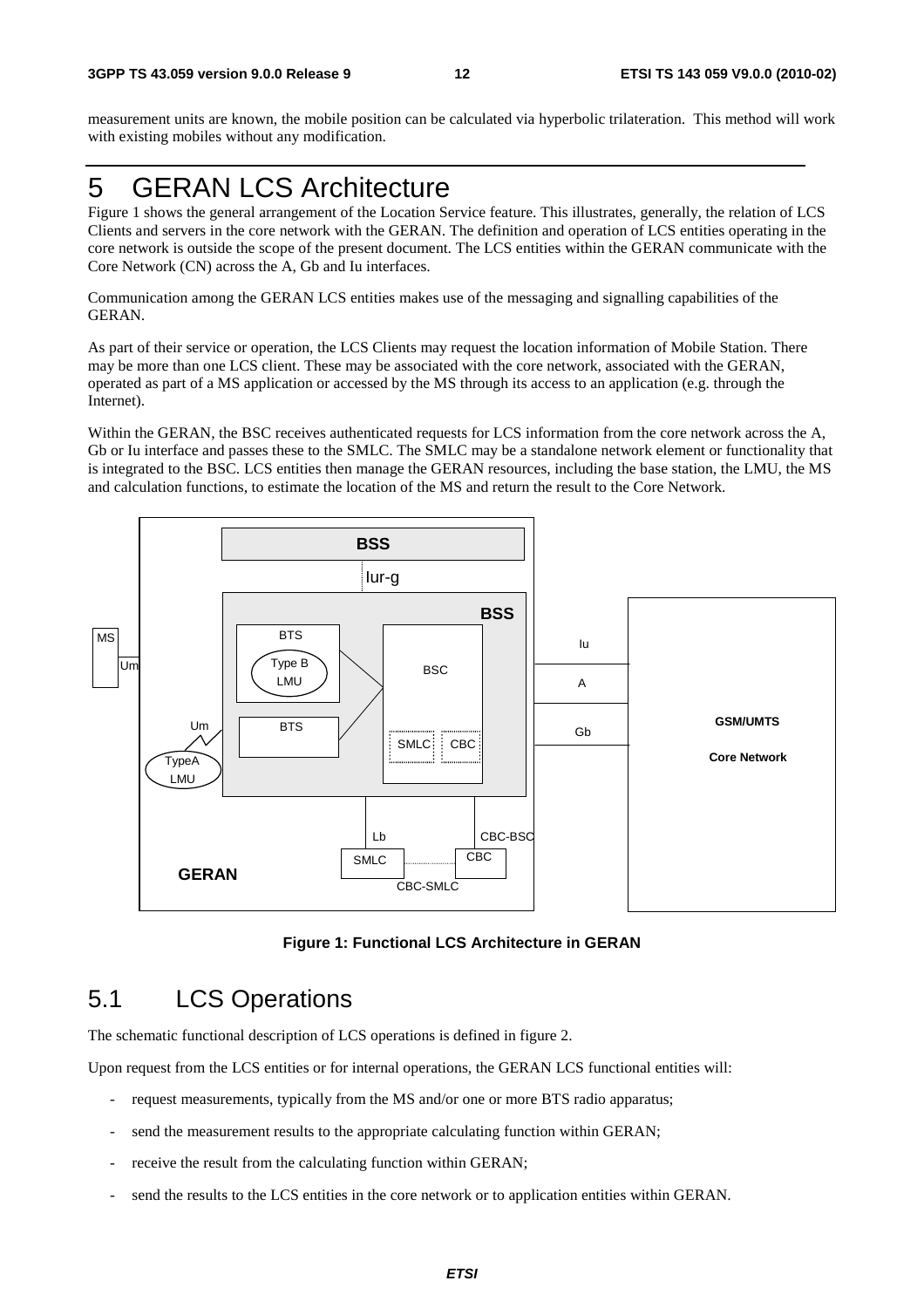measurement units are known, the mobile position can be calculated via hyperbolic trilateration. This method will work with existing mobiles without any modification.

# 5 GERAN LCS Architecture

Figure 1 shows the general arrangement of the Location Service feature. This illustrates, generally, the relation of LCS Clients and servers in the core network with the GERAN. The definition and operation of LCS entities operating in the core network is outside the scope of the present document. The LCS entities within the GERAN communicate with the Core Network (CN) across the A, Gb and Iu interfaces.

Communication among the GERAN LCS entities makes use of the messaging and signalling capabilities of the GERAN.

As part of their service or operation, the LCS Clients may request the location information of Mobile Station. There may be more than one LCS client. These may be associated with the core network, associated with the GERAN, operated as part of a MS application or accessed by the MS through its access to an application (e.g. through the Internet).

Within the GERAN, the BSC receives authenticated requests for LCS information from the core network across the A, Gb or Iu interface and passes these to the SMLC. The SMLC may be a standalone network element or functionality that is integrated to the BSC. LCS entities then manage the GERAN resources, including the base station, the LMU, the MS and calculation functions, to estimate the location of the MS and return the result to the Core Network.

**Figure 1: Functional LCS Architecture in GERAN**

## 5.1 LCS Operations

The schematic functional description of LCS operations is defined in figure 2.

Upon request from the LCS entities or for internal operations, the GERAN LCS functional entities will:

- request measurements, typically from the MS and/or one or more BTS radio apparatus;
- send the measurement results to the appropriate calculating function within GERAN;
- receive the result from the calculating function within GERAN;
- send the results to the LCS entities in the core network or to application entities within GERAN.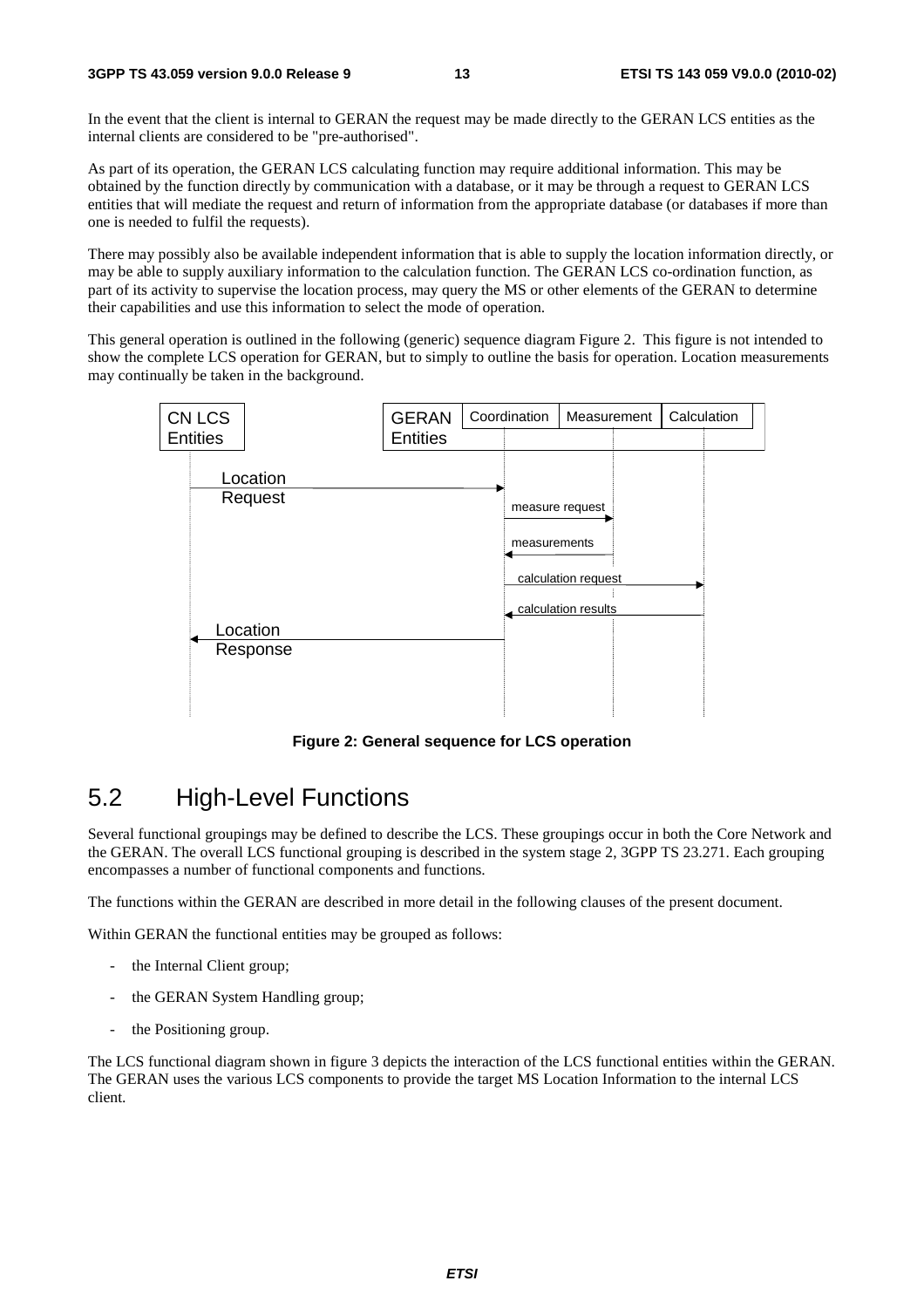In the event that the client is internal to GERAN the request may be made directly to the GERAN LCS entities as the internal clients are considered to be "pre-authorised".

As part of its operation, the GERAN LCS calculating function may require additional information. This may be obtained by the function directly by communication with a database, or it may be through a request to GERAN LCS entities that will mediate the request and return of information from the appropriate database (or databases if more than one is needed to fulfil the requests).

There may possibly also be available independent information that is able to supply the location information directly, or may be able to supply auxiliary information to the calculation function. The GERAN LCS co-ordination function, as part of its activity to supervise the location process, may query the MS or other elements of the GERAN to determine their capabilities and use this information to select the mode of operation.

This general operation is outlined in the following (generic) sequence diagram Figure 2. This figure is not intended to show the complete LCS operation for GERAN, but to simply to outline the basis for operation. Location measurements may continually be taken in the background.

CN LCS Entities | GERAN Entities: Coordination, Measurement, Calculation

Location Request → measure request → measurements → calculation request → calculation results → Location Response

**Figure 2: General sequence for LCS operation**

## 5.2 High-Level Functions

Several functional groupings may be defined to describe the LCS. These groupings occur in both the Core Network and the GERAN. The overall LCS functional grouping is described in the system stage 2, 3GPP TS 23.271. Each grouping encompasses a number of functional components and functions.

The functions within the GERAN are described in more detail in the following clauses of the present document.

Within GERAN the functional entities may be grouped as follows:

- the Internal Client group;
- the GERAN System Handling group;
- the Positioning group.

The LCS functional diagram shown in figure 3 depicts the interaction of the LCS functional entities within the GERAN. The GERAN uses the various LCS components to provide the target MS Location Information to the internal LCS client.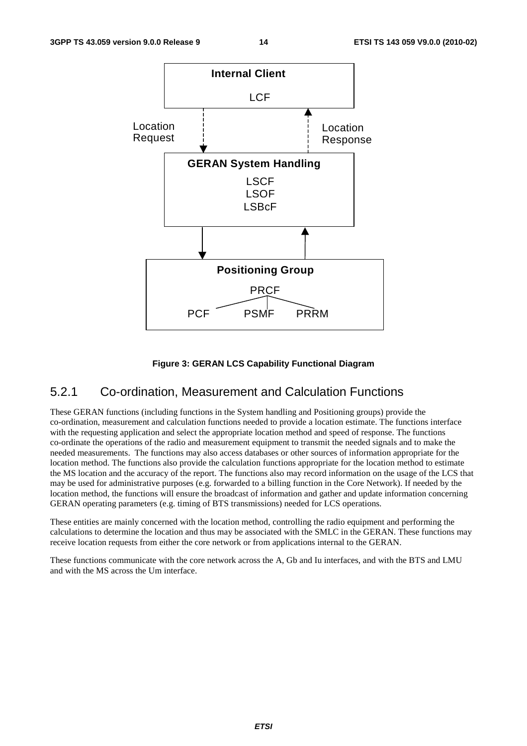**Figure 3: GERAN LCS Capability Functional Diagram**

### 5.2.1 Co-ordination, Measurement and Calculation Functions

These GERAN functions (including functions in the System handling and Positioning groups) provide the co-ordination, measurement and calculation functions needed to provide a location estimate. The functions interface with the requesting application and select the appropriate location method and speed of response. The functions co-ordinate the operations of the radio and measurement equipment to transmit the needed signals and to make the needed measurements. The functions may also access databases or other sources of information appropriate for the location method. The functions also provide the calculation functions appropriate for the location method to estimate the MS location and the accuracy of the report. The functions also may record information on the usage of the LCS that may be used for administrative purposes (e.g. forwarded to a billing function in the Core Network). If needed by the location method, the functions will ensure the broadcast of information and gather and update information concerning GERAN operating parameters (e.g. timing of BTS transmissions) needed for LCS operations.

These entities are mainly concerned with the location method, controlling the radio equipment and performing the calculations to determine the location and thus may be associated with the SMLC in the GERAN. These functions may receive location requests from either the core network or from applications internal to the GERAN.

These functions communicate with the core network across the A, Gb and Iu interfaces, and with the BTS and LMU and with the MS across the Um interface.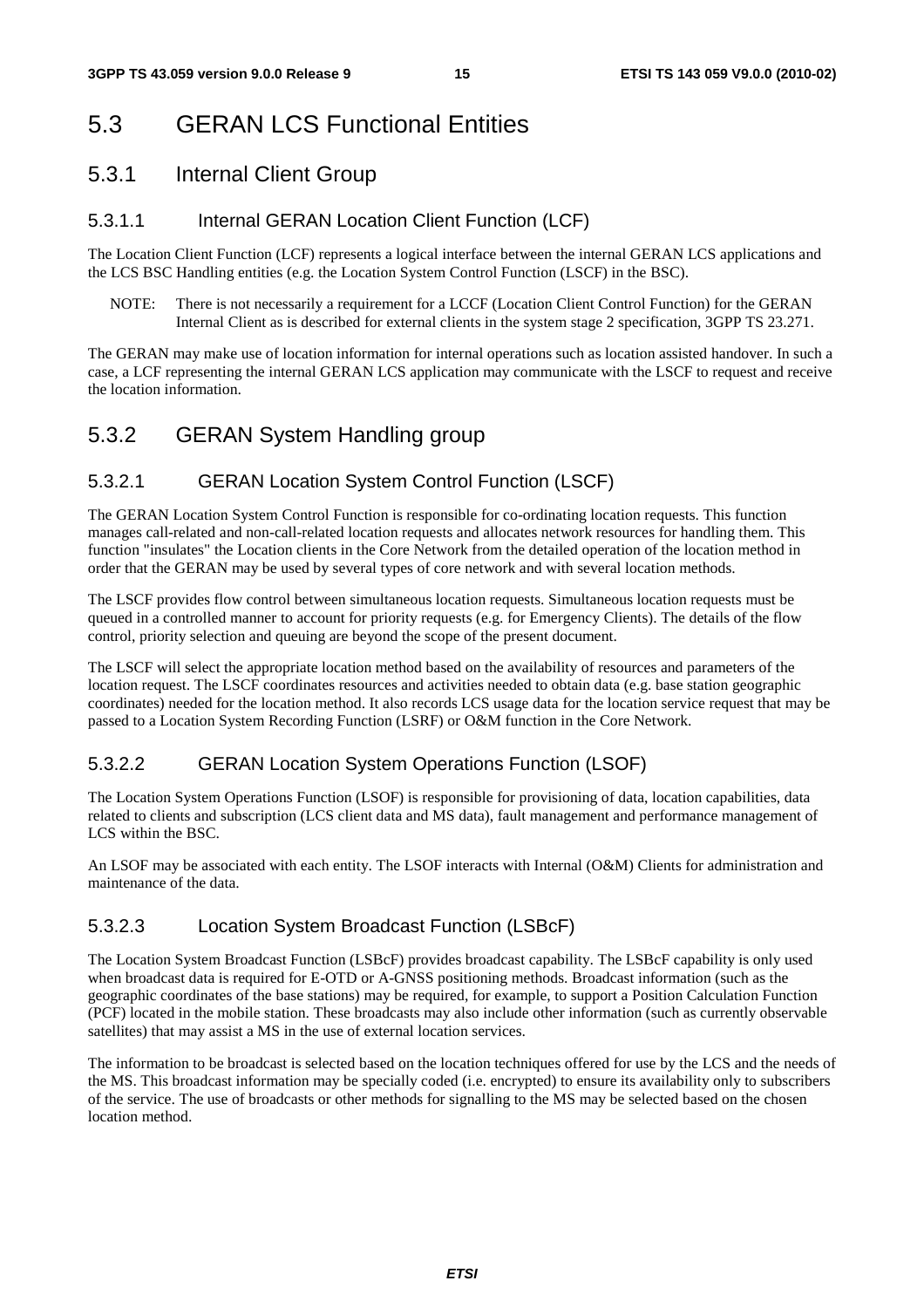# 5.3 GERAN LCS Functional Entities

## 5.3.1 Internal Client Group

### 5.3.1.1 Internal GERAN Location Client Function (LCF)

The Location Client Function (LCF) represents a logical interface between the internal GERAN LCS applications and the LCS BSC Handling entities (e.g. the Location System Control Function (LSCF) in the BSC).

NOTE: There is not necessarily a requirement for a LCCF (Location Client Control Function) for the GERAN Internal Client as is described for external clients in the system stage 2 specification, 3GPP TS 23.271.

The GERAN may make use of location information for internal operations such as location assisted handover. In such a case, a LCF representing the internal GERAN LCS application may communicate with the LSCF to request and receive the location information.

## 5.3.2 GERAN System Handling group

### 5.3.2.1 GERAN Location System Control Function (LSCF)

The GERAN Location System Control Function is responsible for co-ordinating location requests. This function manages call-related and non-call-related location requests and allocates network resources for handling them. This function "insulates" the Location clients in the Core Network from the detailed operation of the location method in order that the GERAN may be used by several types of core network and with several location methods.

The LSCF provides flow control between simultaneous location requests. Simultaneous location requests must be queued in a controlled manner to account for priority requests (e.g. for Emergency Clients). The details of the flow control, priority selection and queuing are beyond the scope of the present document.

The LSCF will select the appropriate location method based on the availability of resources and parameters of the location request. The LSCF coordinates resources and activities needed to obtain data (e.g. base station geographic coordinates) needed for the location method. It also records LCS usage data for the location service request that may be passed to a Location System Recording Function (LSRF) or O&M function in the Core Network.

### 5.3.2.2 GERAN Location System Operations Function (LSOF)

The Location System Operations Function (LSOF) is responsible for provisioning of data, location capabilities, data related to clients and subscription (LCS client data and MS data), fault management and performance management of LCS within the BSC.

An LSOF may be associated with each entity. The LSOF interacts with Internal (O&M) Clients for administration and maintenance of the data.

### 5.3.2.3 Location System Broadcast Function (LSBcF)

The Location System Broadcast Function (LSBcF) provides broadcast capability. The LSBcF capability is only used when broadcast data is required for E-OTD or A-GNSS positioning methods. Broadcast information (such as the geographic coordinates of the base stations) may be required, for example, to support a Position Calculation Function (PCF) located in the mobile station. These broadcasts may also include other information (such as currently observable satellites) that may assist a MS in the use of external location services.

The information to be broadcast is selected based on the location techniques offered for use by the LCS and the needs of the MS. This broadcast information may be specially coded (i.e. encrypted) to ensure its availability only to subscribers of the service. The use of broadcasts or other methods for signalling to the MS may be selected based on the chosen location method.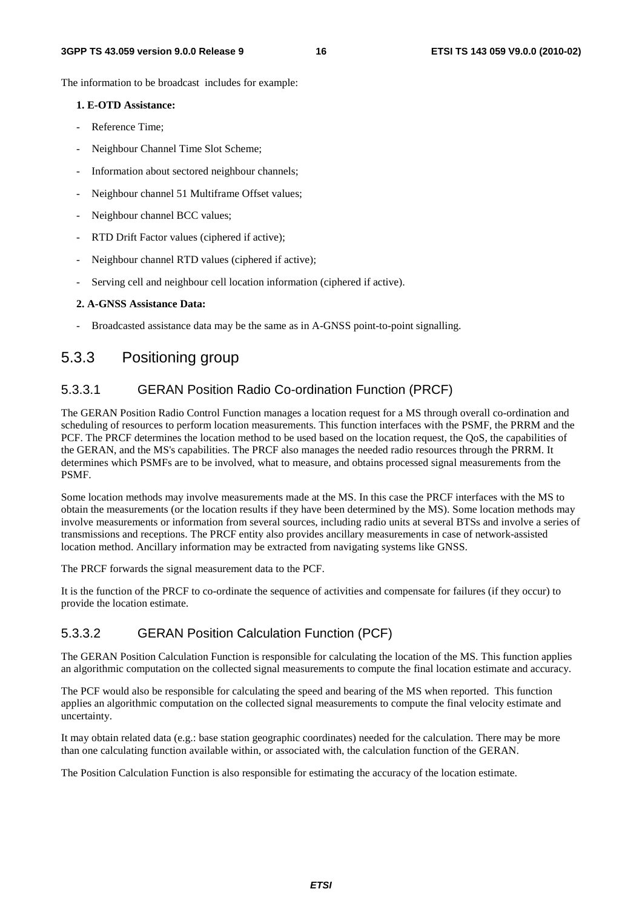The information to be broadcast includes for example:

**1. E-OTD Assistance:**

- Reference Time;
- Neighbour Channel Time Slot Scheme;
- Information about sectored neighbour channels;
- Neighbour channel 51 Multiframe Offset values;
- Neighbour channel BCC values;
- RTD Drift Factor values (ciphered if active);
- Neighbour channel RTD values (ciphered if active);
- Serving cell and neighbour cell location information (ciphered if active).

**2. A-GNSS Assistance Data:**

- Broadcasted assistance data may be the same as in A-GNSS point-to-point signalling.

### 5.3.3 Positioning group

#### 5.3.3.1 GERAN Position Radio Co-ordination Function (PRCF)

The GERAN Position Radio Control Function manages a location request for a MS through overall co-ordination and scheduling of resources to perform location measurements. This function interfaces with the PSMF, the PRRM and the PCF. The PRCF determines the location method to be used based on the location request, the QoS, the capabilities of the GERAN, and the MS's capabilities. The PRCF also manages the needed radio resources through the PRRM. It determines which PSMFs are to be involved, what to measure, and obtains processed signal measurements from the PSMF.

Some location methods may involve measurements made at the MS. In this case the PRCF interfaces with the MS to obtain the measurements (or the location results if they have been determined by the MS). Some location methods may involve measurements or information from several sources, including radio units at several BTSs and involve a series of transmissions and receptions. The PRCF entity also provides ancillary measurements in case of network-assisted location method. Ancillary information may be extracted from navigating systems like GNSS.

The PRCF forwards the signal measurement data to the PCF.

It is the function of the PRCF to co-ordinate the sequence of activities and compensate for failures (if they occur) to provide the location estimate.

#### 5.3.3.2 GERAN Position Calculation Function (PCF)

The GERAN Position Calculation Function is responsible for calculating the location of the MS. This function applies an algorithmic computation on the collected signal measurements to compute the final location estimate and accuracy.

The PCF would also be responsible for calculating the speed and bearing of the MS when reported. This function applies an algorithmic computation on the collected signal measurements to compute the final velocity estimate and uncertainty.

It may obtain related data (e.g.: base station geographic coordinates) needed for the calculation. There may be more than one calculating function available within, or associated with, the calculation function of the GERAN.

The Position Calculation Function is also responsible for estimating the accuracy of the location estimate.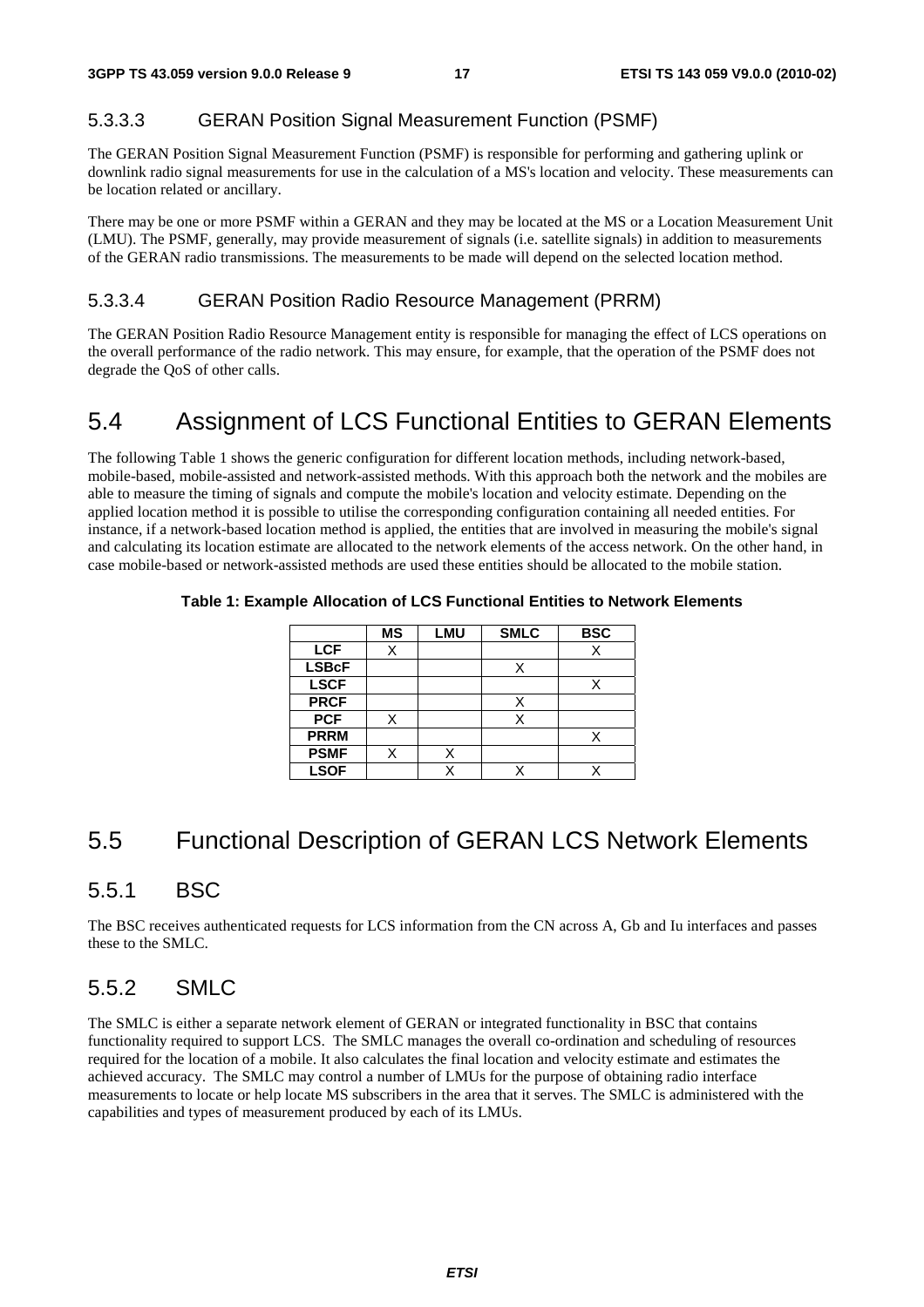#### 5.3.3.3 GERAN Position Signal Measurement Function (PSMF)

The GERAN Position Signal Measurement Function (PSMF) is responsible for performing and gathering uplink or downlink radio signal measurements for use in the calculation of a MS's location and velocity. These measurements can be location related or ancillary.

There may be one or more PSMF within a GERAN and they may be located at the MS or a Location Measurement Unit (LMU). The PSMF, generally, may provide measurement of signals (i.e. satellite signals) in addition to measurements of the GERAN radio transmissions. The measurements to be made will depend on the selected location method.

#### 5.3.3.4 GERAN Position Radio Resource Management (PRRM)

The GERAN Position Radio Resource Management entity is responsible for managing the effect of LCS operations on the overall performance of the radio network. This may ensure, for example, that the operation of the PSMF does not degrade the QoS of other calls.

## 5.4 Assignment of LCS Functional Entities to GERAN Elements

The following Table 1 shows the generic configuration for different location methods, including network-based, mobile-based, mobile-assisted and network-assisted methods. With this approach both the network and the mobiles are able to measure the timing of signals and compute the mobile's location and velocity estimate. Depending on the applied location method it is possible to utilise the corresponding configuration containing all needed entities. For instance, if a network-based location method is applied, the entities that are involved in measuring the mobile's signal and calculating its location estimate are allocated to the network elements of the access network. On the other hand, in case mobile-based or network-assisted methods are used these entities should be allocated to the mobile station.

**Table 1: Example Allocation of LCS Functional Entities to Network Elements**

| | MS | LMU | SMLC | BSC |
|---|---|---|---|---|
| **LCF** | X | | | X |
| **LSBcF** | | | X | |
| **LSCF** | | | | X |
| **PRCF** | | | X | |
| **PCF** | X | | X | |
| **PRRM** | | | | X |
| **PSMF** | X | X | | |
| **LSOF** | | X | X | X |

## 5.5 Functional Description of GERAN LCS Network Elements

### 5.5.1 BSC

The BSC receives authenticated requests for LCS information from the CN across A, Gb and Iu interfaces and passes these to the SMLC.

### 5.5.2 SMLC

The SMLC is either a separate network element of GERAN or integrated functionality in BSC that contains functionality required to support LCS. The SMLC manages the overall co-ordination and scheduling of resources required for the location of a mobile. It also calculates the final location and velocity estimate and estimates the achieved accuracy. The SMLC may control a number of LMUs for the purpose of obtaining radio interface measurements to locate or help locate MS subscribers in the area that it serves. The SMLC is administered with the capabilities and types of measurement produced by each of its LMUs.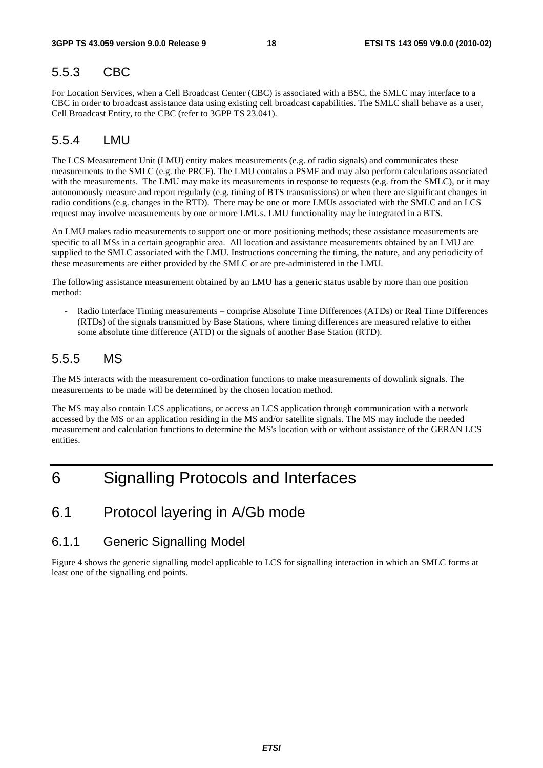### 5.5.3 CBC

For Location Services, when a Cell Broadcast Center (CBC) is associated with a BSC, the SMLC may interface to a CBC in order to broadcast assistance data using existing cell broadcast capabilities. The SMLC shall behave as a user, Cell Broadcast Entity, to the CBC (refer to 3GPP TS 23.041).

### 5.5.4 LMU

The LCS Measurement Unit (LMU) entity makes measurements (e.g. of radio signals) and communicates these measurements to the SMLC (e.g. the PRCF). The LMU contains a PSMF and may also perform calculations associated with the measurements. The LMU may make its measurements in response to requests (e.g. from the SMLC), or it may autonomously measure and report regularly (e.g. timing of BTS transmissions) or when there are significant changes in radio conditions (e.g. changes in the RTD). There may be one or more LMUs associated with the SMLC and an LCS request may involve measurements by one or more LMUs. LMU functionality may be integrated in a BTS.

An LMU makes radio measurements to support one or more positioning methods; these assistance measurements are specific to all MSs in a certain geographic area. All location and assistance measurements obtained by an LMU are supplied to the SMLC associated with the LMU. Instructions concerning the timing, the nature, and any periodicity of these measurements are either provided by the SMLC or are pre-administered in the LMU.

The following assistance measurement obtained by an LMU has a generic status usable by more than one position method:

- Radio Interface Timing measurements – comprise Absolute Time Differences (ATDs) or Real Time Differences (RTDs) of the signals transmitted by Base Stations, where timing differences are measured relative to either some absolute time difference (ATD) or the signals of another Base Station (RTD).

### 5.5.5 MS

The MS interacts with the measurement co-ordination functions to make measurements of downlink signals. The measurements to be made will be determined by the chosen location method.

The MS may also contain LCS applications, or access an LCS application through communication with a network accessed by the MS or an application residing in the MS and/or satellite signals. The MS may include the needed measurement and calculation functions to determine the MS's location with or without assistance of the GERAN LCS entities.

# 6 Signalling Protocols and Interfaces

## 6.1 Protocol layering in A/Gb mode

### 6.1.1 Generic Signalling Model

Figure 4 shows the generic signalling model applicable to LCS for signalling interaction in which an SMLC forms at least one of the signalling end points.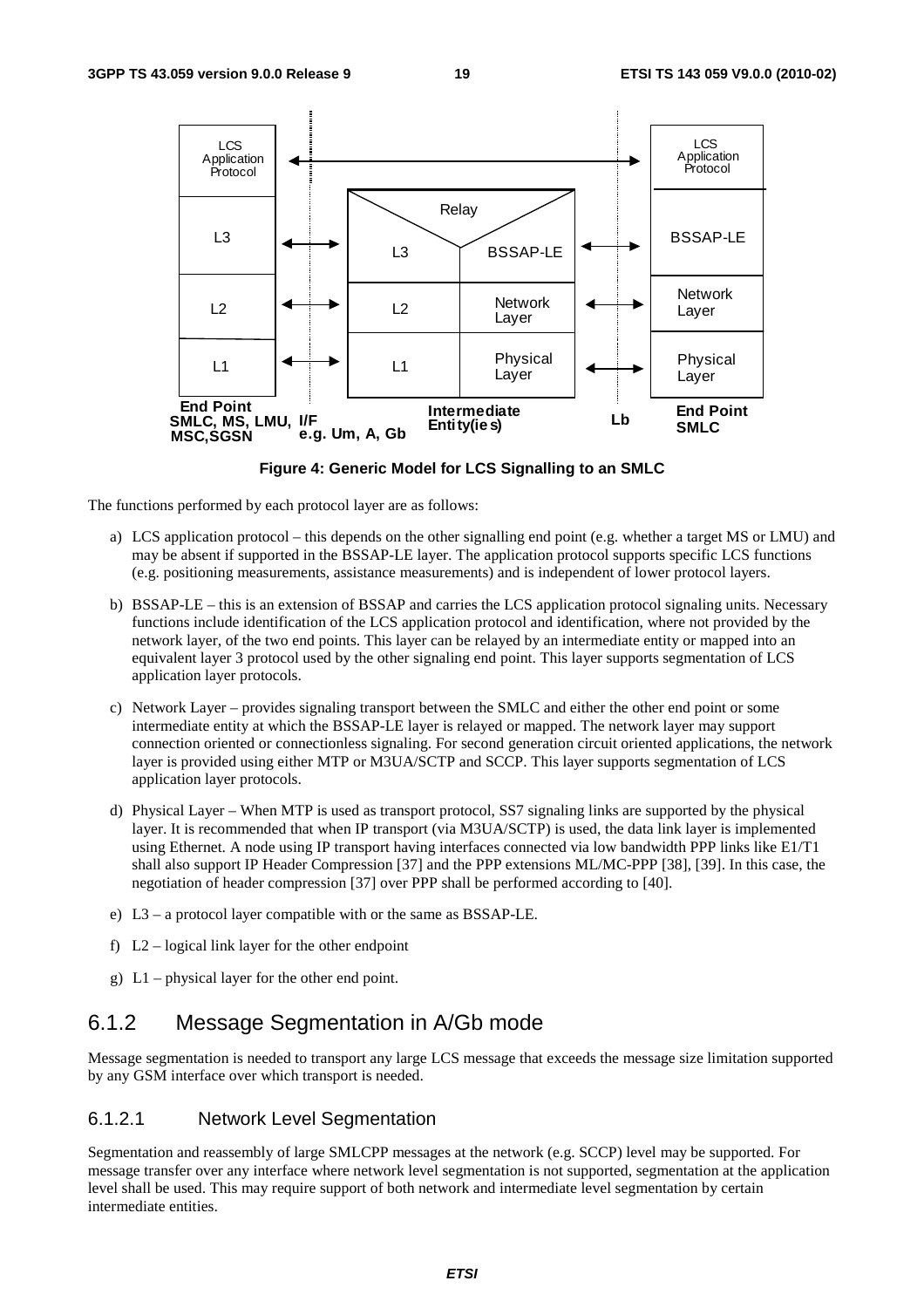**Figure 4: Generic Model for LCS Signalling to an SMLC**

The functions performed by each protocol layer are as follows:

a) LCS application protocol – this depends on the other signalling end point (e.g. whether a target MS or LMU) and may be absent if supported in the BSSAP-LE layer. The application protocol supports specific LCS functions (e.g. positioning measurements, assistance measurements) and is independent of lower protocol layers.

b) BSSAP-LE – this is an extension of BSSAP and carries the LCS application protocol signaling units. Necessary functions include identification of the LCS application protocol and identification, where not provided by the network layer, of the two end points. This layer can be relayed by an intermediate entity or mapped into an equivalent layer 3 protocol used by the other signaling end point. This layer supports segmentation of LCS application layer protocols.

c) Network Layer – provides signaling transport between the SMLC and either the other end point or some intermediate entity at which the BSSAP-LE layer is relayed or mapped. The network layer may support connection oriented or connectionless signaling. For second generation circuit oriented applications, the network layer is provided using either MTP or M3UA/SCTP and SCCP. This layer supports segmentation of LCS application layer protocols.

d) Physical Layer – When MTP is used as transport protocol, SS7 signaling links are supported by the physical layer. It is recommended that when IP transport (via M3UA/SCTP) is used, the data link layer is implemented using Ethernet. A node using IP transport having interfaces connected via low bandwidth PPP links like E1/T1 shall also support IP Header Compression [37] and the PPP extensions ML/MC-PPP [38], [39]. In this case, the negotiation of header compression [37] over PPP shall be performed according to [40].

e) L3 – a protocol layer compatible with or the same as BSSAP-LE.

f) L2 – logical link layer for the other endpoint

g) L1 – physical layer for the other end point.

## 6.1.2 Message Segmentation in A/Gb mode

Message segmentation is needed to transport any large LCS message that exceeds the message size limitation supported by any GSM interface over which transport is needed.

### 6.1.2.1 Network Level Segmentation

Segmentation and reassembly of large SMLCPP messages at the network (e.g. SCCP) level may be supported. For message transfer over any interface where network level segmentation is not supported, segmentation at the application level shall be used. This may require support of both network and intermediate level segmentation by certain intermediate entities.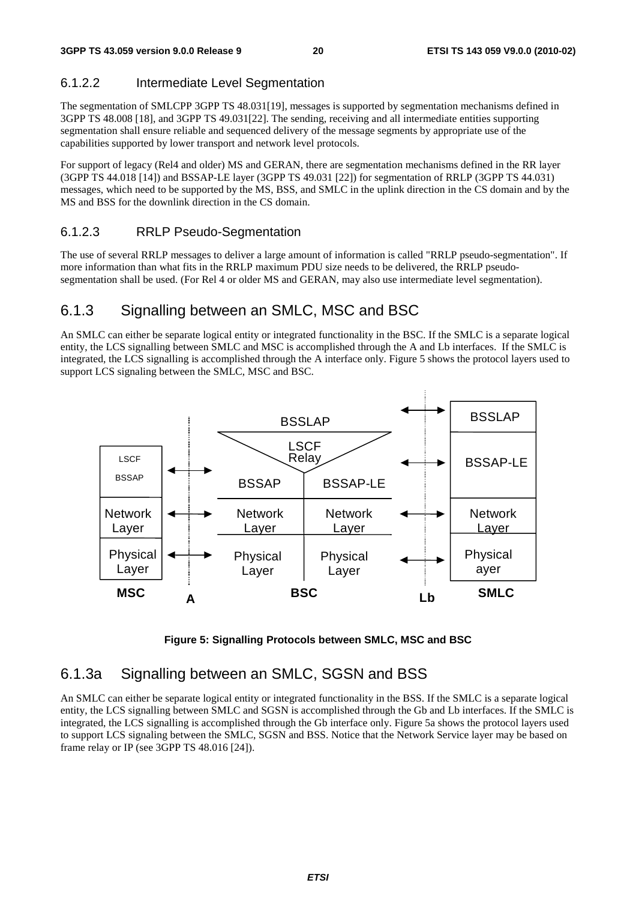#### 6.1.2.2 Intermediate Level Segmentation

The segmentation of SMLCPP 3GPP TS 48.031[19], messages is supported by segmentation mechanisms defined in 3GPP TS 48.008 [18], and 3GPP TS 49.031[22]. The sending, receiving and all intermediate entities supporting segmentation shall ensure reliable and sequenced delivery of the message segments by appropriate use of the capabilities supported by lower transport and network level protocols.

For support of legacy (Rel4 and older) MS and GERAN, there are segmentation mechanisms defined in the RR layer (3GPP TS 44.018 [14]) and BSSAP-LE layer (3GPP TS 49.031 [22]) for segmentation of RRLP (3GPP TS 44.031) messages, which need to be supported by the MS, BSS, and SMLC in the uplink direction in the CS domain and by the MS and BSS for the downlink direction in the CS domain.

#### 6.1.2.3 RRLP Pseudo-Segmentation

The use of several RRLP messages to deliver a large amount of information is called "RRLP pseudo-segmentation". If more information than what fits in the RRLP maximum PDU size needs to be delivered, the RRLP pseudo-segmentation shall be used. (For Rel 4 or older MS and GERAN, may also use intermediate level segmentation).

### 6.1.3 Signalling between an SMLC, MSC and BSC

An SMLC can either be separate logical entity or integrated functionality in the BSC. If the SMLC is a separate logical entity, the LCS signalling between SMLC and MSC is accomplished through the A and Lb interfaces. If the SMLC is integrated, the LCS signalling is accomplished through the A interface only. Figure 5 shows the protocol layers used to support LCS signaling between the SMLC, MSC and BSC.

**Figure 5: Signalling Protocols between SMLC, MSC and BSC**

### 6.1.3a Signalling between an SMLC, SGSN and BSS

An SMLC can either be separate logical entity or integrated functionality in the BSS. If the SMLC is a separate logical entity, the LCS signalling between SMLC and SGSN is accomplished through the Gb and Lb interfaces. If the SMLC is integrated, the LCS signalling is accomplished through the Gb interface only. Figure 5a shows the protocol layers used to support LCS signaling between the SMLC, SGSN and BSS. Notice that the Network Service layer may be based on frame relay or IP (see 3GPP TS 48.016 [24]).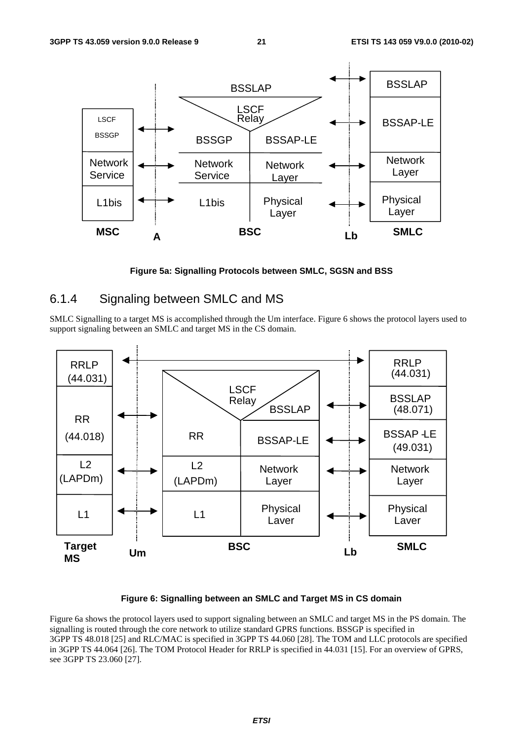Figure 5a: Signalling Protocols between SMLC, SGSN and BSS

### 6.1.4 Signaling between SMLC and MS

SMLC Signalling to a target MS is accomplished through the Um interface. Figure 6 shows the protocol layers used to support signaling between an SMLC and target MS in the CS domain.

Figure 6: Signalling between an SMLC and Target MS in CS domain

Figure 6a shows the protocol layers used to support signaling between an SMLC and target MS in the PS domain. The signalling is routed through the core network to utilize standard GPRS functions. BSSGP is specified in 3GPP TS 48.018 [25] and RLC/MAC is specified in 3GPP TS 44.060 [28]. The TOM and LLC protocols are specified in 3GPP TS 44.064 [26]. The TOM Protocol Header for RRLP is specified in 44.031 [15]. For an overview of GPRS, see 3GPP TS 23.060 [27].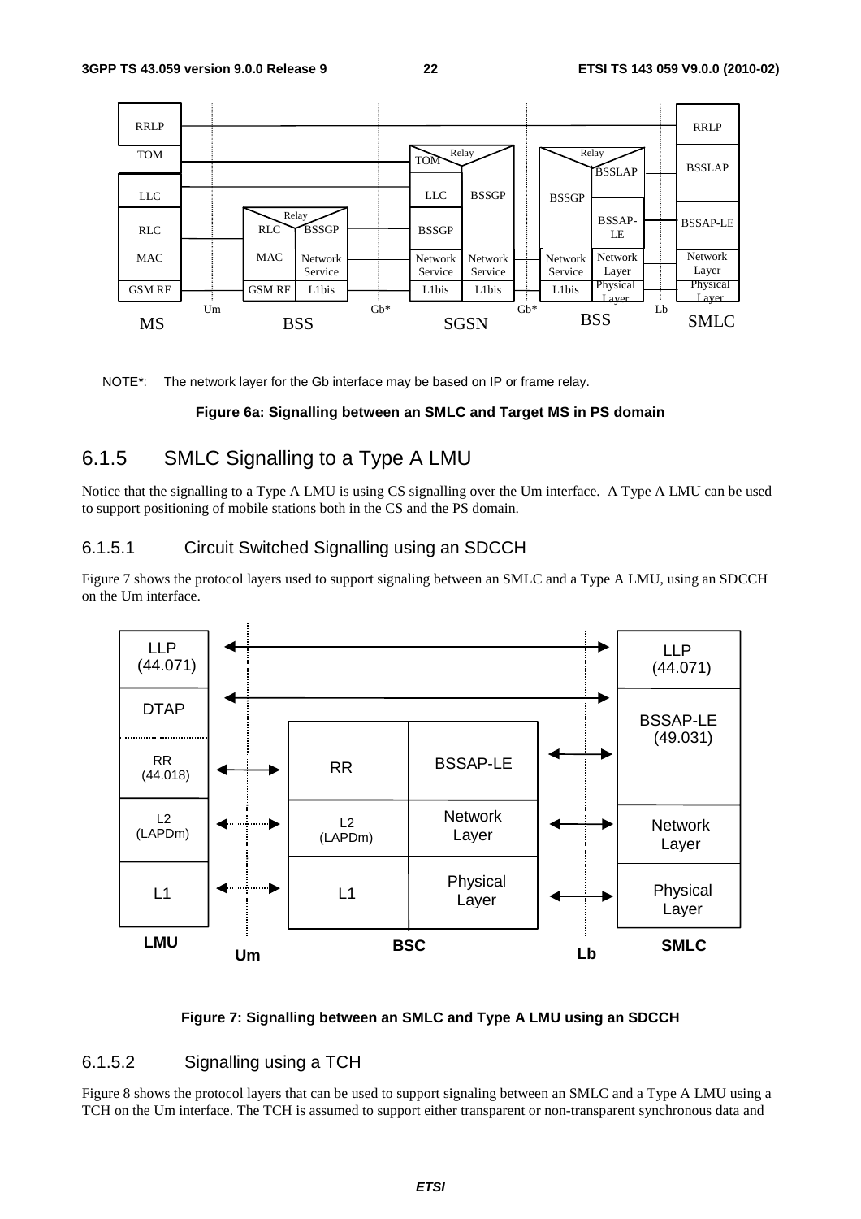NOTE*: The network layer for the Gb interface may be based on IP or frame relay.

**Figure 6a: Signalling between an SMLC and Target MS in PS domain**

### 6.1.5 SMLC Signalling to a Type A LMU

Notice that the signalling to a Type A LMU is using CS signalling over the Um interface. A Type A LMU can be used to support positioning of mobile stations both in the CS and the PS domain.

#### 6.1.5.1 Circuit Switched Signalling using an SDCCH

Figure 7 shows the protocol layers used to support signaling between an SMLC and a Type A LMU, using an SDCCH on the Um interface.

**Figure 7: Signalling between an SMLC and Type A LMU using an SDCCH**

#### 6.1.5.2 Signalling using a TCH

Figure 8 shows the protocol layers that can be used to support signaling between an SMLC and a Type A LMU using a TCH on the Um interface. The TCH is assumed to support either transparent or non-transparent synchronous data and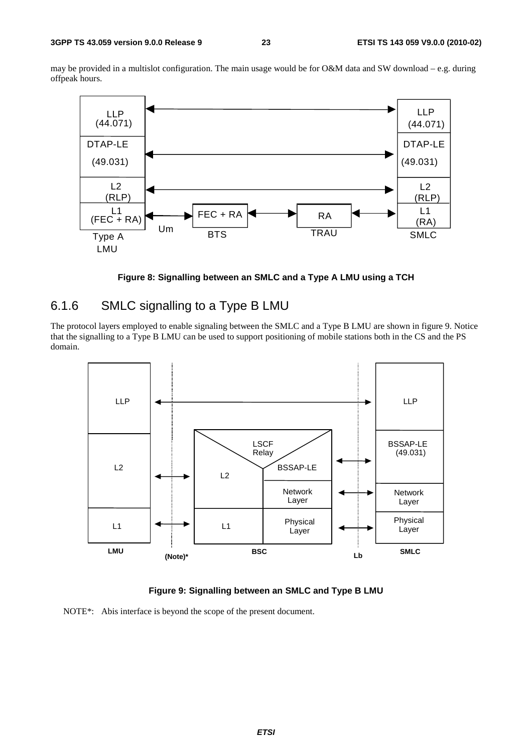may be provided in a multislot configuration. The main usage would be for O&M data and SW download – e.g. during offpeak hours.

**Figure 8: Signalling between an SMLC and a Type A LMU using a TCH**

### 6.1.6 SMLC signalling to a Type B LMU

The protocol layers employed to enable signaling between the SMLC and a Type B LMU are shown in figure 9. Notice that the signalling to a Type B LMU can be used to support positioning of mobile stations both in the CS and the PS domain.

**Figure 9: Signalling between an SMLC and Type B LMU**

NOTE*: Abis interface is beyond the scope of the present document.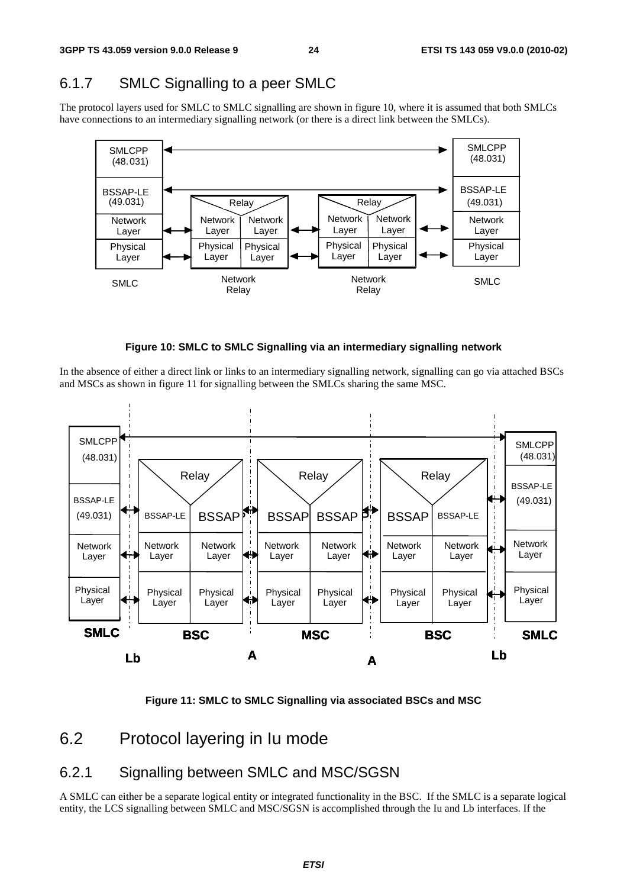### 6.1.7 SMLC Signalling to a peer SMLC

The protocol layers used for SMLC to SMLC signalling are shown in figure 10, where it is assumed that both SMLCs have connections to an intermediary signalling network (or there is a direct link between the SMLCs).

**Figure 10: SMLC to SMLC Signalling via an intermediary signalling network**

In the absence of either a direct link or links to an intermediary signalling network, signalling can go via attached BSCs and MSCs as shown in figure 11 for signalling between the SMLCs sharing the same MSC.

**Figure 11: SMLC to SMLC Signalling via associated BSCs and MSC**

## 6.2 Protocol layering in Iu mode

### 6.2.1 Signalling between SMLC and MSC/SGSN

A SMLC can either be a separate logical entity or integrated functionality in the BSC. If the SMLC is a separate logical entity, the LCS signalling between SMLC and MSC/SGSN is accomplished through the Iu and Lb interfaces. If the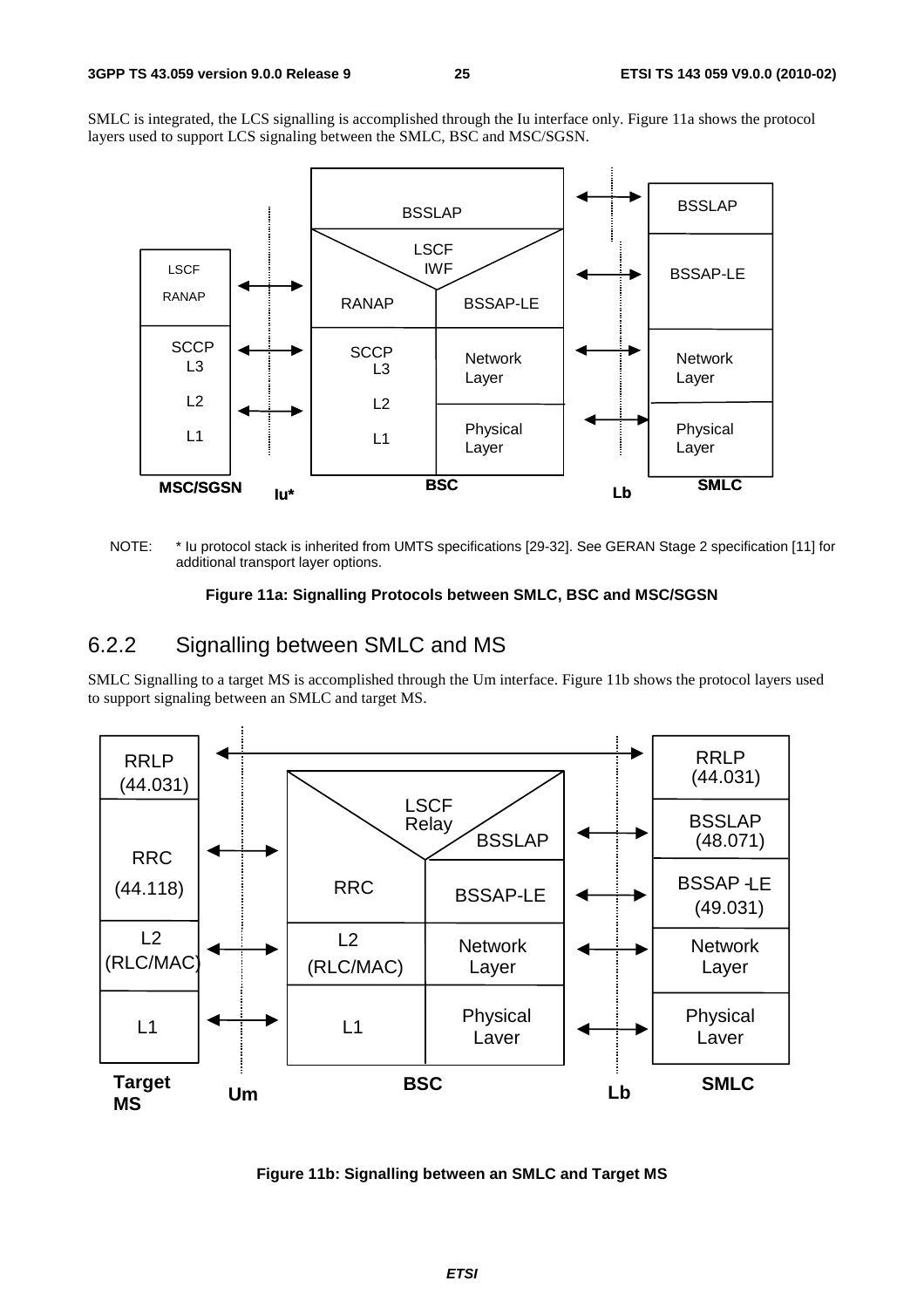SMLC is integrated, the LCS signalling is accomplished through the Iu interface only. Figure 11a shows the protocol layers used to support LCS signaling between the SMLC, BSC and MSC/SGSN.

NOTE: * Iu protocol stack is inherited from UMTS specifications [29-32]. See GERAN Stage 2 specification [11] for additional transport layer options.

**Figure 11a: Signalling Protocols between SMLC, BSC and MSC/SGSN**

## 6.2.2 Signalling between SMLC and MS

SMLC Signalling to a target MS is accomplished through the Um interface. Figure 11b shows the protocol layers used to support signaling between an SMLC and target MS.

**Figure 11b: Signalling between an SMLC and Target MS**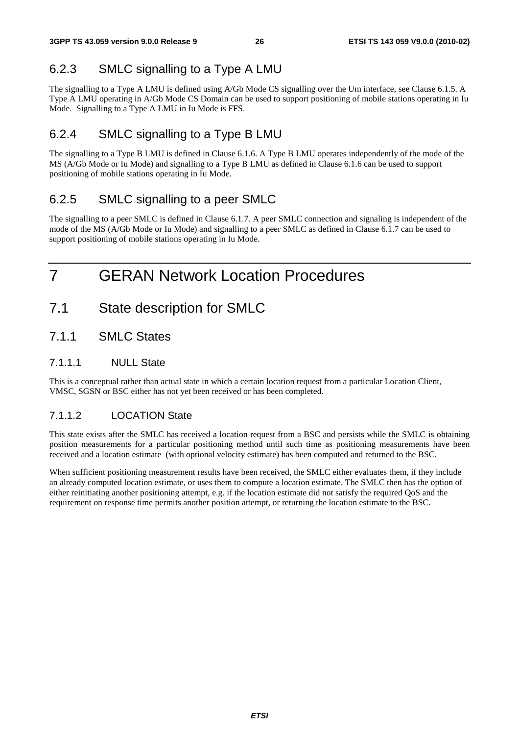### 6.2.3 SMLC signalling to a Type A LMU

The signalling to a Type A LMU is defined using A/Gb Mode CS signalling over the Um interface, see Clause 6.1.5. A Type A LMU operating in A/Gb Mode CS Domain can be used to support positioning of mobile stations operating in Iu Mode. Signalling to a Type A LMU in Iu Mode is FFS.

### 6.2.4 SMLC signalling to a Type B LMU

The signalling to a Type B LMU is defined in Clause 6.1.6. A Type B LMU operates independently of the mode of the MS (A/Gb Mode or Iu Mode) and signalling to a Type B LMU as defined in Clause 6.1.6 can be used to support positioning of mobile stations operating in Iu Mode.

### 6.2.5 SMLC signalling to a peer SMLC

The signalling to a peer SMLC is defined in Clause 6.1.7. A peer SMLC connection and signaling is independent of the mode of the MS (A/Gb Mode or Iu Mode) and signalling to a peer SMLC as defined in Clause 6.1.7 can be used to support positioning of mobile stations operating in Iu Mode.

# 7 GERAN Network Location Procedures

## 7.1 State description for SMLC

### 7.1.1 SMLC States

#### 7.1.1.1 NULL State

This is a conceptual rather than actual state in which a certain location request from a particular Location Client, VMSC, SGSN or BSC either has not yet been received or has been completed.

#### 7.1.1.2 LOCATION State

This state exists after the SMLC has received a location request from a BSC and persists while the SMLC is obtaining position measurements for a particular positioning method until such time as positioning measurements have been received and a location estimate (with optional velocity estimate) has been computed and returned to the BSC.

When sufficient positioning measurement results have been received, the SMLC either evaluates them, if they include an already computed location estimate, or uses them to compute a location estimate. The SMLC then has the option of either reinitiating another positioning attempt, e.g. if the location estimate did not satisfy the required QoS and the requirement on response time permits another position attempt, or returning the location estimate to the BSC.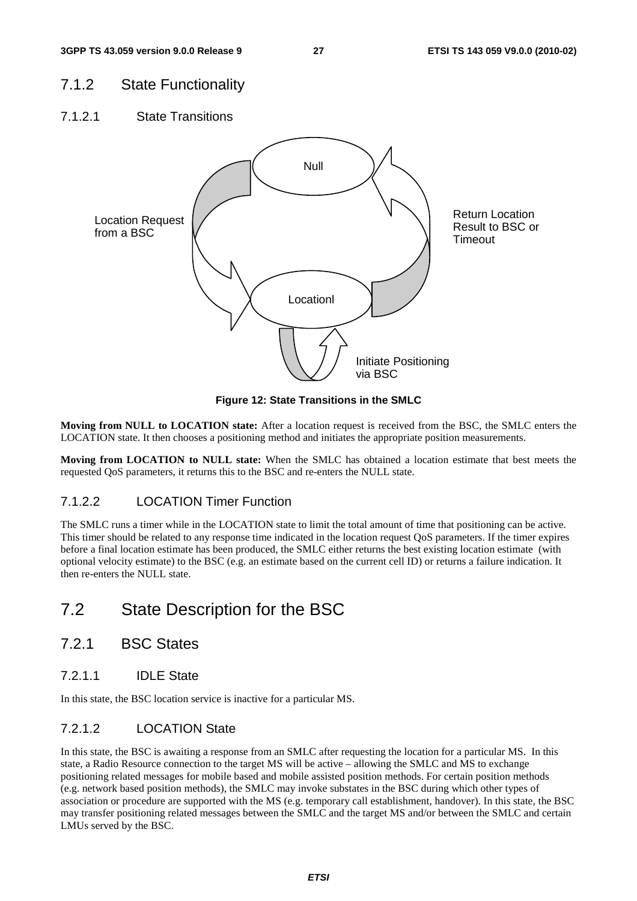### 7.1.2 State Functionality

#### 7.1.2.1 State Transitions

Null

Location Request from a BSC

Return Location Result to BSC or Timeout

Locationl

Initiate Positioning via BSC

**Figure 12: State Transitions in the SMLC**

**Moving from NULL to LOCATION state:** After a location request is received from the BSC, the SMLC enters the LOCATION state. It then chooses a positioning method and initiates the appropriate position measurements.

**Moving from LOCATION to NULL state:** When the SMLC has obtained a location estimate that best meets the requested QoS parameters, it returns this to the BSC and re-enters the NULL state.

#### 7.1.2.2 LOCATION Timer Function

The SMLC runs a timer while in the LOCATION state to limit the total amount of time that positioning can be active. This timer should be related to any response time indicated in the location request QoS parameters. If the timer expires before a final location estimate has been produced, the SMLC either returns the best existing location estimate (with optional velocity estimate) to the BSC (e.g. an estimate based on the current cell ID) or returns a failure indication. It then re-enters the NULL state.

## 7.2 State Description for the BSC

### 7.2.1 BSC States

#### 7.2.1.1 IDLE State

In this state, the BSC location service is inactive for a particular MS.

#### 7.2.1.2 LOCATION State

In this state, the BSC is awaiting a response from an SMLC after requesting the location for a particular MS. In this state, a Radio Resource connection to the target MS will be active – allowing the SMLC and MS to exchange positioning related messages for mobile based and mobile assisted position methods. For certain position methods (e.g. network based position methods), the SMLC may invoke substates in the BSC during which other types of association or procedure are supported with the MS (e.g. temporary call establishment, handover). In this state, the BSC may transfer positioning related messages between the SMLC and the target MS and/or between the SMLC and certain LMUs served by the BSC.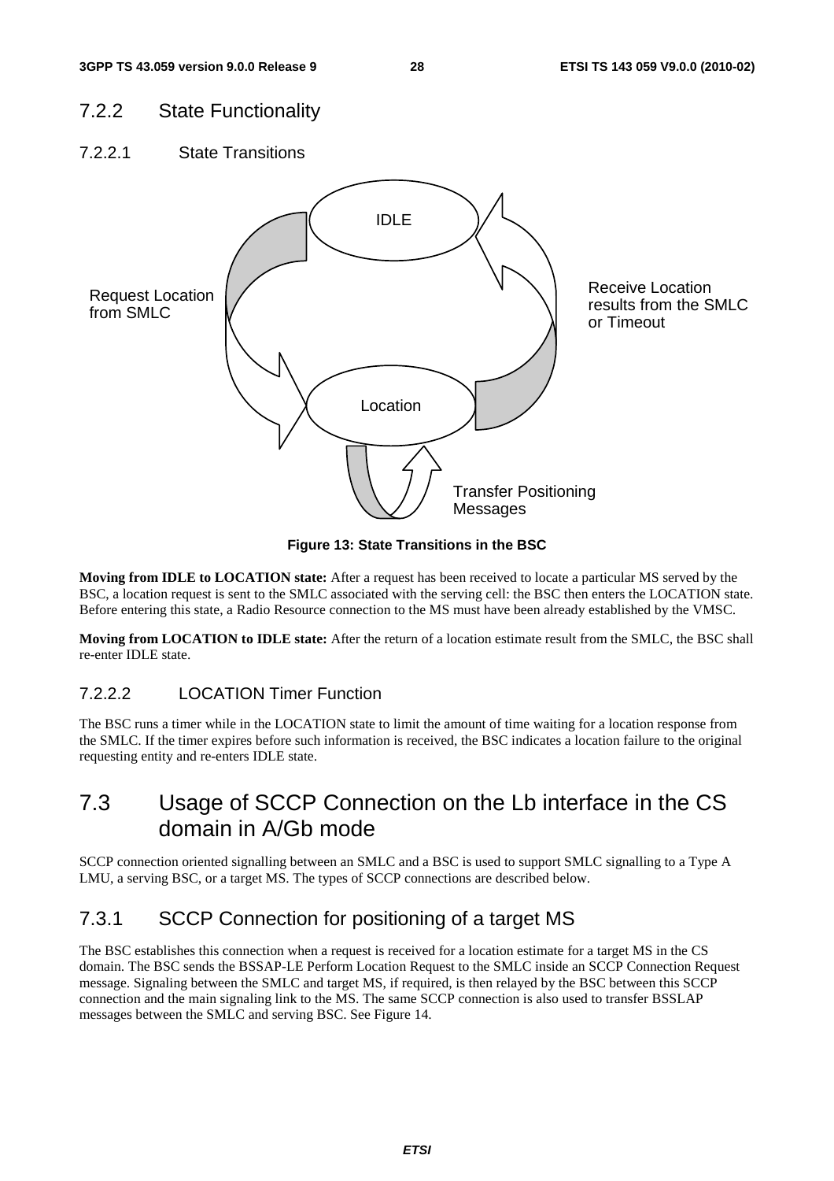### 7.2.2 State Functionality

#### 7.2.2.1 State Transitions

IDLE

Request Location from SMLC

Receive Location results from the SMLC or Timeout

Location

Transfer Positioning Messages

**Figure 13: State Transitions in the BSC**

**Moving from IDLE to LOCATION state:** After a request has been received to locate a particular MS served by the BSC, a location request is sent to the SMLC associated with the serving cell: the BSC then enters the LOCATION state. Before entering this state, a Radio Resource connection to the MS must have been already established by the VMSC.

**Moving from LOCATION to IDLE state:** After the return of a location estimate result from the SMLC, the BSC shall re-enter IDLE state.

#### 7.2.2.2 LOCATION Timer Function

The BSC runs a timer while in the LOCATION state to limit the amount of time waiting for a location response from the SMLC. If the timer expires before such information is received, the BSC indicates a location failure to the original requesting entity and re-enters IDLE state.

## 7.3 Usage of SCCP Connection on the Lb interface in the CS domain in A/Gb mode

SCCP connection oriented signalling between an SMLC and a BSC is used to support SMLC signalling to a Type A LMU, a serving BSC, or a target MS. The types of SCCP connections are described below.

### 7.3.1 SCCP Connection for positioning of a target MS

The BSC establishes this connection when a request is received for a location estimate for a target MS in the CS domain. The BSC sends the BSSAP-LE Perform Location Request to the SMLC inside an SCCP Connection Request message. Signaling between the SMLC and target MS, if required, is then relayed by the BSC between this SCCP connection and the main signaling link to the MS. The same SCCP connection is also used to transfer BSSLAP messages between the SMLC and serving BSC. See Figure 14.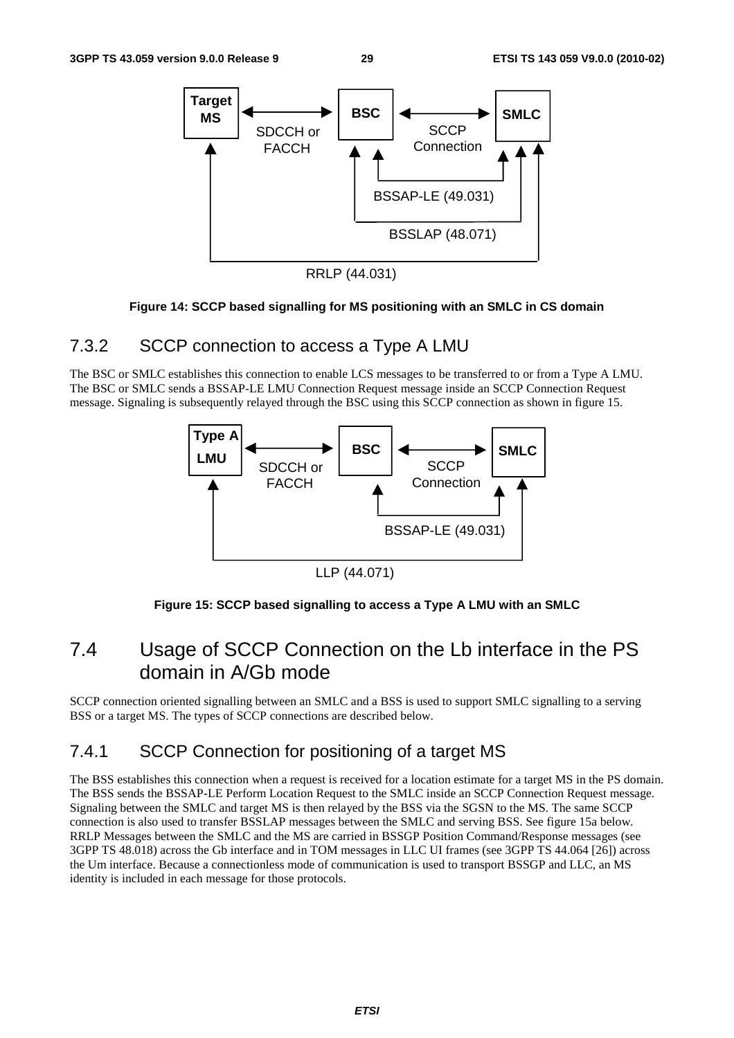Figure 14: SCCP based signalling for MS positioning with an SMLC in CS domain

### 7.3.2 SCCP connection to access a Type A LMU

The BSC or SMLC establishes this connection to enable LCS messages to be transferred to or from a Type A LMU. The BSC or SMLC sends a BSSAP-LE LMU Connection Request message inside an SCCP Connection Request message. Signaling is subsequently relayed through the BSC using this SCCP connection as shown in figure 15.

Figure 15: SCCP based signalling to access a Type A LMU with an SMLC

## 7.4 Usage of SCCP Connection on the Lb interface in the PS domain in A/Gb mode

SCCP connection oriented signalling between an SMLC and a BSS is used to support SMLC signalling to a serving BSS or a target MS. The types of SCCP connections are described below.

### 7.4.1 SCCP Connection for positioning of a target MS

The BSS establishes this connection when a request is received for a location estimate for a target MS in the PS domain. The BSS sends the BSSAP-LE Perform Location Request to the SMLC inside an SCCP Connection Request message. Signaling between the SMLC and target MS is then relayed by the BSS via the SGSN to the MS. The same SCCP connection is also used to transfer BSSLAP messages between the SMLC and serving BSS. See figure 15a below. RRLP Messages between the SMLC and the MS are carried in BSSGP Position Command/Response messages (see 3GPP TS 48.018) across the Gb interface and in TOM messages in LLC UI frames (see 3GPP TS 44.064 [26]) across the Um interface. Because a connectionless mode of communication is used to transport BSSGP and LLC, an MS identity is included in each message for those protocols.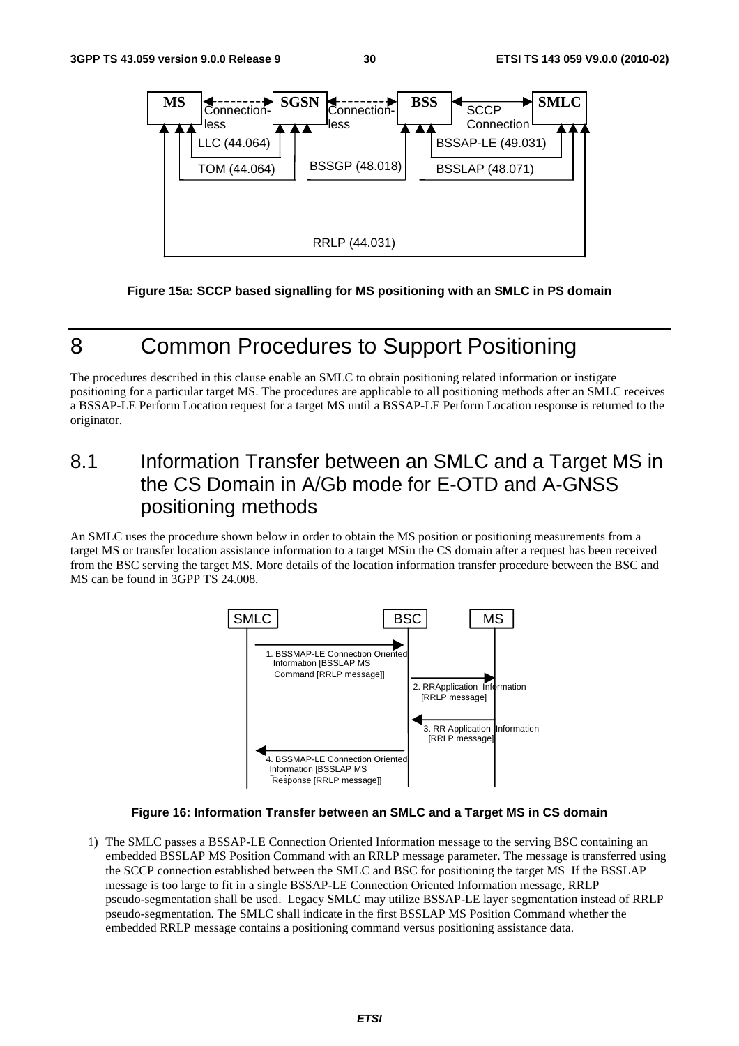Figure 15a: SCCP based signalling for MS positioning with an SMLC in PS domain

# 8 Common Procedures to Support Positioning

The procedures described in this clause enable an SMLC to obtain positioning related information or instigate positioning for a particular target MS. The procedures are applicable to all positioning methods after an SMLC receives a BSSAP-LE Perform Location request for a target MS until a BSSAP-LE Perform Location response is returned to the originator.

## 8.1 Information Transfer between an SMLC and a Target MS in the CS Domain in A/Gb mode for E-OTD and A-GNSS positioning methods

An SMLC uses the procedure shown below in order to obtain the MS position or positioning measurements from a target MS or transfer location assistance information to a target MSin the CS domain after a request has been received from the BSC serving the target MS. More details of the location information transfer procedure between the BSC and MS can be found in 3GPP TS 24.008.

Figure 16: Information Transfer between an SMLC and a Target MS in CS domain

1) The SMLC passes a BSSAP-LE Connection Oriented Information message to the serving BSC containing an embedded BSSLAP MS Position Command with an RRLP message parameter. The message is transferred using the SCCP connection established between the SMLC and BSC for positioning the target MS If the BSSLAP message is too large to fit in a single BSSAP-LE Connection Oriented Information message, RRLP pseudo-segmentation shall be used. Legacy SMLC may utilize BSSAP-LE layer segmentation instead of RRLP pseudo-segmentation. The SMLC shall indicate in the first BSSLAP MS Position Command whether the embedded RRLP message contains a positioning command versus positioning assistance data.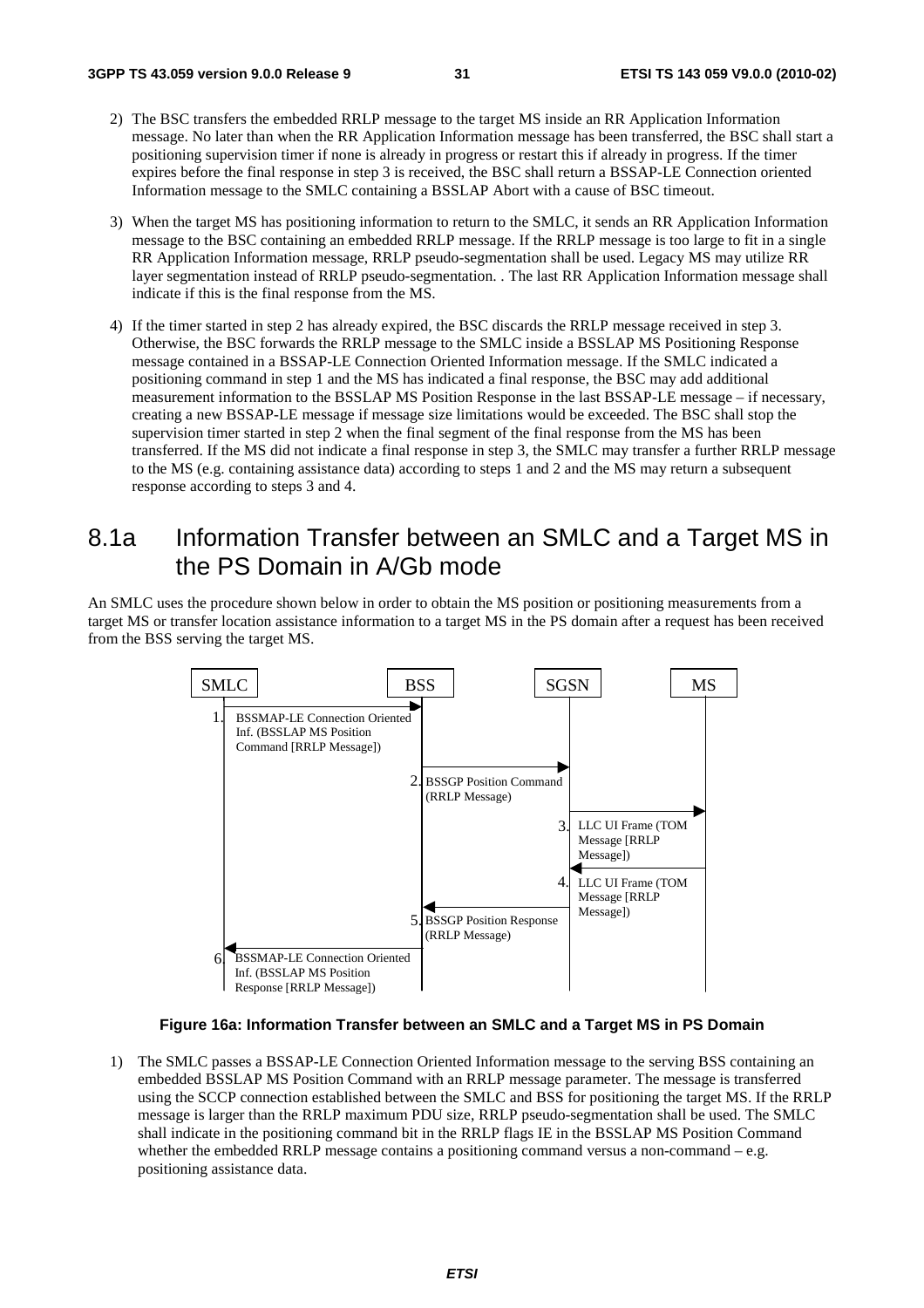2) The BSC transfers the embedded RRLP message to the target MS inside an RR Application Information message. No later than when the RR Application Information message has been transferred, the BSC shall start a positioning supervision timer if none is already in progress or restart this if already in progress. If the timer expires before the final response in step 3 is received, the BSC shall return a BSSAP-LE Connection oriented Information message to the SMLC containing a BSSLAP Abort with a cause of BSC timeout.

3) When the target MS has positioning information to return to the SMLC, it sends an RR Application Information message to the BSC containing an embedded RRLP message. If the RRLP message is too large to fit in a single RR Application Information message, RRLP pseudo-segmentation shall be used. Legacy MS may utilize RR layer segmentation instead of RRLP pseudo-segmentation. . The last RR Application Information message shall indicate if this is the final response from the MS.

4) If the timer started in step 2 has already expired, the BSC discards the RRLP message received in step 3. Otherwise, the BSC forwards the RRLP message to the SMLC inside a BSSLAP MS Positioning Response message contained in a BSSAP-LE Connection Oriented Information message. If the SMLC indicated a positioning command in step 1 and the MS has indicated a final response, the BSC may add additional measurement information to the BSSLAP MS Position Response in the last BSSAP-LE message – if necessary, creating a new BSSAP-LE message if message size limitations would be exceeded. The BSC shall stop the supervision timer started in step 2 when the final segment of the final response from the MS has been transferred. If the MS did not indicate a final response in step 3, the SMLC may transfer a further RRLP message to the MS (e.g. containing assistance data) according to steps 1 and 2 and the MS may return a subsequent response according to steps 3 and 4.

# 8.1a Information Transfer between an SMLC and a Target MS in the PS Domain in A/Gb mode

An SMLC uses the procedure shown below in order to obtain the MS position or positioning measurements from a target MS or transfer location assistance information to a target MS in the PS domain after a request has been received from the BSS serving the target MS.

| | SMLC | BSS | SGSN | MS |
|---|---|---|---|---|
| 1. | BSSMAP-LE Connection Oriented Inf. (BSSLAP MS Position Command [RRLP Message]) → | | | |
| 2. | | BSSGP Position Command (RRLP Message) → | | |
| 3. | | | LLC UI Frame (TOM Message [RRLP Message]) → | |
| 4. | | | ← LLC UI Frame (TOM Message [RRLP Message]) | |
| 5. | | ← BSSGP Position Response (RRLP Message) | | |
| 6. | ← BSSMAP-LE Connection Oriented Inf. (BSSLAP MS Position Response [RRLP Message]) | | | |

**Figure 16a: Information Transfer between an SMLC and a Target MS in PS Domain**

1) The SMLC passes a BSSAP-LE Connection Oriented Information message to the serving BSS containing an embedded BSSLAP MS Position Command with an RRLP message parameter. The message is transferred using the SCCP connection established between the SMLC and BSS for positioning the target MS. If the RRLP message is larger than the RRLP maximum PDU size, RRLP pseudo-segmentation shall be used. The SMLC shall indicate in the positioning command bit in the RRLP flags IE in the BSSLAP MS Position Command whether the embedded RRLP message contains a positioning command versus a non-command – e.g. positioning assistance data.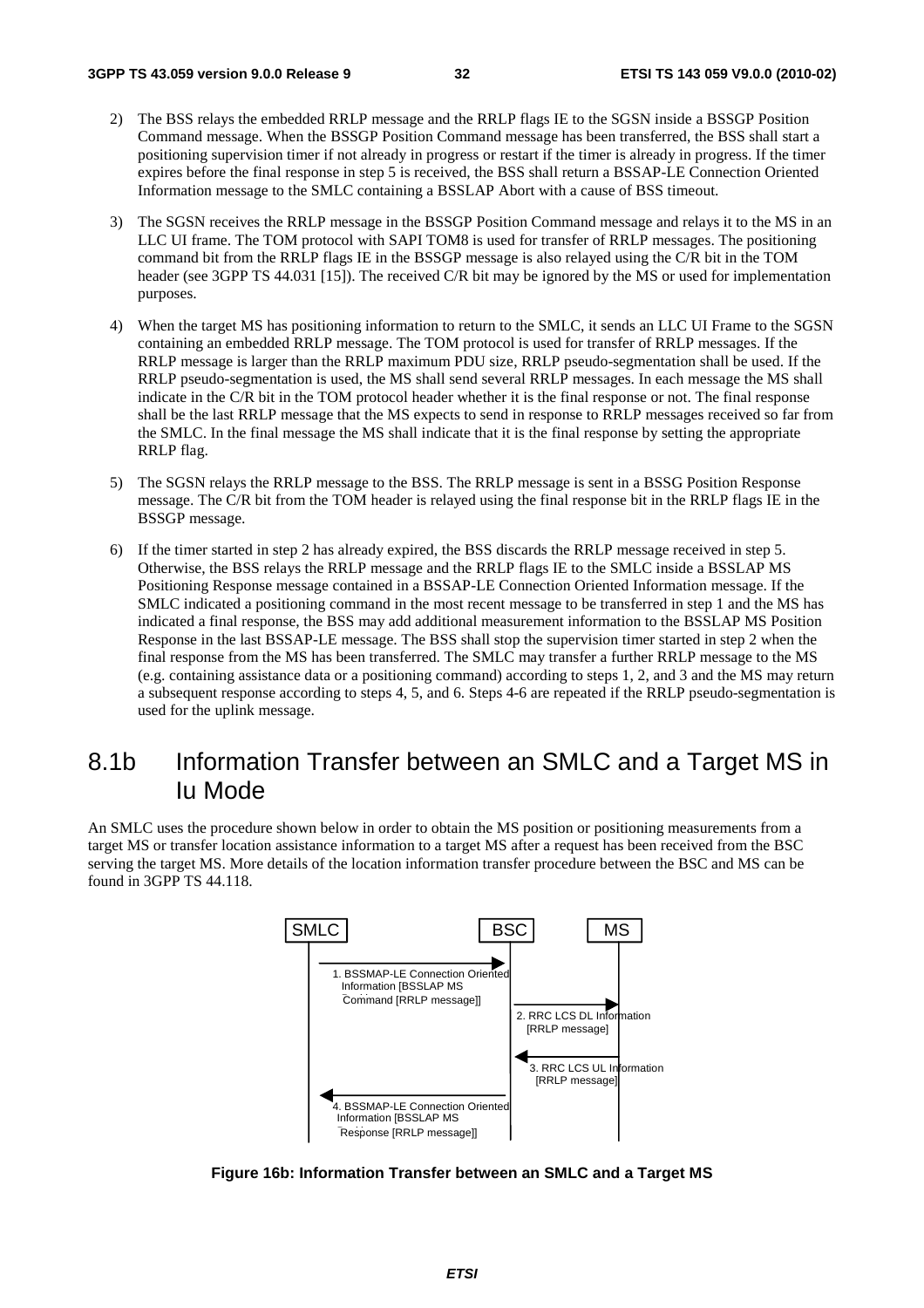2) The BSS relays the embedded RRLP message and the RRLP flags IE to the SGSN inside a BSSGP Position Command message. When the BSSGP Position Command message has been transferred, the BSS shall start a positioning supervision timer if not already in progress or restart if the timer is already in progress. If the timer expires before the final response in step 5 is received, the BSS shall return a BSSAP-LE Connection Oriented Information message to the SMLC containing a BSSLAP Abort with a cause of BSS timeout.

3) The SGSN receives the RRLP message in the BSSGP Position Command message and relays it to the MS in an LLC UI frame. The TOM protocol with SAPI TOM8 is used for transfer of RRLP messages. The positioning command bit from the RRLP flags IE in the BSSGP message is also relayed using the C/R bit in the TOM header (see 3GPP TS 44.031 [15]). The received C/R bit may be ignored by the MS or used for implementation purposes.

4) When the target MS has positioning information to return to the SMLC, it sends an LLC UI Frame to the SGSN containing an embedded RRLP message. The TOM protocol is used for transfer of RRLP messages. If the RRLP message is larger than the RRLP maximum PDU size, RRLP pseudo-segmentation shall be used. If the RRLP pseudo-segmentation is used, the MS shall send several RRLP messages. In each message the MS shall indicate in the C/R bit in the TOM protocol header whether it is the final response or not. The final response shall be the last RRLP message that the MS expects to send in response to RRLP messages received so far from the SMLC. In the final message the MS shall indicate that it is the final response by setting the appropriate RRLP flag.

5) The SGSN relays the RRLP message to the BSS. The RRLP message is sent in a BSSG Position Response message. The C/R bit from the TOM header is relayed using the final response bit in the RRLP flags IE in the BSSGP message.

6) If the timer started in step 2 has already expired, the BSS discards the RRLP message received in step 5. Otherwise, the BSS relays the RRLP message and the RRLP flags IE to the SMLC inside a BSSLAP MS Positioning Response message contained in a BSSAP-LE Connection Oriented Information message. If the SMLC indicated a positioning command in the most recent message to be transferred in step 1 and the MS has indicated a final response, the BSS may add additional measurement information to the BSSLAP MS Position Response in the last BSSAP-LE message. The BSS shall stop the supervision timer started in step 2 when the final response from the MS has been transferred. The SMLC may transfer a further RRLP message to the MS (e.g. containing assistance data or a positioning command) according to steps 1, 2, and 3 and the MS may return a subsequent response according to steps 4, 5, and 6. Steps 4-6 are repeated if the RRLP pseudo-segmentation is used for the uplink message.

## 8.1b Information Transfer between an SMLC and a Target MS in Iu Mode

An SMLC uses the procedure shown below in order to obtain the MS position or positioning measurements from a target MS or transfer location assistance information to a target MS after a request has been received from the BSC serving the target MS. More details of the location information transfer procedure between the BSC and MS can be found in 3GPP TS 44.118.

SMLC BSC MS

1. BSSMAP-LE Connection Oriented Information [BSSLAP MS Command [RRLP message]]

2. RRC LCS DL Information [RRLP message]

3. RRC LCS UL Information [RRLP message]

4. BSSMAP-LE Connection Oriented Information [BSSLAP MS Response [RRLP message]]

**Figure 16b: Information Transfer between an SMLC and a Target MS**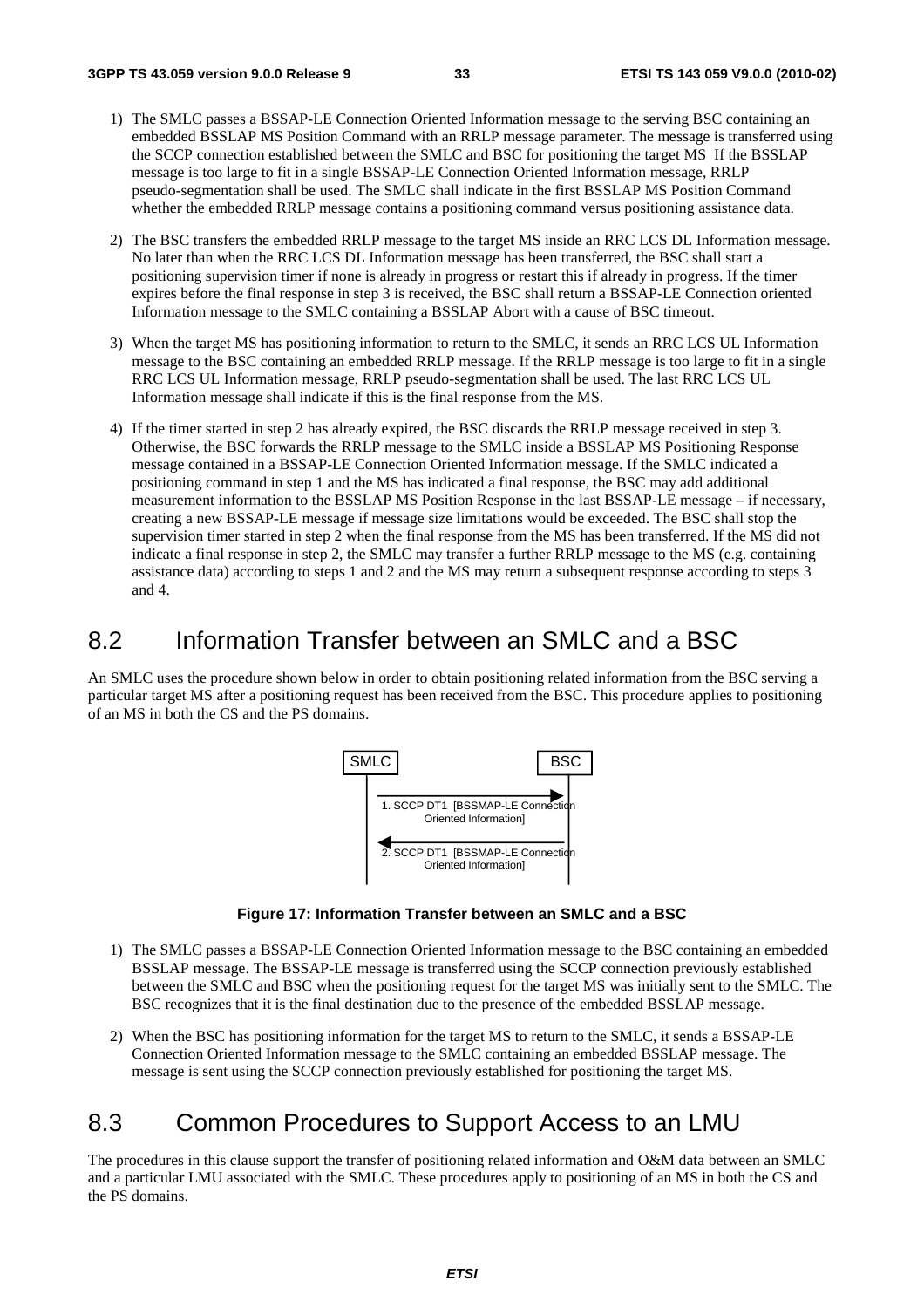1) The SMLC passes a BSSAP-LE Connection Oriented Information message to the serving BSC containing an embedded BSSLAP MS Position Command with an RRLP message parameter. The message is transferred using the SCCP connection established between the SMLC and BSC for positioning the target MS  If the BSSLAP message is too large to fit in a single BSSAP-LE Connection Oriented Information message, RRLP pseudo-segmentation shall be used. The SMLC shall indicate in the first BSSLAP MS Position Command whether the embedded RRLP message contains a positioning command versus positioning assistance data.

2) The BSC transfers the embedded RRLP message to the target MS inside an RRC LCS DL Information message. No later than when the RRC LCS DL Information message has been transferred, the BSC shall start a positioning supervision timer if none is already in progress or restart this if already in progress. If the timer expires before the final response in step 3 is received, the BSC shall return a BSSAP-LE Connection oriented Information message to the SMLC containing a BSSLAP Abort with a cause of BSC timeout.

3) When the target MS has positioning information to return to the SMLC, it sends an RRC LCS UL Information message to the BSC containing an embedded RRLP message. If the RRLP message is too large to fit in a single RRC LCS UL Information message, RRLP pseudo-segmentation shall be used. The last RRC LCS UL Information message shall indicate if this is the final response from the MS.

4) If the timer started in step 2 has already expired, the BSC discards the RRLP message received in step 3. Otherwise, the BSC forwards the RRLP message to the SMLC inside a BSSLAP MS Positioning Response message contained in a BSSAP-LE Connection Oriented Information message. If the SMLC indicated a positioning command in step 1 and the MS has indicated a final response, the BSC may add additional measurement information to the BSSLAP MS Position Response in the last BSSAP-LE message – if necessary, creating a new BSSAP-LE message if message size limitations would be exceeded. The BSC shall stop the supervision timer started in step 2 when the final response from the MS has been transferred. If the MS did not indicate a final response in step 2, the SMLC may transfer a further RRLP message to the MS (e.g. containing assistance data) according to steps 1 and 2 and the MS may return a subsequent response according to steps 3 and 4.

# 8.2 Information Transfer between an SMLC and a BSC

An SMLC uses the procedure shown below in order to obtain positioning related information from the BSC serving a particular target MS after a positioning request has been received from the BSC. This procedure applies to positioning of an MS in both the CS and the PS domains.

SMLC → BSC: 1. SCCP DT1 [BSSMAP-LE Connection Oriented Information]

BSC → SMLC: 2. SCCP DT1 [BSSMAP-LE Connection Oriented Information]

**Figure 17: Information Transfer between an SMLC and a BSC**

1) The SMLC passes a BSSAP-LE Connection Oriented Information message to the BSC containing an embedded BSSLAP message. The BSSAP-LE message is transferred using the SCCP connection previously established between the SMLC and BSC when the positioning request for the target MS was initially sent to the SMLC. The BSC recognizes that it is the final destination due to the presence of the embedded BSSLAP message.

2) When the BSC has positioning information for the target MS to return to the SMLC, it sends a BSSAP-LE Connection Oriented Information message to the SMLC containing an embedded BSSLAP message. The message is sent using the SCCP connection previously established for positioning the target MS.

# 8.3 Common Procedures to Support Access to an LMU

The procedures in this clause support the transfer of positioning related information and O&M data between an SMLC and a particular LMU associated with the SMLC. These procedures apply to positioning of an MS in both the CS and the PS domains.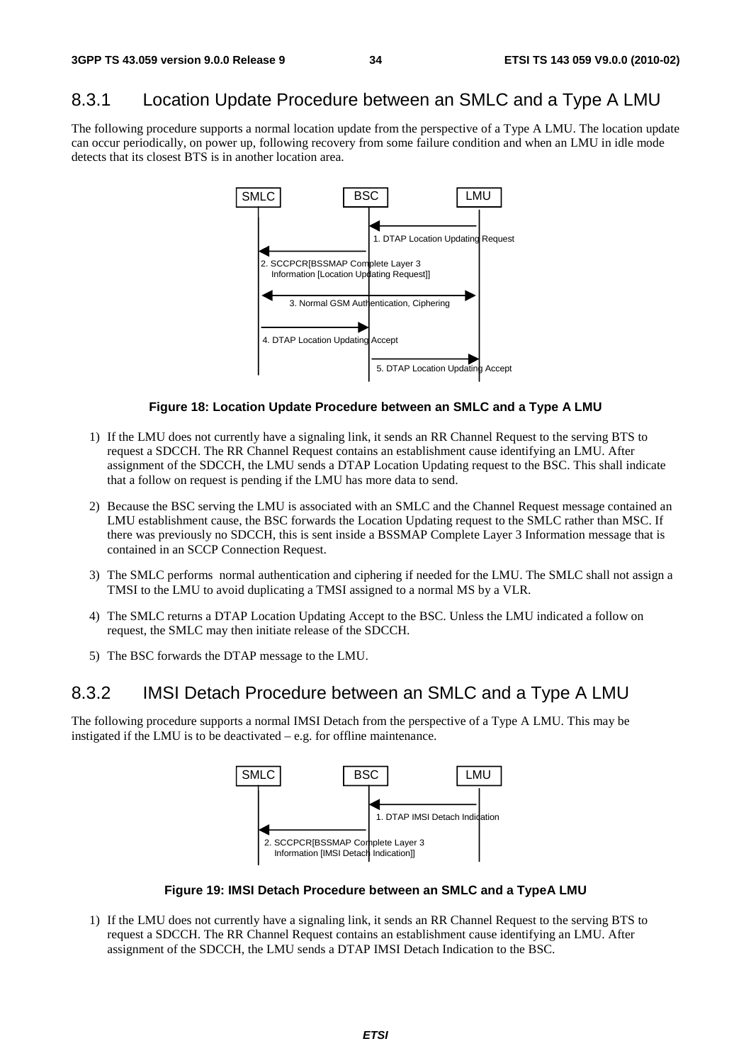## 8.3.1 Location Update Procedure between an SMLC and a Type A LMU

The following procedure supports a normal location update from the perspective of a Type A LMU. The location update can occur periodically, on power up, following recovery from some failure condition and when an LMU in idle mode detects that its closest BTS is in another location area.

SMLC BSC LMU

1. DTAP Location Updating Request

2. SCCPCR[BSSMAP Complete Layer 3 Information [Location Updating Request]]

3. Normal GSM Authentication, Ciphering

4. DTAP Location Updating Accept

5. DTAP Location Updating Accept

**Figure 18: Location Update Procedure between an SMLC and a Type A LMU**

1) If the LMU does not currently have a signaling link, it sends an RR Channel Request to the serving BTS to request a SDCCH. The RR Channel Request contains an establishment cause identifying an LMU. After assignment of the SDCCH, the LMU sends a DTAP Location Updating request to the BSC. This shall indicate that a follow on request is pending if the LMU has more data to send.

2) Because the BSC serving the LMU is associated with an SMLC and the Channel Request message contained an LMU establishment cause, the BSC forwards the Location Updating request to the SMLC rather than MSC. If there was previously no SDCCH, this is sent inside a BSSMAP Complete Layer 3 Information message that is contained in an SCCP Connection Request.

3) The SMLC performs normal authentication and ciphering if needed for the LMU. The SMLC shall not assign a TMSI to the LMU to avoid duplicating a TMSI assigned to a normal MS by a VLR.

4) The SMLC returns a DTAP Location Updating Accept to the BSC. Unless the LMU indicated a follow on request, the SMLC may then initiate release of the SDCCH.

5) The BSC forwards the DTAP message to the LMU.

## 8.3.2 IMSI Detach Procedure between an SMLC and a Type A LMU

The following procedure supports a normal IMSI Detach from the perspective of a Type A LMU. This may be instigated if the LMU is to be deactivated – e.g. for offline maintenance.

SMLC BSC LMU

1. DTAP IMSI Detach Indication

2. SCCPCR[BSSMAP Complete Layer 3 Information [IMSI Detach Indication]]

**Figure 19: IMSI Detach Procedure between an SMLC and a TypeA LMU**

1) If the LMU does not currently have a signaling link, it sends an RR Channel Request to the serving BTS to request a SDCCH. The RR Channel Request contains an establishment cause identifying an LMU. After assignment of the SDCCH, the LMU sends a DTAP IMSI Detach Indication to the BSC.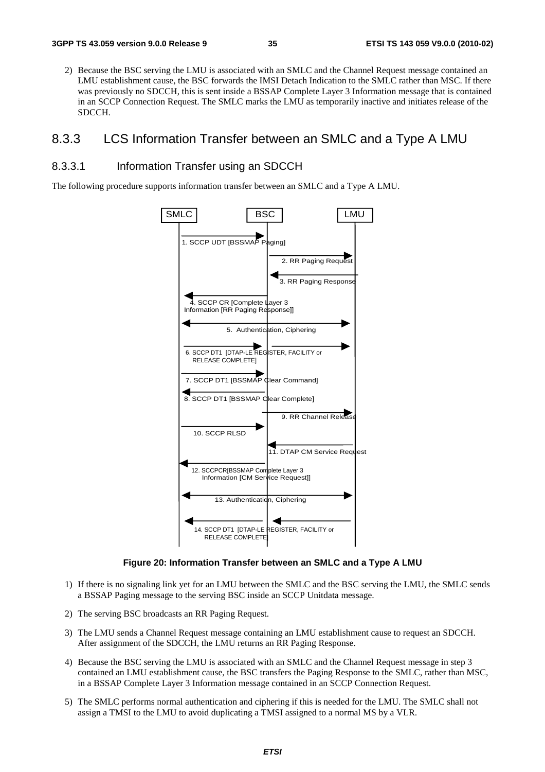2) Because the BSC serving the LMU is associated with an SMLC and the Channel Request message contained an LMU establishment cause, the BSC forwards the IMSI Detach Indication to the SMLC rather than MSC. If there was previously no SDCCH, this is sent inside a BSSAP Complete Layer 3 Information message that is contained in an SCCP Connection Request. The SMLC marks the LMU as temporarily inactive and initiates release of the SDCCH.

## 8.3.3 LCS Information Transfer between an SMLC and a Type A LMU

### 8.3.3.1 Information Transfer using an SDCCH

The following procedure supports information transfer between an SMLC and a Type A LMU.

SMLC | BSC | LMU

1. SCCP UDT [BSSMAP Paging]
2. RR Paging Request
3. RR Paging Response
4. SCCP CR [Complete Layer 3 Information [RR Paging Response]]
5. Authentication, Ciphering
6. SCCP DT1 [DTAP-LE REGISTER, FACILITY or RELEASE COMPLETE]
7. SCCP DT1 [BSSMAP Clear Command]
8. SCCP DT1 [BSSMAP Clear Complete]
9. RR Channel Release
10. SCCP RLSD
11. DTAP CM Service Request
12. SCCPCR[BSSMAP Complete Layer 3 Information [CM Service Request]]
13. Authentication, Ciphering
14. SCCP DT1 [DTAP-LE REGISTER, FACILITY or RELEASE COMPLETE]

**Figure 20: Information Transfer between an SMLC and a Type A LMU**

1) If there is no signaling link yet for an LMU between the SMLC and the BSC serving the LMU, the SMLC sends a BSSAP Paging message to the serving BSC inside an SCCP Unitdata message.

2) The serving BSC broadcasts an RR Paging Request.

3) The LMU sends a Channel Request message containing an LMU establishment cause to request an SDCCH. After assignment of the SDCCH, the LMU returns an RR Paging Response.

4) Because the BSC serving the LMU is associated with an SMLC and the Channel Request message in step 3 contained an LMU establishment cause, the BSC transfers the Paging Response to the SMLC, rather than MSC, in a BSSAP Complete Layer 3 Information message contained in an SCCP Connection Request.

5) The SMLC performs normal authentication and ciphering if this is needed for the LMU. The SMLC shall not assign a TMSI to the LMU to avoid duplicating a TMSI assigned to a normal MS by a VLR.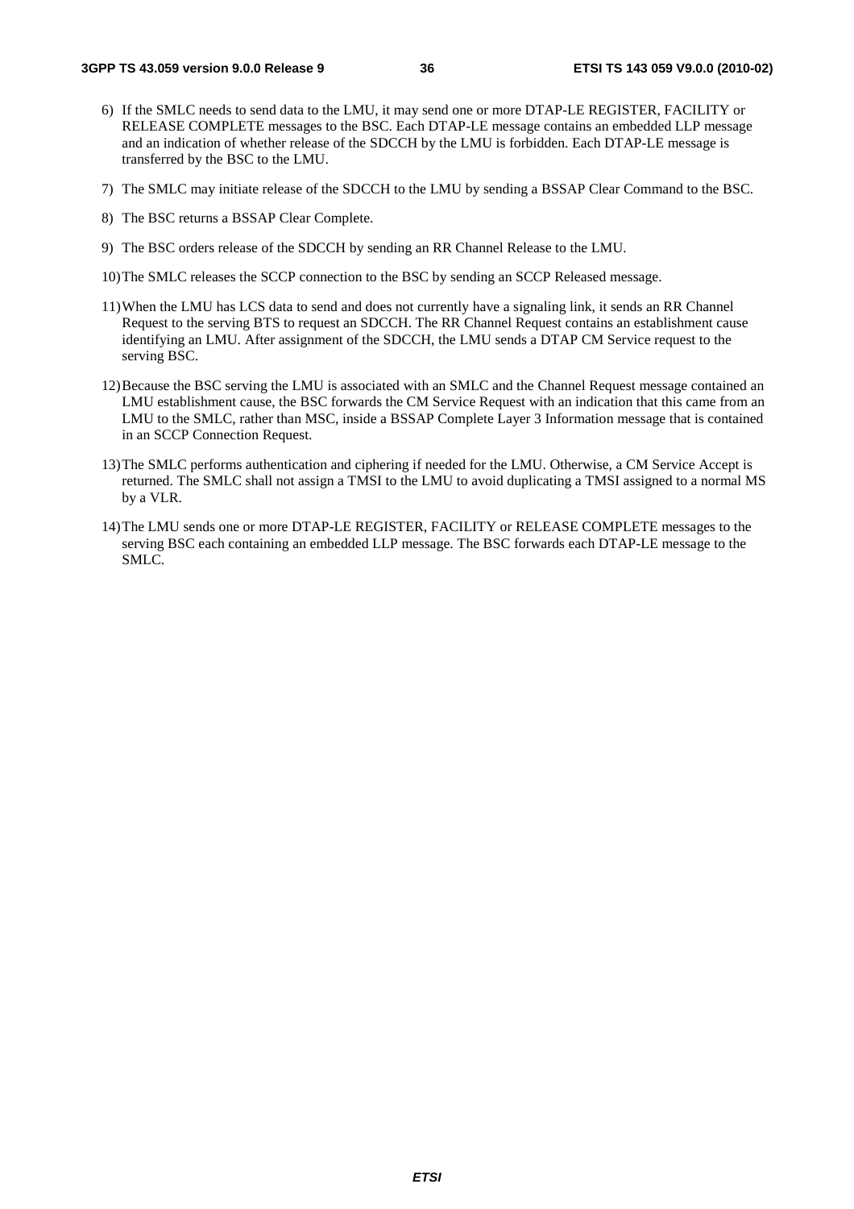6) If the SMLC needs to send data to the LMU, it may send one or more DTAP-LE REGISTER, FACILITY or RELEASE COMPLETE messages to the BSC. Each DTAP-LE message contains an embedded LLP message and an indication of whether release of the SDCCH by the LMU is forbidden. Each DTAP-LE message is transferred by the BSC to the LMU.

7) The SMLC may initiate release of the SDCCH to the LMU by sending a BSSAP Clear Command to the BSC.

8) The BSC returns a BSSAP Clear Complete.

9) The BSC orders release of the SDCCH by sending an RR Channel Release to the LMU.

10) The SMLC releases the SCCP connection to the BSC by sending an SCCP Released message.

11) When the LMU has LCS data to send and does not currently have a signaling link, it sends an RR Channel Request to the serving BTS to request an SDCCH. The RR Channel Request contains an establishment cause identifying an LMU. After assignment of the SDCCH, the LMU sends a DTAP CM Service request to the serving BSC.

12) Because the BSC serving the LMU is associated with an SMLC and the Channel Request message contained an LMU establishment cause, the BSC forwards the CM Service Request with an indication that this came from an LMU to the SMLC, rather than MSC, inside a BSSAP Complete Layer 3 Information message that is contained in an SCCP Connection Request.

13) The SMLC performs authentication and ciphering if needed for the LMU. Otherwise, a CM Service Accept is returned. The SMLC shall not assign a TMSI to the LMU to avoid duplicating a TMSI assigned to a normal MS by a VLR.

14) The LMU sends one or more DTAP-LE REGISTER, FACILITY or RELEASE COMPLETE messages to the serving BSC each containing an embedded LLP message. The BSC forwards each DTAP-LE message to the SMLC.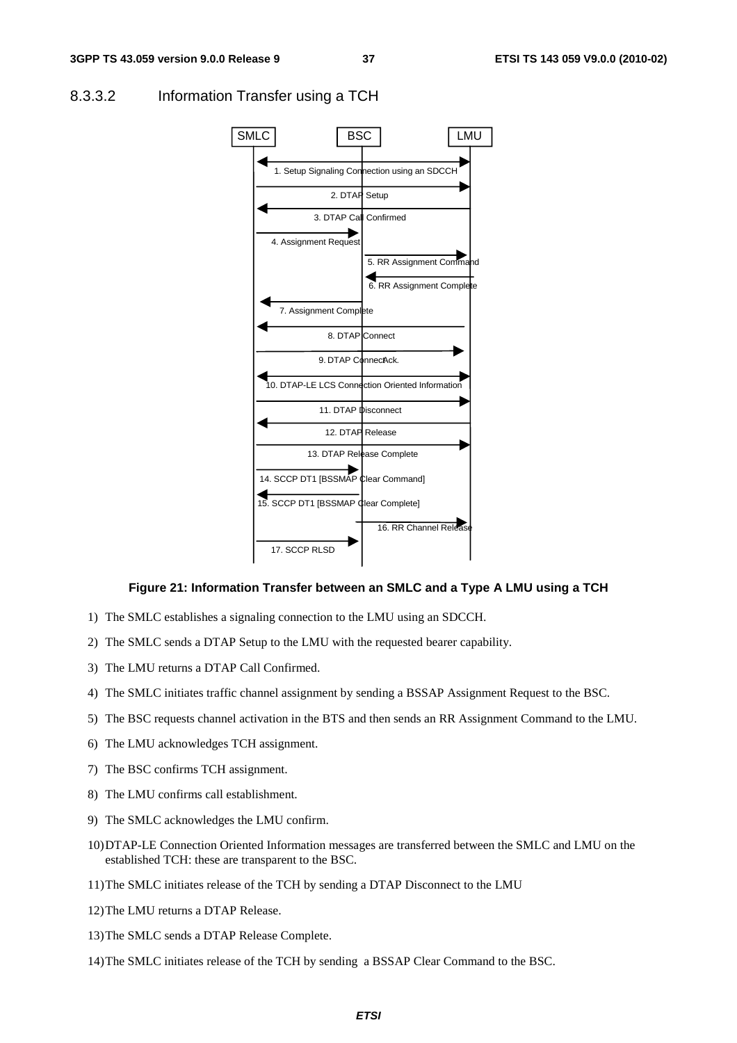### 8.3.3.2 Information Transfer using a TCH

**Figure 21: Information Transfer between an SMLC and a Type A LMU using a TCH**

1) The SMLC establishes a signaling connection to the LMU using an SDCCH.

2) The SMLC sends a DTAP Setup to the LMU with the requested bearer capability.

3) The LMU returns a DTAP Call Confirmed.

4) The SMLC initiates traffic channel assignment by sending a BSSAP Assignment Request to the BSC.

5) The BSC requests channel activation in the BTS and then sends an RR Assignment Command to the LMU.

6) The LMU acknowledges TCH assignment.

7) The BSC confirms TCH assignment.

8) The LMU confirms call establishment.

9) The SMLC acknowledges the LMU confirm.

10) DTAP-LE Connection Oriented Information messages are transferred between the SMLC and LMU on the established TCH: these are transparent to the BSC.

11) The SMLC initiates release of the TCH by sending a DTAP Disconnect to the LMU

12) The LMU returns a DTAP Release.

13) The SMLC sends a DTAP Release Complete.

14) The SMLC initiates release of the TCH by sending a BSSAP Clear Command to the BSC.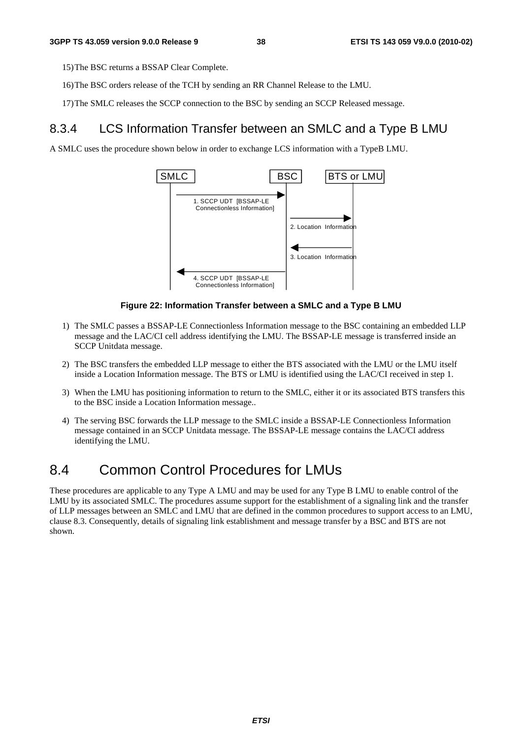15) The BSC returns a BSSAP Clear Complete.

16) The BSC orders release of the TCH by sending an RR Channel Release to the LMU.

17) The SMLC releases the SCCP connection to the BSC by sending an SCCP Released message.

### 8.3.4 LCS Information Transfer between an SMLC and a Type B LMU

A SMLC uses the procedure shown below in order to exchange LCS information with a TypeB LMU.

SMLC | BSC | BTS or LMU

1. SCCP UDT [BSSAP-LE Connectionless Information]

2. Location Information

3. Location Information

4. SCCP UDT [BSSAP-LE Connectionless Information]

**Figure 22: Information Transfer between a SMLC and a Type B LMU**

1) The SMLC passes a BSSAP-LE Connectionless Information message to the BSC containing an embedded LLP message and the LAC/CI cell address identifying the LMU. The BSSAP-LE message is transferred inside an SCCP Unitdata message.

2) The BSC transfers the embedded LLP message to either the BTS associated with the LMU or the LMU itself inside a Location Information message. The BTS or LMU is identified using the LAC/CI received in step 1.

3) When the LMU has positioning information to return to the SMLC, either it or its associated BTS transfers this to the BSC inside a Location Information message..

4) The serving BSC forwards the LLP message to the SMLC inside a BSSAP-LE Connectionless Information message contained in an SCCP Unitdata message. The BSSAP-LE message contains the LAC/CI address identifying the LMU.

## 8.4 Common Control Procedures for LMUs

These procedures are applicable to any Type A LMU and may be used for any Type B LMU to enable control of the LMU by its associated SMLC. The procedures assume support for the establishment of a signaling link and the transfer of LLP messages between an SMLC and LMU that are defined in the common procedures to support access to an LMU, clause 8.3. Consequently, details of signaling link establishment and message transfer by a BSC and BTS are not shown.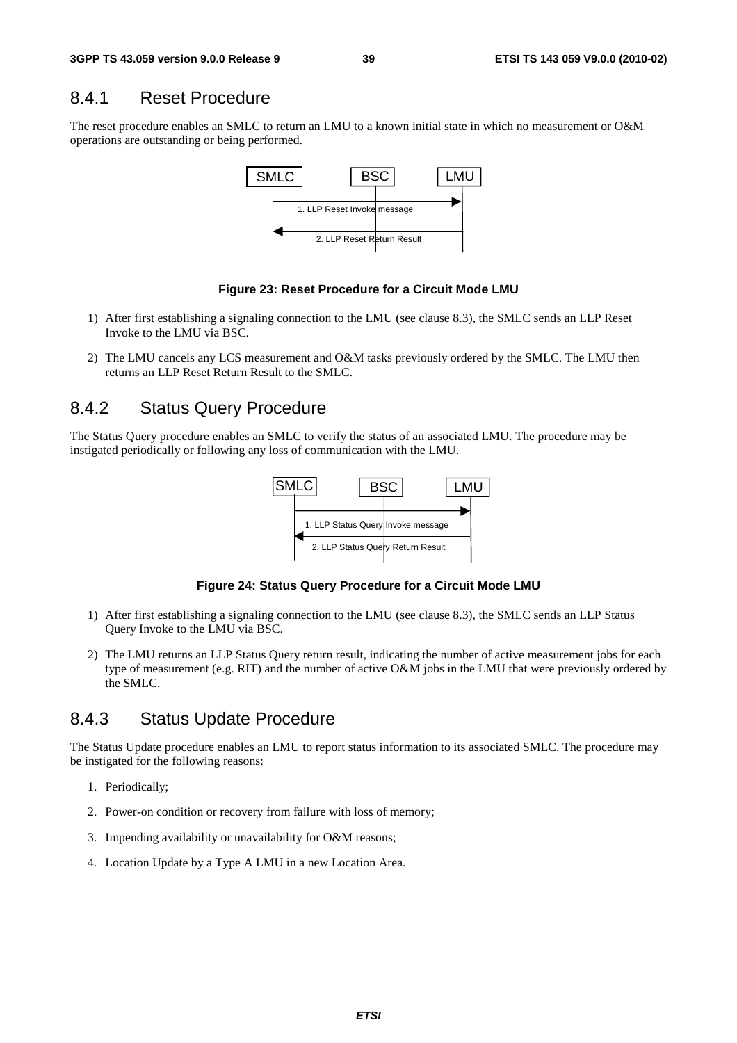### 8.4.1 Reset Procedure

The reset procedure enables an SMLC to return an LMU to a known initial state in which no measurement or O&M operations are outstanding or being performed.

SMLC BSC LMU

1. LLP Reset Invoke message

2. LLP Reset Return Result

**Figure 23: Reset Procedure for a Circuit Mode LMU**

1) After first establishing a signaling connection to the LMU (see clause 8.3), the SMLC sends an LLP Reset Invoke to the LMU via BSC.

2) The LMU cancels any LCS measurement and O&M tasks previously ordered by the SMLC. The LMU then returns an LLP Reset Return Result to the SMLC.

### 8.4.2 Status Query Procedure

The Status Query procedure enables an SMLC to verify the status of an associated LMU. The procedure may be instigated periodically or following any loss of communication with the LMU.

SMLC BSC LMU

1. LLP Status Query Invoke message

2. LLP Status Query Return Result

**Figure 24: Status Query Procedure for a Circuit Mode LMU**

1) After first establishing a signaling connection to the LMU (see clause 8.3), the SMLC sends an LLP Status Query Invoke to the LMU via BSC.

2) The LMU returns an LLP Status Query return result, indicating the number of active measurement jobs for each type of measurement (e.g. RIT) and the number of active O&M jobs in the LMU that were previously ordered by the SMLC.

### 8.4.3 Status Update Procedure

The Status Update procedure enables an LMU to report status information to its associated SMLC. The procedure may be instigated for the following reasons:

1. Periodically;

2. Power-on condition or recovery from failure with loss of memory;

3. Impending availability or unavailability for O&M reasons;

4. Location Update by a Type A LMU in a new Location Area.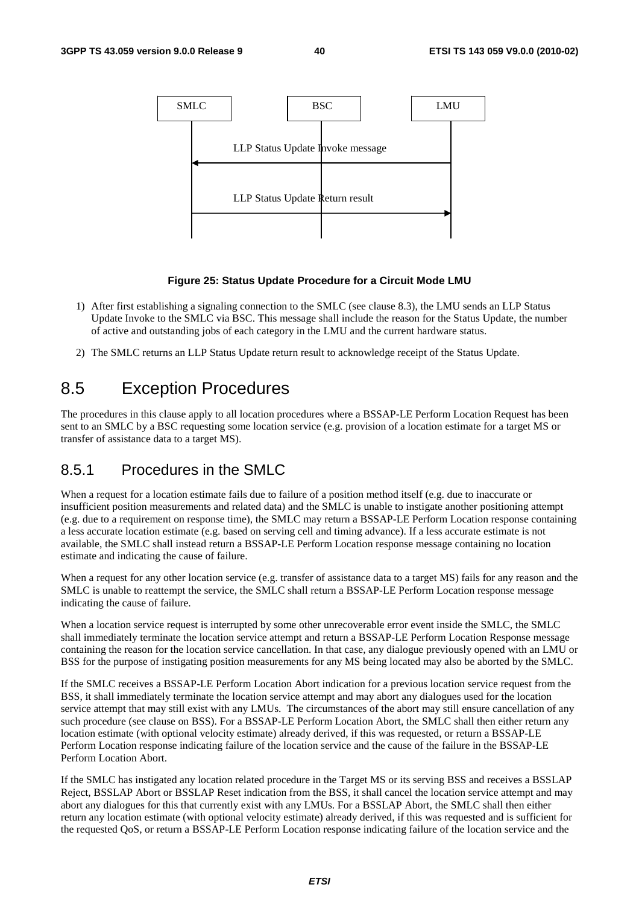**Figure 25: Status Update Procedure for a Circuit Mode LMU**

1) After first establishing a signaling connection to the SMLC (see clause 8.3), the LMU sends an LLP Status Update Invoke to the SMLC via BSC. This message shall include the reason for the Status Update, the number of active and outstanding jobs of each category in the LMU and the current hardware status.

2) The SMLC returns an LLP Status Update return result to acknowledge receipt of the Status Update.

# 8.5 Exception Procedures

The procedures in this clause apply to all location procedures where a BSSAP-LE Perform Location Request has been sent to an SMLC by a BSC requesting some location service (e.g. provision of a location estimate for a target MS or transfer of assistance data to a target MS).

## 8.5.1 Procedures in the SMLC

When a request for a location estimate fails due to failure of a position method itself (e.g. due to inaccurate or insufficient position measurements and related data) and the SMLC is unable to instigate another positioning attempt (e.g. due to a requirement on response time), the SMLC may return a BSSAP-LE Perform Location response containing a less accurate location estimate (e.g. based on serving cell and timing advance). If a less accurate estimate is not available, the SMLC shall instead return a BSSAP-LE Perform Location response message containing no location estimate and indicating the cause of failure.

When a request for any other location service (e.g. transfer of assistance data to a target MS) fails for any reason and the SMLC is unable to reattempt the service, the SMLC shall return a BSSAP-LE Perform Location response message indicating the cause of failure.

When a location service request is interrupted by some other unrecoverable error event inside the SMLC, the SMLC shall immediately terminate the location service attempt and return a BSSAP-LE Perform Location Response message containing the reason for the location service cancellation. In that case, any dialogue previously opened with an LMU or BSS for the purpose of instigating position measurements for any MS being located may also be aborted by the SMLC.

If the SMLC receives a BSSAP-LE Perform Location Abort indication for a previous location service request from the BSS, it shall immediately terminate the location service attempt and may abort any dialogues used for the location service attempt that may still exist with any LMUs. The circumstances of the abort may still ensure cancellation of any such procedure (see clause on BSS). For a BSSAP-LE Perform Location Abort, the SMLC shall then either return any location estimate (with optional velocity estimate) already derived, if this was requested, or return a BSSAP-LE Perform Location response indicating failure of the location service and the cause of the failure in the BSSAP-LE Perform Location Abort.

If the SMLC has instigated any location related procedure in the Target MS or its serving BSS and receives a BSSLAP Reject, BSSLAP Abort or BSSLAP Reset indication from the BSS, it shall cancel the location service attempt and may abort any dialogues for this that currently exist with any LMUs. For a BSSLAP Abort, the SMLC shall then either return any location estimate (with optional velocity estimate) already derived, if this was requested and is sufficient for the requested QoS, or return a BSSAP-LE Perform Location response indicating failure of the location service and the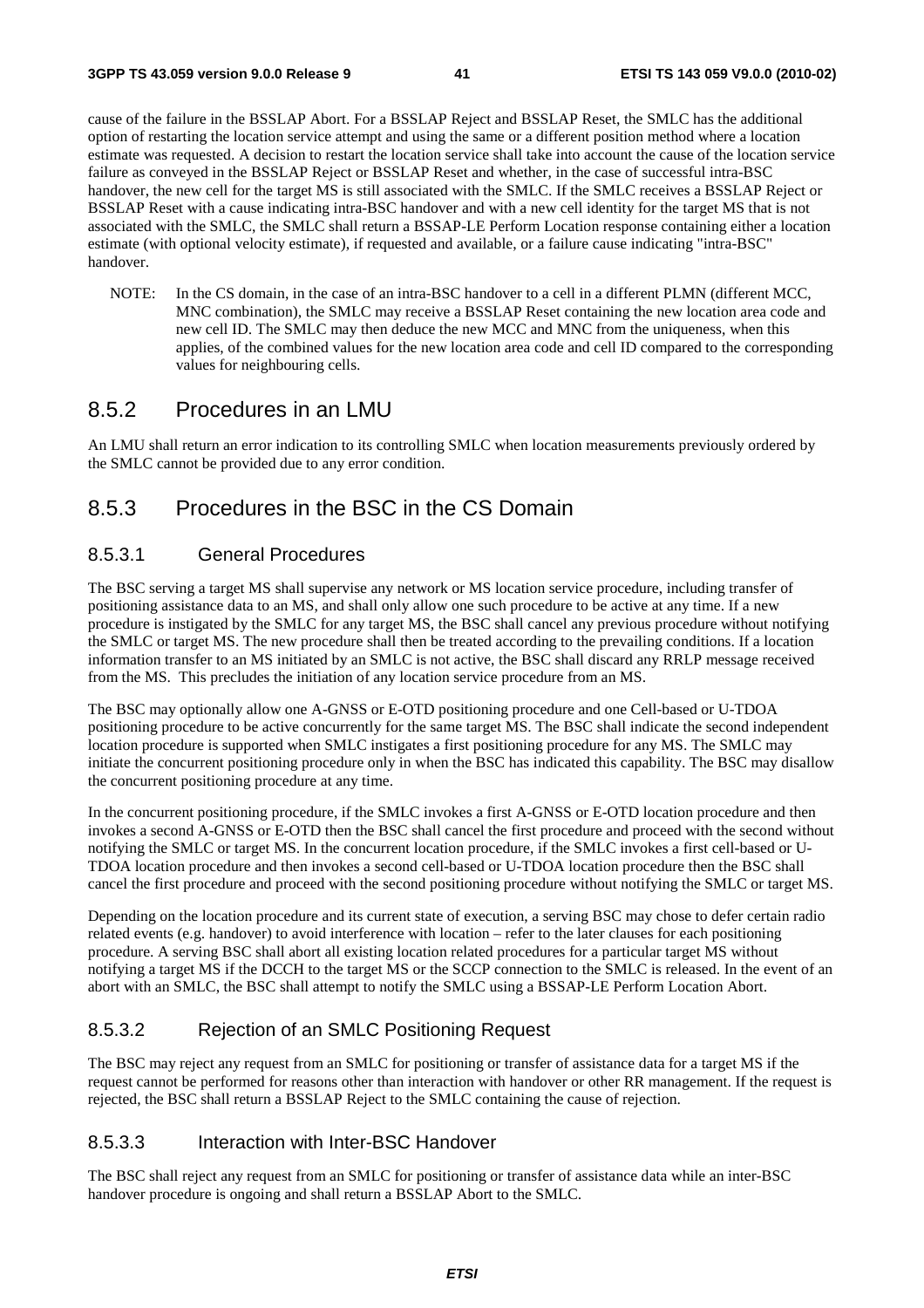cause of the failure in the BSSLAP Abort. For a BSSLAP Reject and BSSLAP Reset, the SMLC has the additional option of restarting the location service attempt and using the same or a different position method where a location estimate was requested. A decision to restart the location service shall take into account the cause of the location service failure as conveyed in the BSSLAP Reject or BSSLAP Reset and whether, in the case of successful intra-BSC handover, the new cell for the target MS is still associated with the SMLC. If the SMLC receives a BSSLAP Reject or BSSLAP Reset with a cause indicating intra-BSC handover and with a new cell identity for the target MS that is not associated with the SMLC, the SMLC shall return a BSSAP-LE Perform Location response containing either a location estimate (with optional velocity estimate), if requested and available, or a failure cause indicating "intra-BSC" handover.

NOTE: In the CS domain, in the case of an intra-BSC handover to a cell in a different PLMN (different MCC, MNC combination), the SMLC may receive a BSSLAP Reset containing the new location area code and new cell ID. The SMLC may then deduce the new MCC and MNC from the uniqueness, when this applies, of the combined values for the new location area code and cell ID compared to the corresponding values for neighbouring cells.

## 8.5.2 Procedures in an LMU

An LMU shall return an error indication to its controlling SMLC when location measurements previously ordered by the SMLC cannot be provided due to any error condition.

## 8.5.3 Procedures in the BSC in the CS Domain

### 8.5.3.1 General Procedures

The BSC serving a target MS shall supervise any network or MS location service procedure, including transfer of positioning assistance data to an MS, and shall only allow one such procedure to be active at any time. If a new procedure is instigated by the SMLC for any target MS, the BSC shall cancel any previous procedure without notifying the SMLC or target MS. The new procedure shall then be treated according to the prevailing conditions. If a location information transfer to an MS initiated by an SMLC is not active, the BSC shall discard any RRLP message received from the MS. This precludes the initiation of any location service procedure from an MS.

The BSC may optionally allow one A-GNSS or E-OTD positioning procedure and one Cell-based or U-TDOA positioning procedure to be active concurrently for the same target MS. The BSC shall indicate the second independent location procedure is supported when SMLC instigates a first positioning procedure for any MS. The SMLC may initiate the concurrent positioning procedure only in when the BSC has indicated this capability. The BSC may disallow the concurrent positioning procedure at any time.

In the concurrent positioning procedure, if the SMLC invokes a first A-GNSS or E-OTD location procedure and then invokes a second A-GNSS or E-OTD then the BSC shall cancel the first procedure and proceed with the second without notifying the SMLC or target MS. In the concurrent location procedure, if the SMLC invokes a first cell-based or U-TDOA location procedure and then invokes a second cell-based or U-TDOA location procedure then the BSC shall cancel the first procedure and proceed with the second positioning procedure without notifying the SMLC or target MS.

Depending on the location procedure and its current state of execution, a serving BSC may chose to defer certain radio related events (e.g. handover) to avoid interference with location – refer to the later clauses for each positioning procedure. A serving BSC shall abort all existing location related procedures for a particular target MS without notifying a target MS if the DCCH to the target MS or the SCCP connection to the SMLC is released. In the event of an abort with an SMLC, the BSC shall attempt to notify the SMLC using a BSSAP-LE Perform Location Abort.

### 8.5.3.2 Rejection of an SMLC Positioning Request

The BSC may reject any request from an SMLC for positioning or transfer of assistance data for a target MS if the request cannot be performed for reasons other than interaction with handover or other RR management. If the request is rejected, the BSC shall return a BSSLAP Reject to the SMLC containing the cause of rejection.

### 8.5.3.3 Interaction with Inter-BSC Handover

The BSC shall reject any request from an SMLC for positioning or transfer of assistance data while an inter-BSC handover procedure is ongoing and shall return a BSSLAP Abort to the SMLC.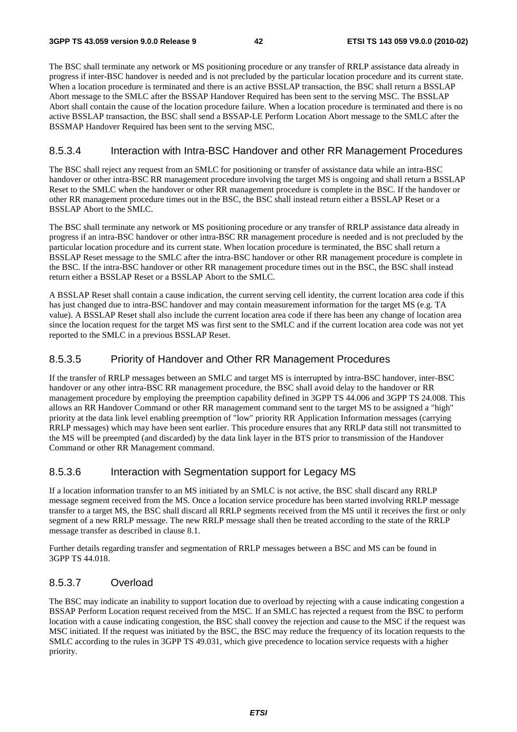The BSC shall terminate any network or MS positioning procedure or any transfer of RRLP assistance data already in progress if inter-BSC handover is needed and is not precluded by the particular location procedure and its current state. When a location procedure is terminated and there is an active BSSLAP transaction, the BSC shall return a BSSLAP Abort message to the SMLC after the BSSAP Handover Required has been sent to the serving MSC. The BSSLAP Abort shall contain the cause of the location procedure failure. When a location procedure is terminated and there is no active BSSLAP transaction, the BSC shall send a BSSAP-LE Perform Location Abort message to the SMLC after the BSSMAP Handover Required has been sent to the serving MSC.

#### 8.5.3.4 Interaction with Intra-BSC Handover and other RR Management Procedures

The BSC shall reject any request from an SMLC for positioning or transfer of assistance data while an intra-BSC handover or other intra-BSC RR management procedure involving the target MS is ongoing and shall return a BSSLAP Reset to the SMLC when the handover or other RR management procedure is complete in the BSC. If the handover or other RR management procedure times out in the BSC, the BSC shall instead return either a BSSLAP Reset or a BSSLAP Abort to the SMLC.

The BSC shall terminate any network or MS positioning procedure or any transfer of RRLP assistance data already in progress if an intra-BSC handover or other intra-BSC RR management procedure is needed and is not precluded by the particular location procedure and its current state. When location procedure is terminated, the BSC shall return a BSSLAP Reset message to the SMLC after the intra-BSC handover or other RR management procedure is complete in the BSC. If the intra-BSC handover or other RR management procedure times out in the BSC, the BSC shall instead return either a BSSLAP Reset or a BSSLAP Abort to the SMLC.

A BSSLAP Reset shall contain a cause indication, the current serving cell identity, the current location area code if this has just changed due to intra-BSC handover and may contain measurement information for the target MS (e.g. TA value). A BSSLAP Reset shall also include the current location area code if there has been any change of location area since the location request for the target MS was first sent to the SMLC and if the current location area code was not yet reported to the SMLC in a previous BSSLAP Reset.

#### 8.5.3.5 Priority of Handover and Other RR Management Procedures

If the transfer of RRLP messages between an SMLC and target MS is interrupted by intra-BSC handover, inter-BSC handover or any other intra-BSC RR management procedure, the BSC shall avoid delay to the handover or RR management procedure by employing the preemption capability defined in 3GPP TS 44.006 and 3GPP TS 24.008. This allows an RR Handover Command or other RR management command sent to the target MS to be assigned a "high" priority at the data link level enabling preemption of "low" priority RR Application Information messages (carrying RRLP messages) which may have been sent earlier. This procedure ensures that any RRLP data still not transmitted to the MS will be preempted (and discarded) by the data link layer in the BTS prior to transmission of the Handover Command or other RR Management command.

#### 8.5.3.6 Interaction with Segmentation support for Legacy MS

If a location information transfer to an MS initiated by an SMLC is not active, the BSC shall discard any RRLP message segment received from the MS. Once a location service procedure has been started involving RRLP message transfer to a target MS, the BSC shall discard all RRLP segments received from the MS until it receives the first or only segment of a new RRLP message. The new RRLP message shall then be treated according to the state of the RRLP message transfer as described in clause 8.1.

Further details regarding transfer and segmentation of RRLP messages between a BSC and MS can be found in 3GPP TS 44.018.

#### 8.5.3.7 Overload

The BSC may indicate an inability to support location due to overload by rejecting with a cause indicating congestion a BSSAP Perform Location request received from the MSC. If an SMLC has rejected a request from the BSC to perform location with a cause indicating congestion, the BSC shall convey the rejection and cause to the MSC if the request was MSC initiated. If the request was initiated by the BSC, the BSC may reduce the frequency of its location requests to the SMLC according to the rules in 3GPP TS 49.031, which give precedence to location service requests with a higher priority.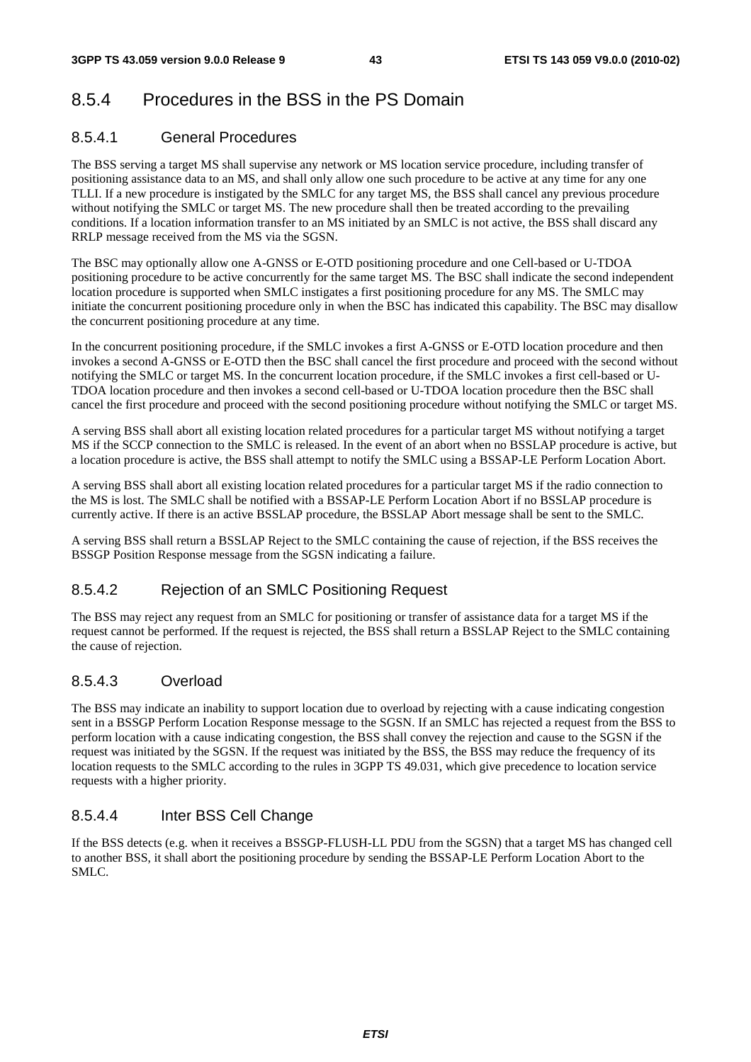## 8.5.4 Procedures in the BSS in the PS Domain

### 8.5.4.1 General Procedures

The BSS serving a target MS shall supervise any network or MS location service procedure, including transfer of positioning assistance data to an MS, and shall only allow one such procedure to be active at any time for any one TLLI. If a new procedure is instigated by the SMLC for any target MS, the BSS shall cancel any previous procedure without notifying the SMLC or target MS. The new procedure shall then be treated according to the prevailing conditions. If a location information transfer to an MS initiated by an SMLC is not active, the BSS shall discard any RRLP message received from the MS via the SGSN.

The BSC may optionally allow one A-GNSS or E-OTD positioning procedure and one Cell-based or U-TDOA positioning procedure to be active concurrently for the same target MS. The BSC shall indicate the second independent location procedure is supported when SMLC instigates a first positioning procedure for any MS. The SMLC may initiate the concurrent positioning procedure only in when the BSC has indicated this capability. The BSC may disallow the concurrent positioning procedure at any time.

In the concurrent positioning procedure, if the SMLC invokes a first A-GNSS or E-OTD location procedure and then invokes a second A-GNSS or E-OTD then the BSC shall cancel the first procedure and proceed with the second without notifying the SMLC or target MS. In the concurrent location procedure, if the SMLC invokes a first cell-based or U-TDOA location procedure and then invokes a second cell-based or U-TDOA location procedure then the BSC shall cancel the first procedure and proceed with the second positioning procedure without notifying the SMLC or target MS.

A serving BSS shall abort all existing location related procedures for a particular target MS without notifying a target MS if the SCCP connection to the SMLC is released. In the event of an abort when no BSSLAP procedure is active, but a location procedure is active, the BSS shall attempt to notify the SMLC using a BSSAP-LE Perform Location Abort.

A serving BSS shall abort all existing location related procedures for a particular target MS if the radio connection to the MS is lost. The SMLC shall be notified with a BSSAP-LE Perform Location Abort if no BSSLAP procedure is currently active. If there is an active BSSLAP procedure, the BSSLAP Abort message shall be sent to the SMLC.

A serving BSS shall return a BSSLAP Reject to the SMLC containing the cause of rejection, if the BSS receives the BSSGP Position Response message from the SGSN indicating a failure.

### 8.5.4.2 Rejection of an SMLC Positioning Request

The BSS may reject any request from an SMLC for positioning or transfer of assistance data for a target MS if the request cannot be performed. If the request is rejected, the BSS shall return a BSSLAP Reject to the SMLC containing the cause of rejection.

### 8.5.4.3 Overload

The BSS may indicate an inability to support location due to overload by rejecting with a cause indicating congestion sent in a BSSGP Perform Location Response message to the SGSN. If an SMLC has rejected a request from the BSS to perform location with a cause indicating congestion, the BSS shall convey the rejection and cause to the SGSN if the request was initiated by the SGSN. If the request was initiated by the BSS, the BSS may reduce the frequency of its location requests to the SMLC according to the rules in 3GPP TS 49.031, which give precedence to location service requests with a higher priority.

### 8.5.4.4 Inter BSS Cell Change

If the BSS detects (e.g. when it receives a BSSGP-FLUSH-LL PDU from the SGSN) that a target MS has changed cell to another BSS, it shall abort the positioning procedure by sending the BSSAP-LE Perform Location Abort to the SMLC.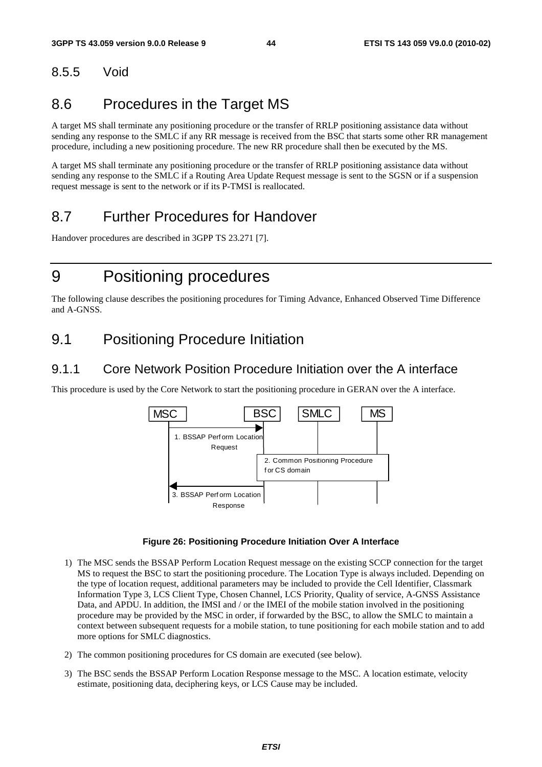### 8.5.5 Void

## 8.6 Procedures in the Target MS

A target MS shall terminate any positioning procedure or the transfer of RRLP positioning assistance data without sending any response to the SMLC if any RR message is received from the BSC that starts some other RR management procedure, including a new positioning procedure. The new RR procedure shall then be executed by the MS.

A target MS shall terminate any positioning procedure or the transfer of RRLP positioning assistance data without sending any response to the SMLC if a Routing Area Update Request message is sent to the SGSN or if a suspension request message is sent to the network or if its P-TMSI is reallocated.

## 8.7 Further Procedures for Handover

Handover procedures are described in 3GPP TS 23.271 [7].

# 9 Positioning procedures

The following clause describes the positioning procedures for Timing Advance, Enhanced Observed Time Difference and A-GNSS.

## 9.1 Positioning Procedure Initiation

### 9.1.1 Core Network Position Procedure Initiation over the A interface

This procedure is used by the Core Network to start the positioning procedure in GERAN over the A interface.

MSC | BSC | SMLC | MS

1. BSSAP Perform Location Request
2. Common Positioning Procedure for CS domain
3. BSSAP Perform Location Response

**Figure 26: Positioning Procedure Initiation Over A Interface**

1) The MSC sends the BSSAP Perform Location Request message on the existing SCCP connection for the target MS to request the BSC to start the positioning procedure. The Location Type is always included. Depending on the type of location request, additional parameters may be included to provide the Cell Identifier, Classmark Information Type 3, LCS Client Type, Chosen Channel, LCS Priority, Quality of service, A-GNSS Assistance Data, and APDU. In addition, the IMSI and / or the IMEI of the mobile station involved in the positioning procedure may be provided by the MSC in order, if forwarded by the BSC, to allow the SMLC to maintain a context between subsequent requests for a mobile station, to tune positioning for each mobile station and to add more options for SMLC diagnostics.

2) The common positioning procedures for CS domain are executed (see below).

3) The BSC sends the BSSAP Perform Location Response message to the MSC. A location estimate, velocity estimate, positioning data, deciphering keys, or LCS Cause may be included.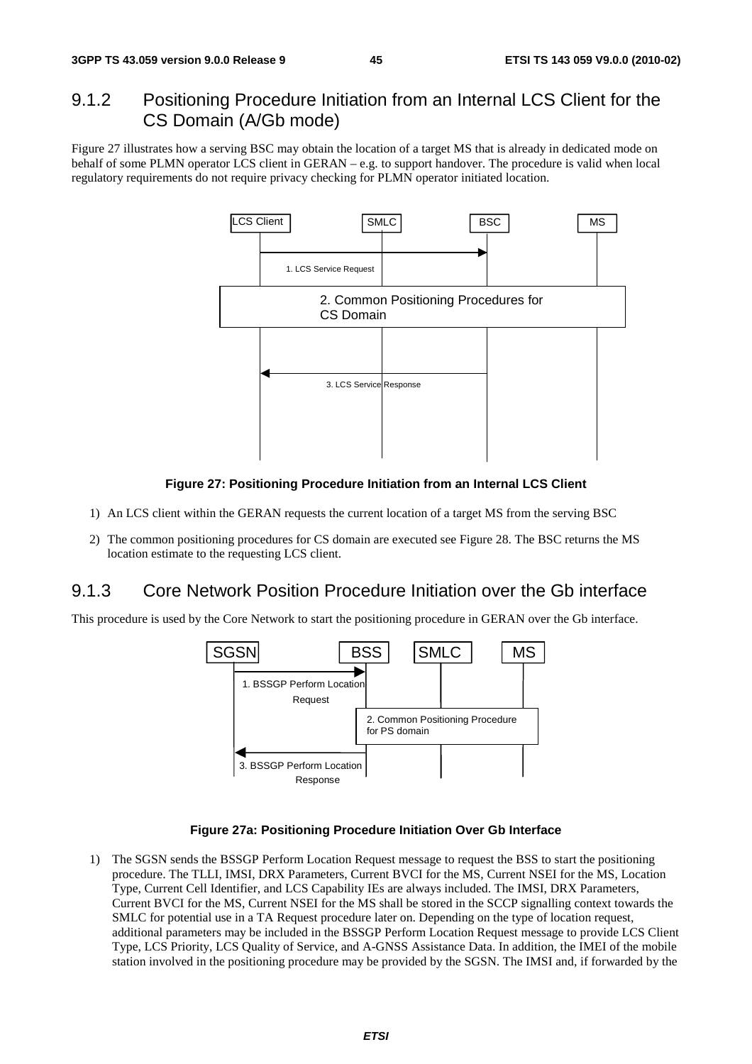## 9.1.2 Positioning Procedure Initiation from an Internal LCS Client for the CS Domain (A/Gb mode)

Figure 27 illustrates how a serving BSC may obtain the location of a target MS that is already in dedicated mode on behalf of some PLMN operator LCS client in GERAN – e.g. to support handover. The procedure is valid when local regulatory requirements do not require privacy checking for PLMN operator initiated location.

**Figure 27: Positioning Procedure Initiation from an Internal LCS Client**

1) An LCS client within the GERAN requests the current location of a target MS from the serving BSC

2) The common positioning procedures for CS domain are executed see Figure 28. The BSC returns the MS location estimate to the requesting LCS client.

## 9.1.3 Core Network Position Procedure Initiation over the Gb interface

This procedure is used by the Core Network to start the positioning procedure in GERAN over the Gb interface.

**Figure 27a: Positioning Procedure Initiation Over Gb Interface**

1) The SGSN sends the BSSGP Perform Location Request message to request the BSS to start the positioning procedure. The TLLI, IMSI, DRX Parameters, Current BVCI for the MS, Current NSEI for the MS, Location Type, Current Cell Identifier, and LCS Capability IEs are always included. The IMSI, DRX Parameters, Current BVCI for the MS, Current NSEI for the MS shall be stored in the SCCP signalling context towards the SMLC for potential use in a TA Request procedure later on. Depending on the type of location request, additional parameters may be included in the BSSGP Perform Location Request message to provide LCS Client Type, LCS Priority, LCS Quality of Service, and A-GNSS Assistance Data. In addition, the IMEI of the mobile station involved in the positioning procedure may be provided by the SGSN. The IMSI and, if forwarded by the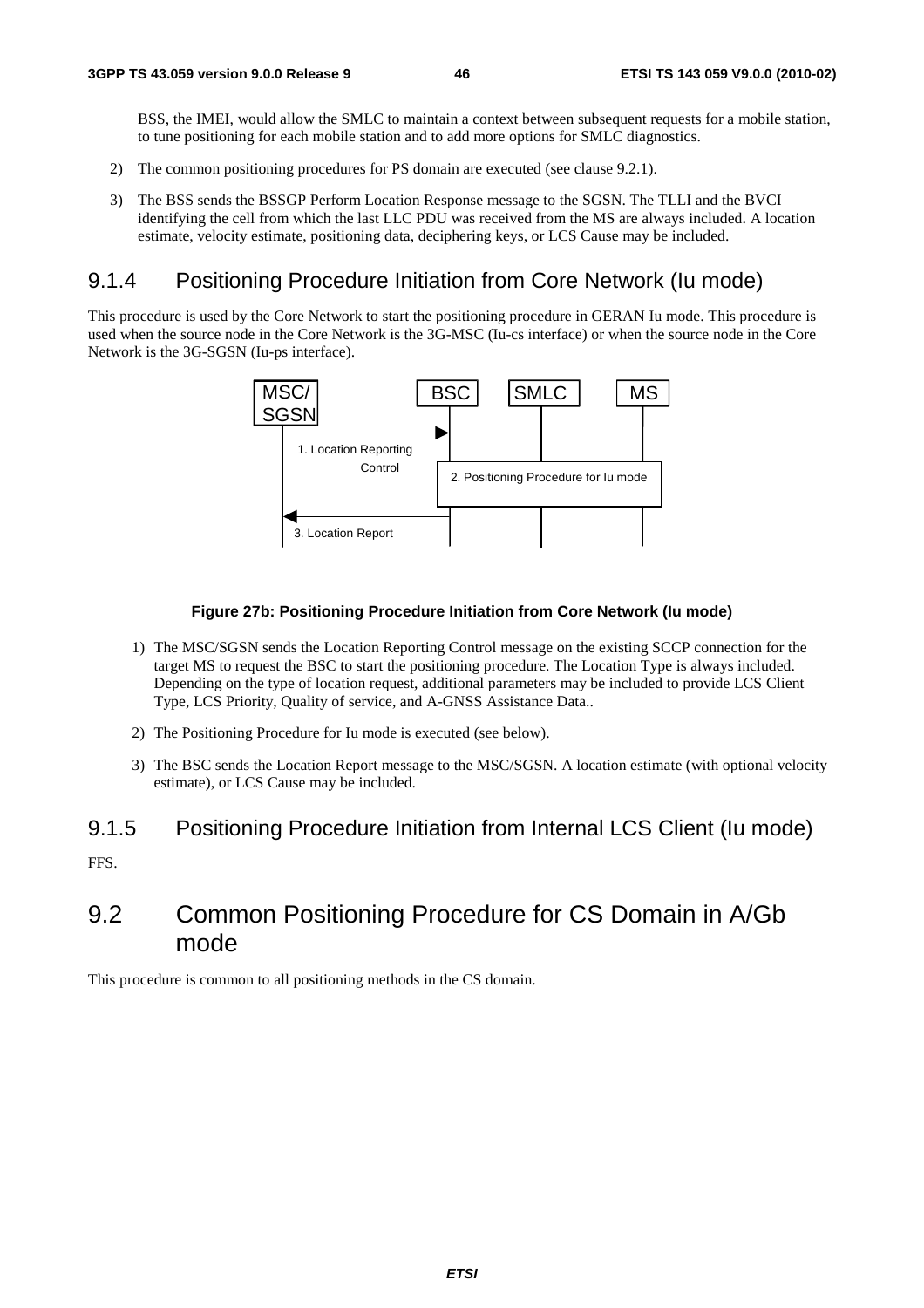BSS, the IMEI, would allow the SMLC to maintain a context between subsequent requests for a mobile station, to tune positioning for each mobile station and to add more options for SMLC diagnostics.

2) The common positioning procedures for PS domain are executed (see clause 9.2.1).

3) The BSS sends the BSSGP Perform Location Response message to the SGSN. The TLLI and the BVCI identifying the cell from which the last LLC PDU was received from the MS are always included. A location estimate, velocity estimate, positioning data, deciphering keys, or LCS Cause may be included.

### 9.1.4 Positioning Procedure Initiation from Core Network (Iu mode)

This procedure is used by the Core Network to start the positioning procedure in GERAN Iu mode. This procedure is used when the source node in the Core Network is the 3G-MSC (Iu-cs interface) or when the source node in the Core Network is the 3G-SGSN (Iu-ps interface).

**Figure 27b: Positioning Procedure Initiation from Core Network (Iu mode)**

1) The MSC/SGSN sends the Location Reporting Control message on the existing SCCP connection for the target MS to request the BSC to start the positioning procedure. The Location Type is always included. Depending on the type of location request, additional parameters may be included to provide LCS Client Type, LCS Priority, Quality of service, and A-GNSS Assistance Data..

2) The Positioning Procedure for Iu mode is executed (see below).

3) The BSC sends the Location Report message to the MSC/SGSN. A location estimate (with optional velocity estimate), or LCS Cause may be included.

### 9.1.5 Positioning Procedure Initiation from Internal LCS Client (Iu mode)

FFS.

## 9.2 Common Positioning Procedure for CS Domain in A/Gb mode

This procedure is common to all positioning methods in the CS domain.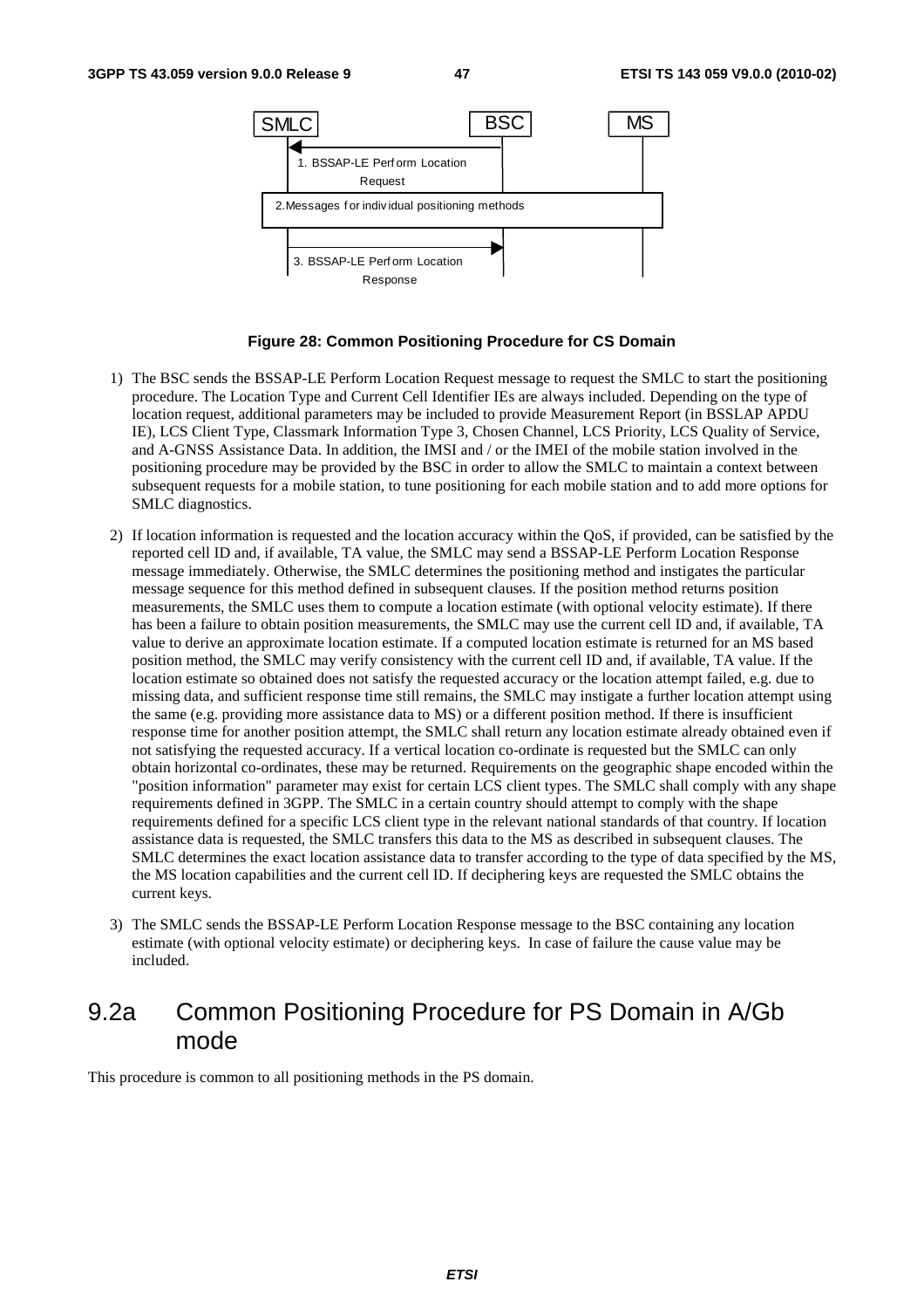**Figure 28: Common Positioning Procedure for CS Domain**

1) The BSC sends the BSSAP-LE Perform Location Request message to request the SMLC to start the positioning procedure. The Location Type and Current Cell Identifier IEs are always included. Depending on the type of location request, additional parameters may be included to provide Measurement Report (in BSSLAP APDU IE), LCS Client Type, Classmark Information Type 3, Chosen Channel, LCS Priority, LCS Quality of Service, and A-GNSS Assistance Data. In addition, the IMSI and / or the IMEI of the mobile station involved in the positioning procedure may be provided by the BSC in order to allow the SMLC to maintain a context between subsequent requests for a mobile station, to tune positioning for each mobile station and to add more options for SMLC diagnostics.

2) If location information is requested and the location accuracy within the QoS, if provided, can be satisfied by the reported cell ID and, if available, TA value, the SMLC may send a BSSAP-LE Perform Location Response message immediately. Otherwise, the SMLC determines the positioning method and instigates the particular message sequence for this method defined in subsequent clauses. If the position method returns position measurements, the SMLC uses them to compute a location estimate (with optional velocity estimate). If there has been a failure to obtain position measurements, the SMLC may use the current cell ID and, if available, TA value to derive an approximate location estimate. If a computed location estimate is returned for an MS based position method, the SMLC may verify consistency with the current cell ID and, if available, TA value. If the location estimate so obtained does not satisfy the requested accuracy or the location attempt failed, e.g. due to missing data, and sufficient response time still remains, the SMLC may instigate a further location attempt using the same (e.g. providing more assistance data to MS) or a different position method. If there is insufficient response time for another position attempt, the SMLC shall return any location estimate already obtained even if not satisfying the requested accuracy. If a vertical location co-ordinate is requested but the SMLC can only obtain horizontal co-ordinates, these may be returned. Requirements on the geographic shape encoded within the "position information" parameter may exist for certain LCS client types. The SMLC shall comply with any shape requirements defined in 3GPP. The SMLC in a certain country should attempt to comply with the shape requirements defined for a specific LCS client type in the relevant national standards of that country. If location assistance data is requested, the SMLC transfers this data to the MS as described in subsequent clauses. The SMLC determines the exact location assistance data to transfer according to the type of data specified by the MS, the MS location capabilities and the current cell ID. If deciphering keys are requested the SMLC obtains the current keys.

3) The SMLC sends the BSSAP-LE Perform Location Response message to the BSC containing any location estimate (with optional velocity estimate) or deciphering keys. In case of failure the cause value may be included.

## 9.2a Common Positioning Procedure for PS Domain in A/Gb mode

This procedure is common to all positioning methods in the PS domain.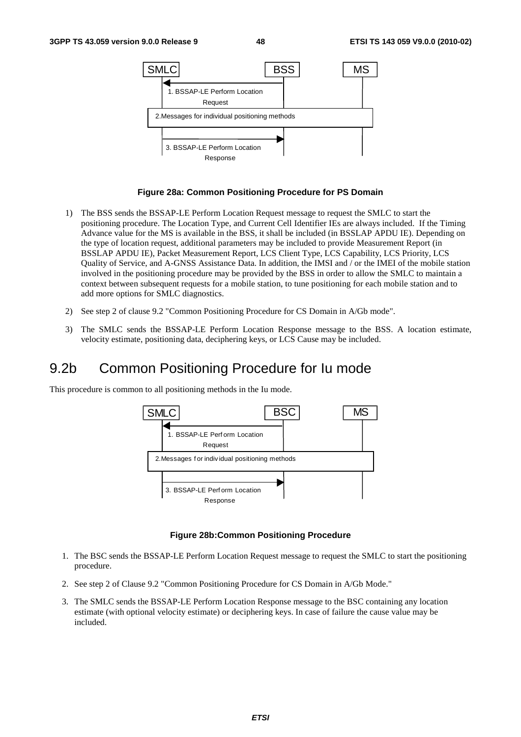**Figure 28a: Common Positioning Procedure for PS Domain**

1) The BSS sends the BSSAP-LE Perform Location Request message to request the SMLC to start the positioning procedure. The Location Type, and Current Cell Identifier IEs are always included. If the Timing Advance value for the MS is available in the BSS, it shall be included (in BSSLAP APDU IE). Depending on the type of location request, additional parameters may be included to provide Measurement Report (in BSSLAP APDU IE), Packet Measurement Report, LCS Client Type, LCS Capability, LCS Priority, LCS Quality of Service, and A-GNSS Assistance Data. In addition, the IMSI and / or the IMEI of the mobile station involved in the positioning procedure may be provided by the BSS in order to allow the SMLC to maintain a context between subsequent requests for a mobile station, to tune positioning for each mobile station and to add more options for SMLC diagnostics.

2) See step 2 of clause 9.2 "Common Positioning Procedure for CS Domain in A/Gb mode".

3) The SMLC sends the BSSAP-LE Perform Location Response message to the BSS. A location estimate, velocity estimate, positioning data, deciphering keys, or LCS Cause may be included.

## 9.2b Common Positioning Procedure for Iu mode

This procedure is common to all positioning methods in the Iu mode.

**Figure 28b:Common Positioning Procedure**

1. The BSC sends the BSSAP-LE Perform Location Request message to request the SMLC to start the positioning procedure.

2. See step 2 of Clause 9.2 "Common Positioning Procedure for CS Domain in A/Gb Mode."

3. The SMLC sends the BSSAP-LE Perform Location Response message to the BSC containing any location estimate (with optional velocity estimate) or deciphering keys. In case of failure the cause value may be included.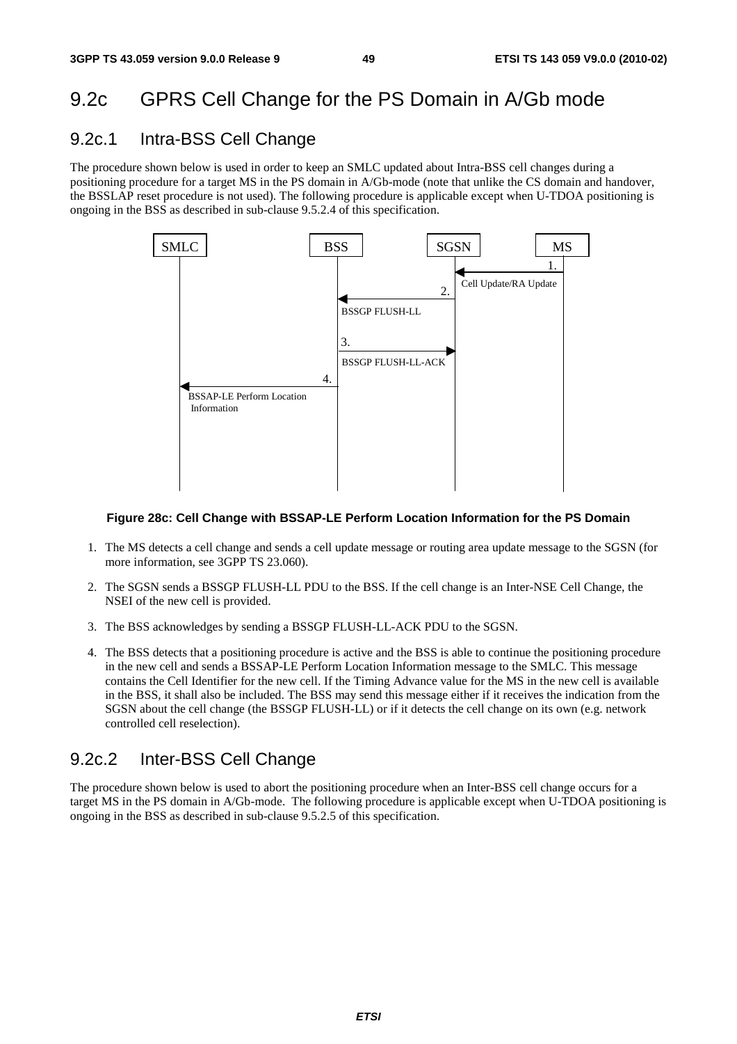## 9.2c GPRS Cell Change for the PS Domain in A/Gb mode

### 9.2c.1 Intra-BSS Cell Change

The procedure shown below is used in order to keep an SMLC updated about Intra-BSS cell changes during a positioning procedure for a target MS in the PS domain in A/Gb-mode (note that unlike the CS domain and handover, the BSSLAP reset procedure is not used). The following procedure is applicable except when U-TDOA positioning is ongoing in the BSS as described in sub-clause 9.5.2.4 of this specification.

**Figure 28c: Cell Change with BSSAP-LE Perform Location Information for the PS Domain**

1. The MS detects a cell change and sends a cell update message or routing area update message to the SGSN (for more information, see 3GPP TS 23.060).

2. The SGSN sends a BSSGP FLUSH-LL PDU to the BSS. If the cell change is an Inter-NSE Cell Change, the NSEI of the new cell is provided.

3. The BSS acknowledges by sending a BSSGP FLUSH-LL-ACK PDU to the SGSN.

4. The BSS detects that a positioning procedure is active and the BSS is able to continue the positioning procedure in the new cell and sends a BSSAP-LE Perform Location Information message to the SMLC. This message contains the Cell Identifier for the new cell. If the Timing Advance value for the MS in the new cell is available in the BSS, it shall also be included. The BSS may send this message either if it receives the indication from the SGSN about the cell change (the BSSGP FLUSH-LL) or if it detects the cell change on its own (e.g. network controlled cell reselection).

### 9.2c.2 Inter-BSS Cell Change

The procedure shown below is used to abort the positioning procedure when an Inter-BSS cell change occurs for a target MS in the PS domain in A/Gb-mode. The following procedure is applicable except when U-TDOA positioning is ongoing in the BSS as described in sub-clause 9.5.2.5 of this specification.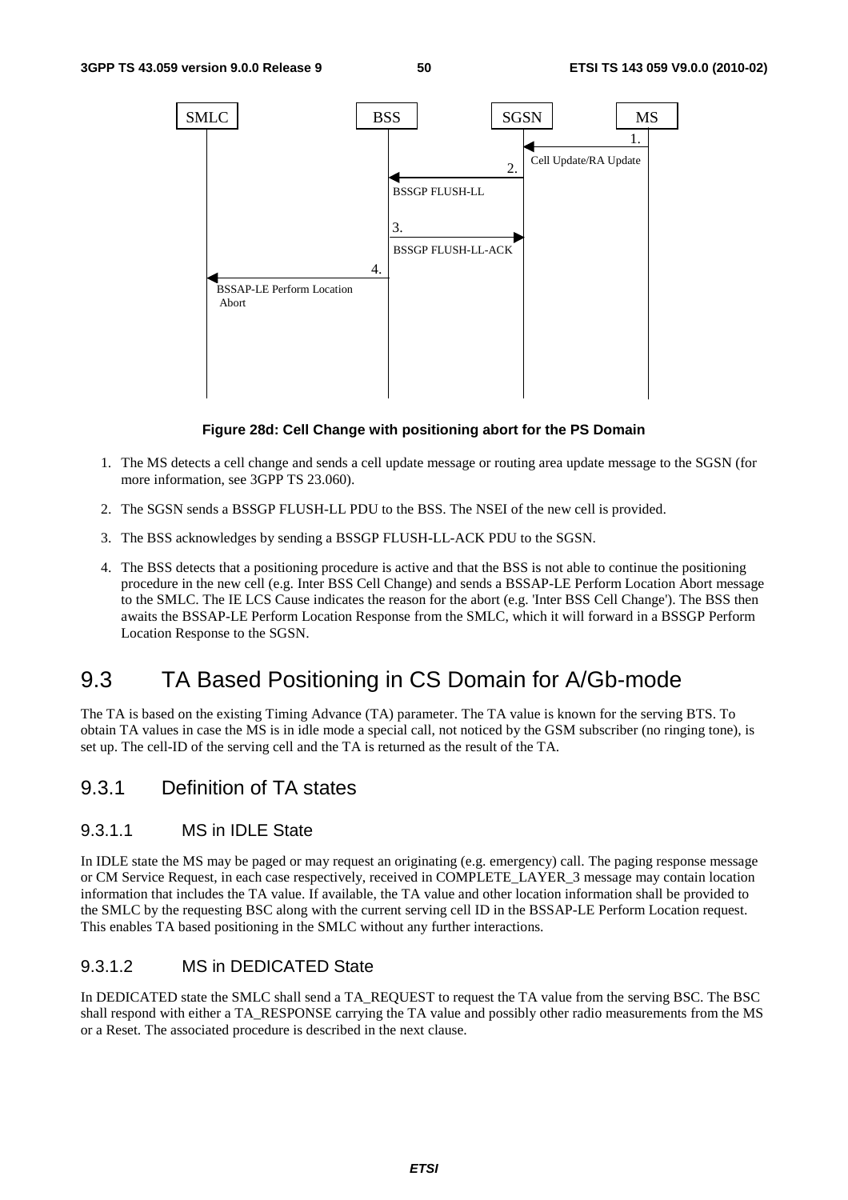Figure 28d: Cell Change with positioning abort for the PS Domain

1. The MS detects a cell change and sends a cell update message or routing area update message to the SGSN (for more information, see 3GPP TS 23.060).

2. The SGSN sends a BSSGP FLUSH-LL PDU to the BSS. The NSEI of the new cell is provided.

3. The BSS acknowledges by sending a BSSGP FLUSH-LL-ACK PDU to the SGSN.

4. The BSS detects that a positioning procedure is active and that the BSS is not able to continue the positioning procedure in the new cell (e.g. Inter BSS Cell Change) and sends a BSSAP-LE Perform Location Abort message to the SMLC. The IE LCS Cause indicates the reason for the abort (e.g. 'Inter BSS Cell Change'). The BSS then awaits the BSSAP-LE Perform Location Response from the SMLC, which it will forward in a BSSGP Perform Location Response to the SGSN.

# 9.3 TA Based Positioning in CS Domain for A/Gb-mode

The TA is based on the existing Timing Advance (TA) parameter. The TA value is known for the serving BTS. To obtain TA values in case the MS is in idle mode a special call, not noticed by the GSM subscriber (no ringing tone), is set up. The cell-ID of the serving cell and the TA is returned as the result of the TA.

## 9.3.1 Definition of TA states

### 9.3.1.1 MS in IDLE State

In IDLE state the MS may be paged or may request an originating (e.g. emergency) call. The paging response message or CM Service Request, in each case respectively, received in COMPLETE_LAYER_3 message may contain location information that includes the TA value. If available, the TA value and other location information shall be provided to the SMLC by the requesting BSC along with the current serving cell ID in the BSSAP-LE Perform Location request. This enables TA based positioning in the SMLC without any further interactions.

### 9.3.1.2 MS in DEDICATED State

In DEDICATED state the SMLC shall send a TA_REQUEST to request the TA value from the serving BSC. The BSC shall respond with either a TA_RESPONSE carrying the TA value and possibly other radio measurements from the MS or a Reset. The associated procedure is described in the next clause.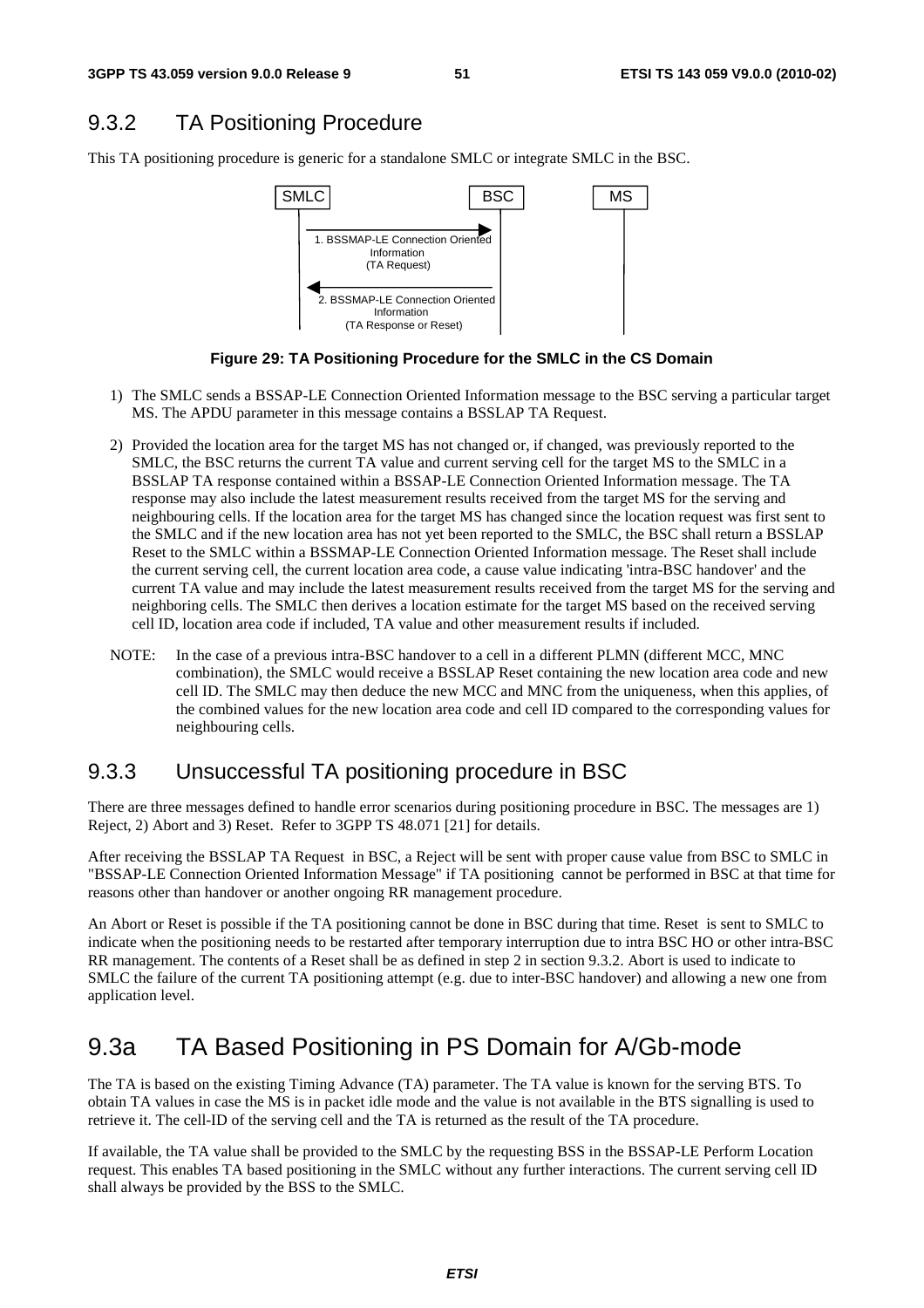## 9.3.2 TA Positioning Procedure

This TA positioning procedure is generic for a standalone SMLC or integrate SMLC in the BSC.

**Figure 29: TA Positioning Procedure for the SMLC in the CS Domain**

1) The SMLC sends a BSSAP-LE Connection Oriented Information message to the BSC serving a particular target MS. The APDU parameter in this message contains a BSSLAP TA Request.

2) Provided the location area for the target MS has not changed or, if changed, was previously reported to the SMLC, the BSC returns the current TA value and current serving cell for the target MS to the SMLC in a BSSLAP TA response contained within a BSSAP-LE Connection Oriented Information message. The TA response may also include the latest measurement results received from the target MS for the serving and neighbouring cells. If the location area for the target MS has changed since the location request was first sent to the SMLC and if the new location area has not yet been reported to the SMLC, the BSC shall return a BSSLAP Reset to the SMLC within a BSSMAP-LE Connection Oriented Information message. The Reset shall include the current serving cell, the current location area code, a cause value indicating 'intra-BSC handover' and the current TA value and may include the latest measurement results received from the target MS for the serving and neighboring cells. The SMLC then derives a location estimate for the target MS based on the received serving cell ID, location area code if included, TA value and other measurement results if included.

NOTE: In the case of a previous intra-BSC handover to a cell in a different PLMN (different MCC, MNC combination), the SMLC would receive a BSSLAP Reset containing the new location area code and new cell ID. The SMLC may then deduce the new MCC and MNC from the uniqueness, when this applies, of the combined values for the new location area code and cell ID compared to the corresponding values for neighbouring cells.

## 9.3.3 Unsuccessful TA positioning procedure in BSC

There are three messages defined to handle error scenarios during positioning procedure in BSC. The messages are 1) Reject, 2) Abort and 3) Reset. Refer to 3GPP TS 48.071 [21] for details.

After receiving the BSSLAP TA Request in BSC, a Reject will be sent with proper cause value from BSC to SMLC in "BSSAP-LE Connection Oriented Information Message" if TA positioning cannot be performed in BSC at that time for reasons other than handover or another ongoing RR management procedure.

An Abort or Reset is possible if the TA positioning cannot be done in BSC during that time. Reset is sent to SMLC to indicate when the positioning needs to be restarted after temporary interruption due to intra BSC HO or other intra-BSC RR management. The contents of a Reset shall be as defined in step 2 in section 9.3.2. Abort is used to indicate to SMLC the failure of the current TA positioning attempt (e.g. due to inter-BSC handover) and allowing a new one from application level.

# 9.3a TA Based Positioning in PS Domain for A/Gb-mode

The TA is based on the existing Timing Advance (TA) parameter. The TA value is known for the serving BTS. To obtain TA values in case the MS is in packet idle mode and the value is not available in the BTS signalling is used to retrieve it. The cell-ID of the serving cell and the TA is returned as the result of the TA procedure.

If available, the TA value shall be provided to the SMLC by the requesting BSS in the BSSAP-LE Perform Location request. This enables TA based positioning in the SMLC without any further interactions. The current serving cell ID shall always be provided by the BSS to the SMLC.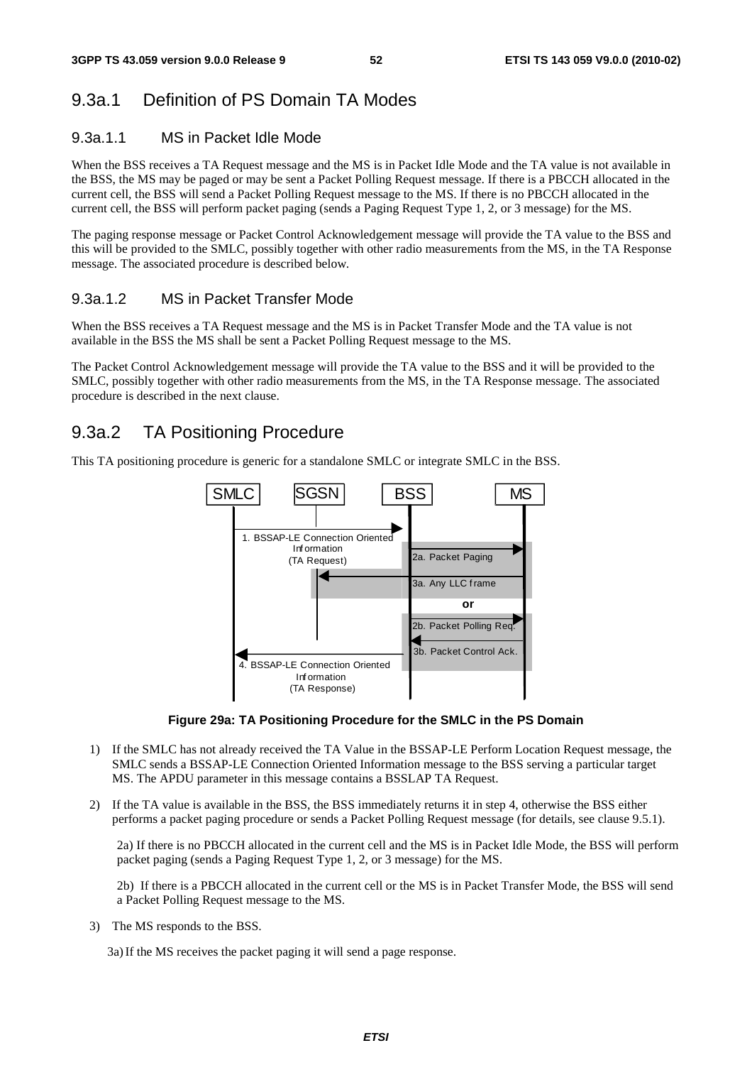## 9.3a.1 Definition of PS Domain TA Modes

### 9.3a.1.1 MS in Packet Idle Mode

When the BSS receives a TA Request message and the MS is in Packet Idle Mode and the TA value is not available in the BSS, the MS may be paged or may be sent a Packet Polling Request message. If there is a PBCCH allocated in the current cell, the BSS will send a Packet Polling Request message to the MS. If there is no PBCCH allocated in the current cell, the BSS will perform packet paging (sends a Paging Request Type 1, 2, or 3 message) for the MS.

The paging response message or Packet Control Acknowledgement message will provide the TA value to the BSS and this will be provided to the SMLC, possibly together with other radio measurements from the MS, in the TA Response message. The associated procedure is described below.

### 9.3a.1.2 MS in Packet Transfer Mode

When the BSS receives a TA Request message and the MS is in Packet Transfer Mode and the TA value is not available in the BSS the MS shall be sent a Packet Polling Request message to the MS.

The Packet Control Acknowledgement message will provide the TA value to the BSS and it will be provided to the SMLC, possibly together with other radio measurements from the MS, in the TA Response message. The associated procedure is described in the next clause.

## 9.3a.2 TA Positioning Procedure

This TA positioning procedure is generic for a standalone SMLC or integrate SMLC in the BSS.

```
SMLC            SGSN            BSS                     MS
 |                |              |                       |
 |--1. BSSAP-LE Connection Oriented Information--------->|
 |   (TA Request)                |--2a. Packet Paging--->|
 |                |<-------------|<--3a. Any LLC frame---|
 |                |              |          or           |
 |                |              |--2b. Packet Polling Req.->|
 |                |              |<--3b. Packet Control Ack.--|
 |<--4. BSSAP-LE Connection Oriented Information---------|
 |   (TA Response)               |                       |
```

**Figure 29a: TA Positioning Procedure for the SMLC in the PS Domain**

1) If the SMLC has not already received the TA Value in the BSSAP-LE Perform Location Request message, the SMLC sends a BSSAP-LE Connection Oriented Information message to the BSS serving a particular target MS. The APDU parameter in this message contains a BSSLAP TA Request.

2) If the TA value is available in the BSS, the BSS immediately returns it in step 4, otherwise the BSS either performs a packet paging procedure or sends a Packet Polling Request message (for details, see clause 9.5.1).

   2a) If there is no PBCCH allocated in the current cell and the MS is in Packet Idle Mode, the BSS will perform packet paging (sends a Paging Request Type 1, 2, or 3 message) for the MS.

   2b) If there is a PBCCH allocated in the current cell or the MS is in Packet Transfer Mode, the BSS will send a Packet Polling Request message to the MS.

3) The MS responds to the BSS.

   3a) If the MS receives the packet paging it will send a page response.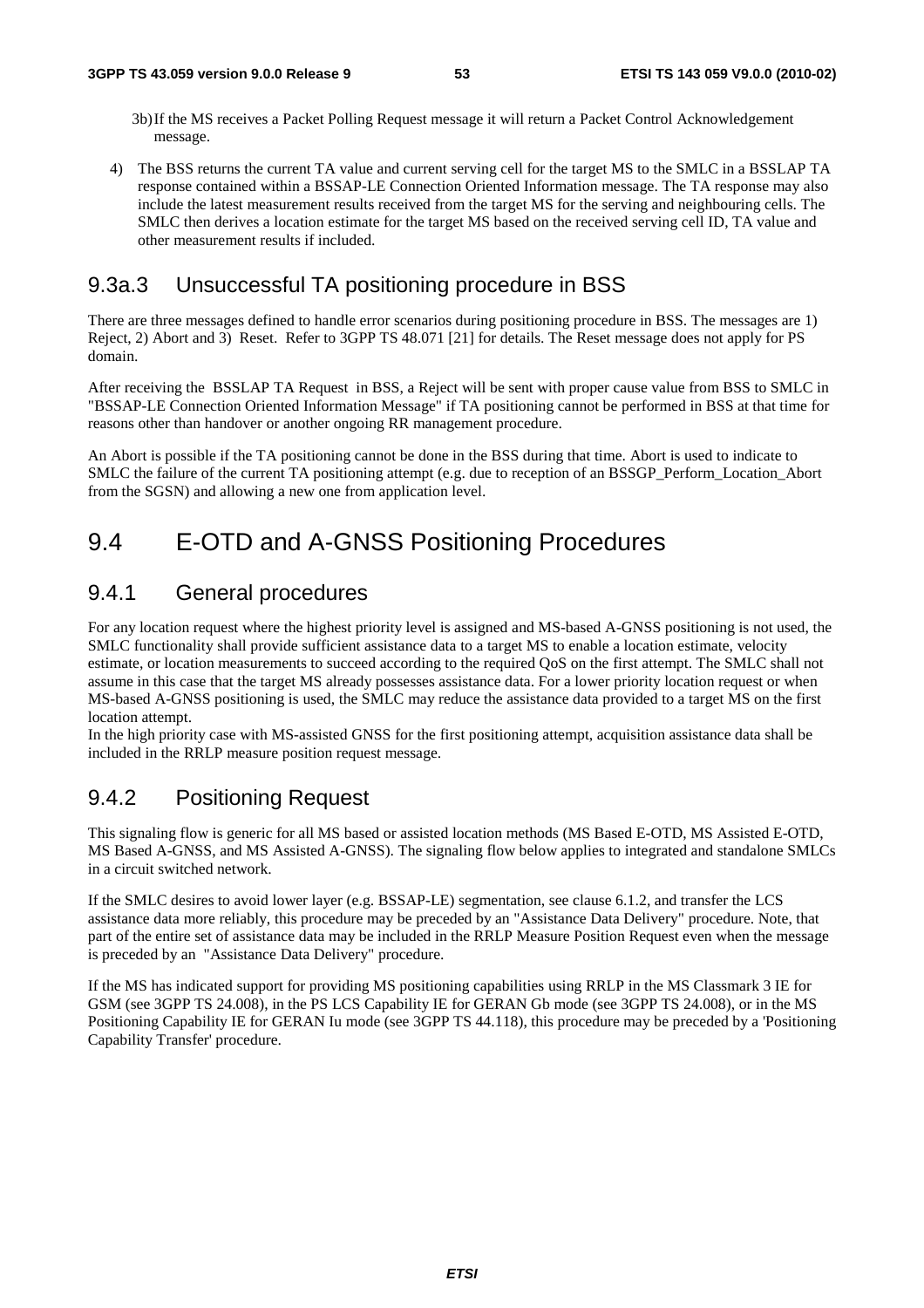3b) If the MS receives a Packet Polling Request message it will return a Packet Control Acknowledgement message.

4) The BSS returns the current TA value and current serving cell for the target MS to the SMLC in a BSSLAP TA response contained within a BSSAP-LE Connection Oriented Information message. The TA response may also include the latest measurement results received from the target MS for the serving and neighbouring cells. The SMLC then derives a location estimate for the target MS based on the received serving cell ID, TA value and other measurement results if included.

### 9.3a.3 Unsuccessful TA positioning procedure in BSS

There are three messages defined to handle error scenarios during positioning procedure in BSS. The messages are 1) Reject, 2) Abort and 3) Reset. Refer to 3GPP TS 48.071 [21] for details. The Reset message does not apply for PS domain.

After receiving the BSSLAP TA Request in BSS, a Reject will be sent with proper cause value from BSS to SMLC in "BSSAP-LE Connection Oriented Information Message" if TA positioning cannot be performed in BSS at that time for reasons other than handover or another ongoing RR management procedure.

An Abort is possible if the TA positioning cannot be done in the BSS during that time. Abort is used to indicate to SMLC the failure of the current TA positioning attempt (e.g. due to reception of an BSSGP_Perform_Location_Abort from the SGSN) and allowing a new one from application level.

## 9.4 E-OTD and A-GNSS Positioning Procedures

### 9.4.1 General procedures

For any location request where the highest priority level is assigned and MS-based A-GNSS positioning is not used, the SMLC functionality shall provide sufficient assistance data to a target MS to enable a location estimate, velocity estimate, or location measurements to succeed according to the required QoS on the first attempt. The SMLC shall not assume in this case that the target MS already possesses assistance data. For a lower priority location request or when MS-based A-GNSS positioning is used, the SMLC may reduce the assistance data provided to a target MS on the first location attempt.
In the high priority case with MS-assisted GNSS for the first positioning attempt, acquisition assistance data shall be included in the RRLP measure position request message.

### 9.4.2 Positioning Request

This signaling flow is generic for all MS based or assisted location methods (MS Based E-OTD, MS Assisted E-OTD, MS Based A-GNSS, and MS Assisted A-GNSS). The signaling flow below applies to integrated and standalone SMLCs in a circuit switched network.

If the SMLC desires to avoid lower layer (e.g. BSSAP-LE) segmentation, see clause 6.1.2, and transfer the LCS assistance data more reliably, this procedure may be preceded by an "Assistance Data Delivery" procedure. Note, that part of the entire set of assistance data may be included in the RRLP Measure Position Request even when the message is preceded by an "Assistance Data Delivery" procedure.

If the MS has indicated support for providing MS positioning capabilities using RRLP in the MS Classmark 3 IE for GSM (see 3GPP TS 24.008), in the PS LCS Capability IE for GERAN Gb mode (see 3GPP TS 24.008), or in the MS Positioning Capability IE for GERAN Iu mode (see 3GPP TS 44.118), this procedure may be preceded by a 'Positioning Capability Transfer' procedure.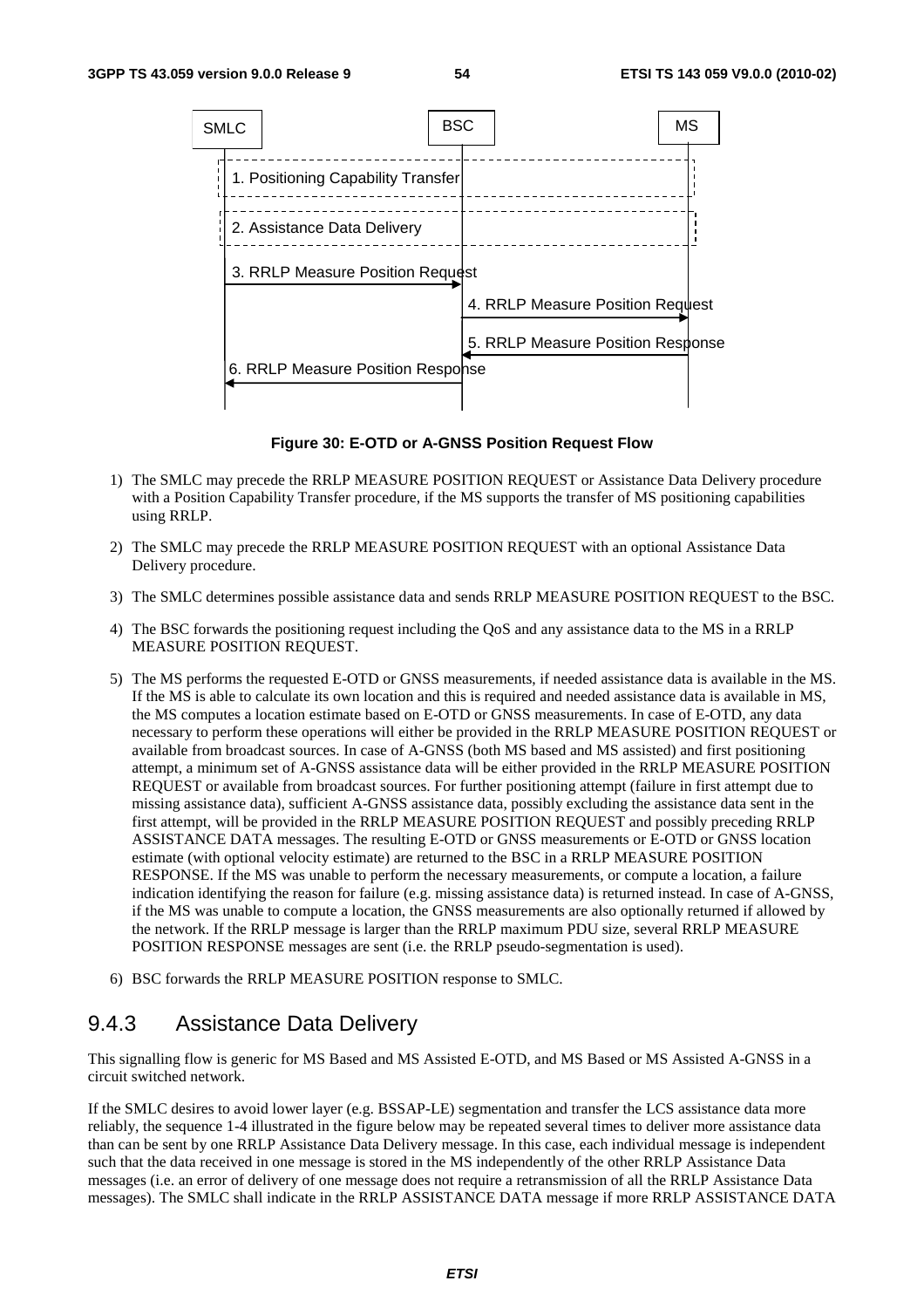**Figure 30: E-OTD or A-GNSS Position Request Flow**

1) The SMLC may precede the RRLP MEASURE POSITION REQUEST or Assistance Data Delivery procedure with a Position Capability Transfer procedure, if the MS supports the transfer of MS positioning capabilities using RRLP.

2) The SMLC may precede the RRLP MEASURE POSITION REQUEST with an optional Assistance Data Delivery procedure.

3) The SMLC determines possible assistance data and sends RRLP MEASURE POSITION REQUEST to the BSC.

4) The BSC forwards the positioning request including the QoS and any assistance data to the MS in a RRLP MEASURE POSITION REQUEST.

5) The MS performs the requested E-OTD or GNSS measurements, if needed assistance data is available in the MS. If the MS is able to calculate its own location and this is required and needed assistance data is available in MS, the MS computes a location estimate based on E-OTD or GNSS measurements. In case of E-OTD, any data necessary to perform these operations will either be provided in the RRLP MEASURE POSITION REQUEST or available from broadcast sources. In case of A-GNSS (both MS based and MS assisted) and first positioning attempt, a minimum set of A-GNSS assistance data will be either provided in the RRLP MEASURE POSITION REQUEST or available from broadcast sources. For further positioning attempt (failure in first attempt due to missing assistance data), sufficient A-GNSS assistance data, possibly excluding the assistance data sent in the first attempt, will be provided in the RRLP MEASURE POSITION REQUEST and possibly preceding RRLP ASSISTANCE DATA messages. The resulting E-OTD or GNSS measurements or E-OTD or GNSS location estimate (with optional velocity estimate) are returned to the BSC in a RRLP MEASURE POSITION RESPONSE. If the MS was unable to perform the necessary measurements, or compute a location, a failure indication identifying the reason for failure (e.g. missing assistance data) is returned instead. In case of A-GNSS, if the MS was unable to compute a location, the GNSS measurements are also optionally returned if allowed by the network. If the RRLP message is larger than the RRLP maximum PDU size, several RRLP MEASURE POSITION RESPONSE messages are sent (i.e. the RRLP pseudo-segmentation is used).

6) BSC forwards the RRLP MEASURE POSITION response to SMLC.

### 9.4.3 Assistance Data Delivery

This signalling flow is generic for MS Based and MS Assisted E-OTD, and MS Based or MS Assisted A-GNSS in a circuit switched network.

If the SMLC desires to avoid lower layer (e.g. BSSAP-LE) segmentation and transfer the LCS assistance data more reliably, the sequence 1-4 illustrated in the figure below may be repeated several times to deliver more assistance data than can be sent by one RRLP Assistance Data Delivery message. In this case, each individual message is independent such that the data received in one message is stored in the MS independently of the other RRLP Assistance Data messages (i.e. an error of delivery of one message does not require a retransmission of all the RRLP Assistance Data messages). The SMLC shall indicate in the RRLP ASSISTANCE DATA message if more RRLP ASSISTANCE DATA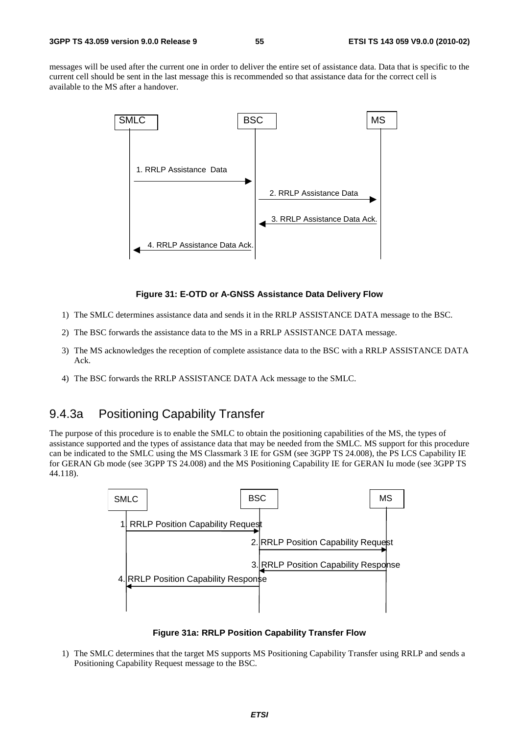messages will be used after the current one in order to deliver the entire set of assistance data. Data that is specific to the current cell should be sent in the last message this is recommended so that assistance data for the correct cell is available to the MS after a handover.

**Figure 31: E-OTD or A-GNSS Assistance Data Delivery Flow**

1) The SMLC determines assistance data and sends it in the RRLP ASSISTANCE DATA message to the BSC.

2) The BSC forwards the assistance data to the MS in a RRLP ASSISTANCE DATA message.

3) The MS acknowledges the reception of complete assistance data to the BSC with a RRLP ASSISTANCE DATA Ack.

4) The BSC forwards the RRLP ASSISTANCE DATA Ack message to the SMLC.

## 9.4.3a Positioning Capability Transfer

The purpose of this procedure is to enable the SMLC to obtain the positioning capabilities of the MS, the types of assistance supported and the types of assistance data that may be needed from the SMLC. MS support for this procedure can be indicated to the SMLC using the MS Classmark 3 IE for GSM (see 3GPP TS 24.008), the PS LCS Capability IE for GERAN Gb mode (see 3GPP TS 24.008) and the MS Positioning Capability IE for GERAN Iu mode (see 3GPP TS 44.118).

**Figure 31a: RRLP Position Capability Transfer Flow**

1) The SMLC determines that the target MS supports MS Positioning Capability Transfer using RRLP and sends a Positioning Capability Request message to the BSC.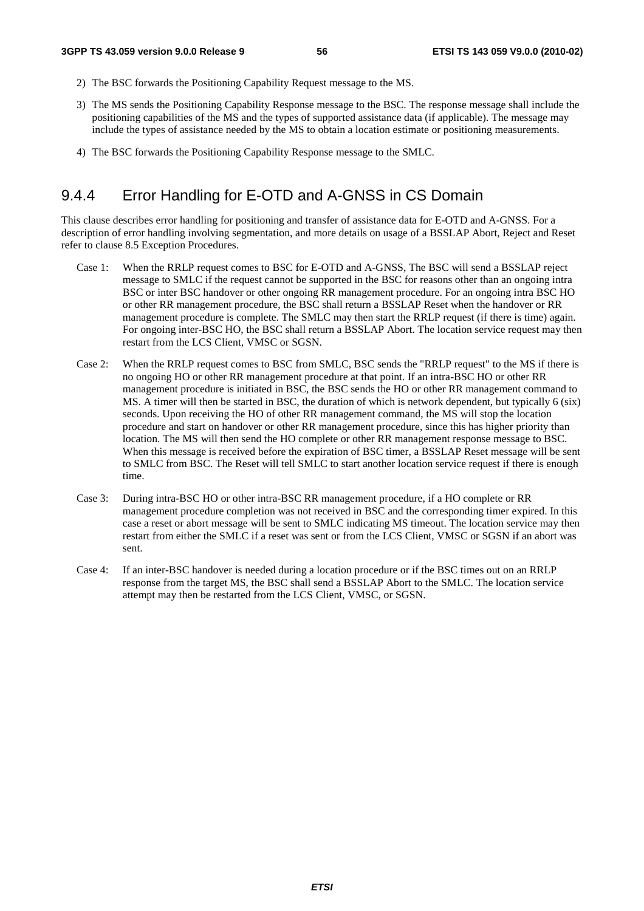2) The BSC forwards the Positioning Capability Request message to the MS.

3) The MS sends the Positioning Capability Response message to the BSC. The response message shall include the positioning capabilities of the MS and the types of supported assistance data (if applicable). The message may include the types of assistance needed by the MS to obtain a location estimate or positioning measurements.

4) The BSC forwards the Positioning Capability Response message to the SMLC.

### 9.4.4 Error Handling for E-OTD and A-GNSS in CS Domain

This clause describes error handling for positioning and transfer of assistance data for E-OTD and A-GNSS. For a description of error handling involving segmentation, and more details on usage of a BSSLAP Abort, Reject and Reset refer to clause 8.5 Exception Procedures.

Case 1: When the RRLP request comes to BSC for E-OTD and A-GNSS, The BSC will send a BSSLAP reject message to SMLC if the request cannot be supported in the BSC for reasons other than an ongoing intra BSC or inter BSC handover or other ongoing RR management procedure. For an ongoing intra BSC HO or other RR management procedure, the BSC shall return a BSSLAP Reset when the handover or RR management procedure is complete. The SMLC may then start the RRLP request (if there is time) again. For ongoing inter-BSC HO, the BSC shall return a BSSLAP Abort. The location service request may then restart from the LCS Client, VMSC or SGSN.

Case 2: When the RRLP request comes to BSC from SMLC, BSC sends the "RRLP request" to the MS if there is no ongoing HO or other RR management procedure at that point. If an intra-BSC HO or other RR management procedure is initiated in BSC, the BSC sends the HO or other RR management command to MS. A timer will then be started in BSC, the duration of which is network dependent, but typically 6 (six) seconds. Upon receiving the HO of other RR management command, the MS will stop the location procedure and start on handover or other RR management procedure, since this has higher priority than location. The MS will then send the HO complete or other RR management response message to BSC. When this message is received before the expiration of BSC timer, a BSSLAP Reset message will be sent to SMLC from BSC. The Reset will tell SMLC to start another location service request if there is enough time.

Case 3: During intra-BSC HO or other intra-BSC RR management procedure, if a HO complete or RR management procedure completion was not received in BSC and the corresponding timer expired. In this case a reset or abort message will be sent to SMLC indicating MS timeout. The location service may then restart from either the SMLC if a reset was sent or from the LCS Client, VMSC or SGSN if an abort was sent.

Case 4: If an inter-BSC handover is needed during a location procedure or if the BSC times out on an RRLP response from the target MS, the BSC shall send a BSSLAP Abort to the SMLC. The location service attempt may then be restarted from the LCS Client, VMSC, or SGSN.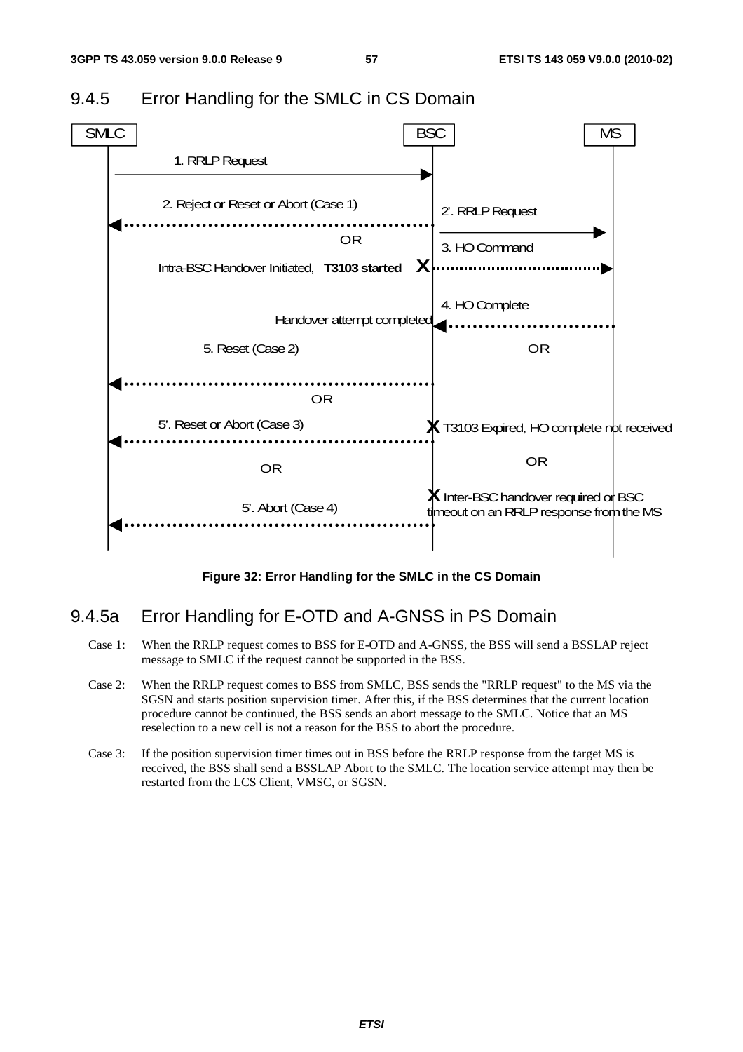### 9.4.5 Error Handling for the SMLC in CS Domain

SMLC BSC MS

1. RRLP Request

2. Reject or Reset or Abort (Case 1)

2'. RRLP Request

OR

3. HO Command

Intra-BSC Handover Initiated, **T3103 started**

4. HO Complete

Handover attempt completed

5. Reset (Case 2)

OR

OR

5'. Reset or Abort (Case 3)

T3103 Expired, HO complete not received

OR

OR

Inter-BSC handover required or BSC timeout on an RRLP response from the MS

5'. Abort (Case 4)

**Figure 32: Error Handling for the SMLC in the CS Domain**

### 9.4.5a Error Handling for E-OTD and A-GNSS in PS Domain

Case 1: When the RRLP request comes to BSS for E-OTD and A-GNSS, the BSS will send a BSSLAP reject message to SMLC if the request cannot be supported in the BSS.

Case 2: When the RRLP request comes to BSS from SMLC, BSS sends the "RRLP request" to the MS via the SGSN and starts position supervision timer. After this, if the BSS determines that the current location procedure cannot be continued, the BSS sends an abort message to the SMLC. Notice that an MS reselection to a new cell is not a reason for the BSS to abort the procedure.

Case 3: If the position supervision timer times out in BSS before the RRLP response from the target MS is received, the BSS shall send a BSSLAP Abort to the SMLC. The location service attempt may then be restarted from the LCS Client, VMSC, or SGSN.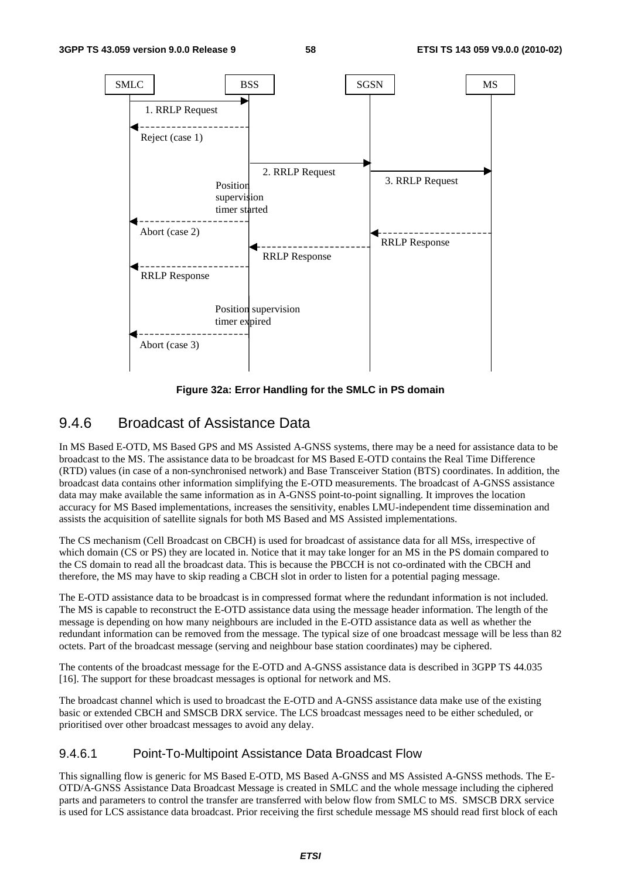Figure 32a: Error Handling for the SMLC in PS domain

## 9.4.6 Broadcast of Assistance Data

In MS Based E-OTD, MS Based GPS and MS Assisted A-GNSS systems, there may be a need for assistance data to be broadcast to the MS. The assistance data to be broadcast for MS Based E-OTD contains the Real Time Difference (RTD) values (in case of a non-synchronised network) and Base Transceiver Station (BTS) coordinates. In addition, the broadcast data contains other information simplifying the E-OTD measurements. The broadcast of A-GNSS assistance data may make available the same information as in A-GNSS point-to-point signalling. It improves the location accuracy for MS Based implementations, increases the sensitivity, enables LMU-independent time dissemination and assists the acquisition of satellite signals for both MS Based and MS Assisted implementations.

The CS mechanism (Cell Broadcast on CBCH) is used for broadcast of assistance data for all MSs, irrespective of which domain (CS or PS) they are located in. Notice that it may take longer for an MS in the PS domain compared to the CS domain to read all the broadcast data. This is because the PBCCH is not co-ordinated with the CBCH and therefore, the MS may have to skip reading a CBCH slot in order to listen for a potential paging message.

The E-OTD assistance data to be broadcast is in compressed format where the redundant information is not included. The MS is capable to reconstruct the E-OTD assistance data using the message header information. The length of the message is depending on how many neighbours are included in the E-OTD assistance data as well as whether the redundant information can be removed from the message. The typical size of one broadcast message will be less than 82 octets. Part of the broadcast message (serving and neighbour base station coordinates) may be ciphered.

The contents of the broadcast message for the E-OTD and A-GNSS assistance data is described in 3GPP TS 44.035 [16]. The support for these broadcast messages is optional for network and MS.

The broadcast channel which is used to broadcast the E-OTD and A-GNSS assistance data make use of the existing basic or extended CBCH and SMSCB DRX service. The LCS broadcast messages need to be either scheduled, or prioritised over other broadcast messages to avoid any delay.

### 9.4.6.1 Point-To-Multipoint Assistance Data Broadcast Flow

This signalling flow is generic for MS Based E-OTD, MS Based A-GNSS and MS Assisted A-GNSS methods. The E-OTD/A-GNSS Assistance Data Broadcast Message is created in SMLC and the whole message including the ciphered parts and parameters to control the transfer are transferred with below flow from SMLC to MS. SMSCB DRX service is used for LCS assistance data broadcast. Prior receiving the first schedule message MS should read first block of each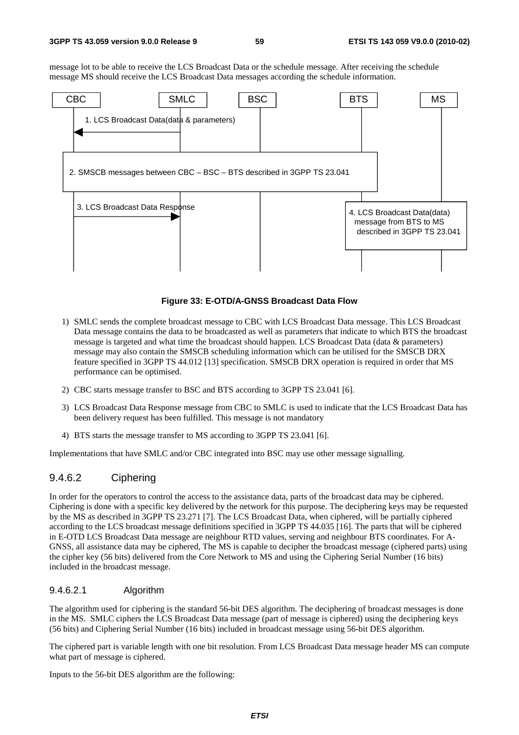message lot to be able to receive the LCS Broadcast Data or the schedule message. After receiving the schedule message MS should receive the LCS Broadcast Data messages according the schedule information.

**Figure 33: E-OTD/A-GNSS Broadcast Data Flow**

1) SMLC sends the complete broadcast message to CBC with LCS Broadcast Data message. This LCS Broadcast Data message contains the data to be broadcasted as well as parameters that indicate to which BTS the broadcast message is targeted and what time the broadcast should happen. LCS Broadcast Data (data & parameters) message may also contain the SMSCB scheduling information which can be utilised for the SMSCB DRX feature specified in 3GPP TS 44.012 [13] specification. SMSCB DRX operation is required in order that MS performance can be optimised.

2) CBC starts message transfer to BSC and BTS according to 3GPP TS 23.041 [6].

3) LCS Broadcast Data Response message from CBC to SMLC is used to indicate that the LCS Broadcast Data has been delivery request has been fulfilled. This message is not mandatory

4) BTS starts the message transfer to MS according to 3GPP TS 23.041 [6].

Implementations that have SMLC and/or CBC integrated into BSC may use other message signalling.

### 9.4.6.2 Ciphering

In order for the operators to control the access to the assistance data, parts of the broadcast data may be ciphered. Ciphering is done with a specific key delivered by the network for this purpose. The deciphering keys may be requested by the MS as described in 3GPP TS 23.271 [7]. The LCS Broadcast Data, when ciphered, will be partially ciphered according to the LCS broadcast message definitions specified in 3GPP TS 44.035 [16]. The parts that will be ciphered in E-OTD LCS Broadcast Data message are neighbour RTD values, serving and neighbour BTS coordinates. For A-GNSS, all assistance data may be ciphered, The MS is capable to decipher the broadcast message (ciphered parts) using the cipher key (56 bits) delivered from the Core Network to MS and using the Ciphering Serial Number (16 bits) included in the broadcast message.

#### 9.4.6.2.1 Algorithm

The algorithm used for ciphering is the standard 56-bit DES algorithm. The deciphering of broadcast messages is done in the MS. SMLC ciphers the LCS Broadcast Data message (part of message is ciphered) using the deciphering keys (56 bits) and Ciphering Serial Number (16 bits) included in broadcast message using 56-bit DES algorithm.

The ciphered part is variable length with one bit resolution. From LCS Broadcast Data message header MS can compute what part of message is ciphered.

Inputs to the 56-bit DES algorithm are the following: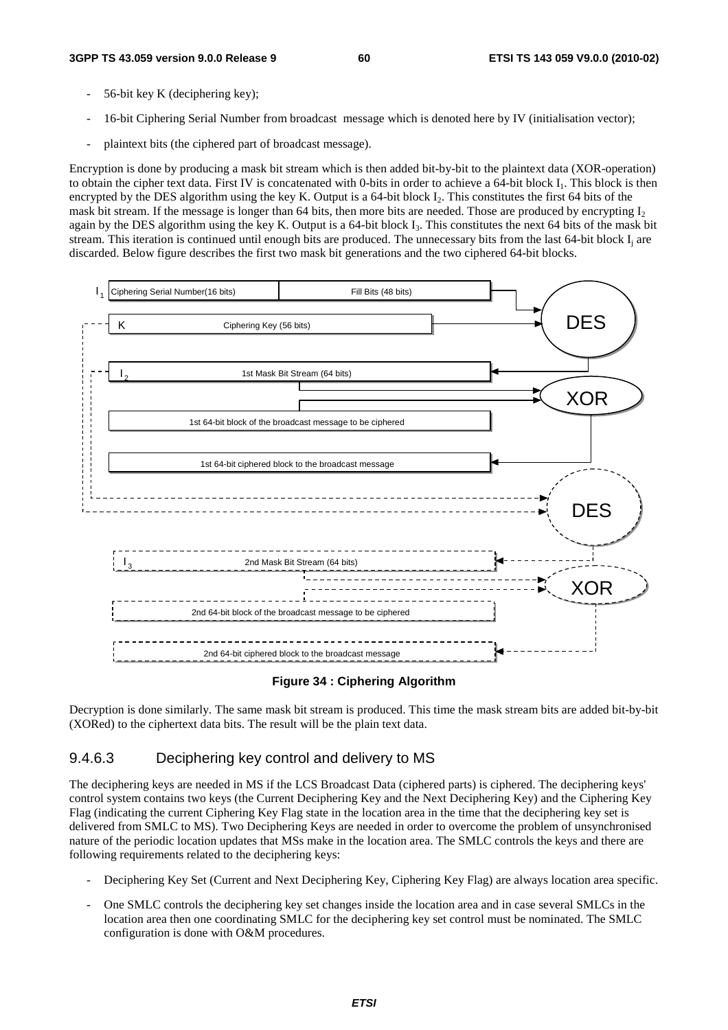- 56-bit key K (deciphering key);
- 16-bit Ciphering Serial Number from broadcast message which is denoted here by IV (initialisation vector);
- plaintext bits (the ciphered part of broadcast message).

Encryption is done by producing a mask bit stream which is then added bit-by-bit to the plaintext data (XOR-operation) to obtain the cipher text data. First IV is concatenated with 0-bits in order to achieve a 64-bit block $I_1$. This block is then encrypted by the DES algorithm using the key K. Output is a 64-bit block $I_2$. This constitutes the first 64 bits of the mask bit stream. If the message is longer than 64 bits, then more bits are needed. Those are produced by encrypting $I_2$ again by the DES algorithm using the key K. Output is a 64-bit block $I_3$. This constitutes the next 64 bits of the mask bit stream. This iteration is continued until enough bits are produced. The unnecessary bits from the last 64-bit block $I_j$ are discarded. Below figure describes the first two mask bit generations and the two ciphered 64-bit blocks.

**Figure 34 : Ciphering Algorithm**

Decryption is done similarly. The same mask bit stream is produced. This time the mask stream bits are added bit-by-bit (XORed) to the ciphertext data bits. The result will be the plain text data.

### 9.4.6.3 Deciphering key control and delivery to MS

The deciphering keys are needed in MS if the LCS Broadcast Data (ciphered parts) is ciphered. The deciphering keys' control system contains two keys (the Current Deciphering Key and the Next Deciphering Key) and the Ciphering Key Flag (indicating the current Ciphering Key Flag state in the location area in the time that the deciphering key set is delivered from SMLC to MS). Two Deciphering Keys are needed in order to overcome the problem of unsynchronised nature of the periodic location updates that MSs make in the location area. The SMLC controls the keys and there are following requirements related to the deciphering keys:

- Deciphering Key Set (Current and Next Deciphering Key, Ciphering Key Flag) are always location area specific.
- One SMLC controls the deciphering key set changes inside the location area and in case several SMLCs in the location area then one coordinating SMLC for the deciphering key set control must be nominated. The SMLC configuration is done with O&M procedures.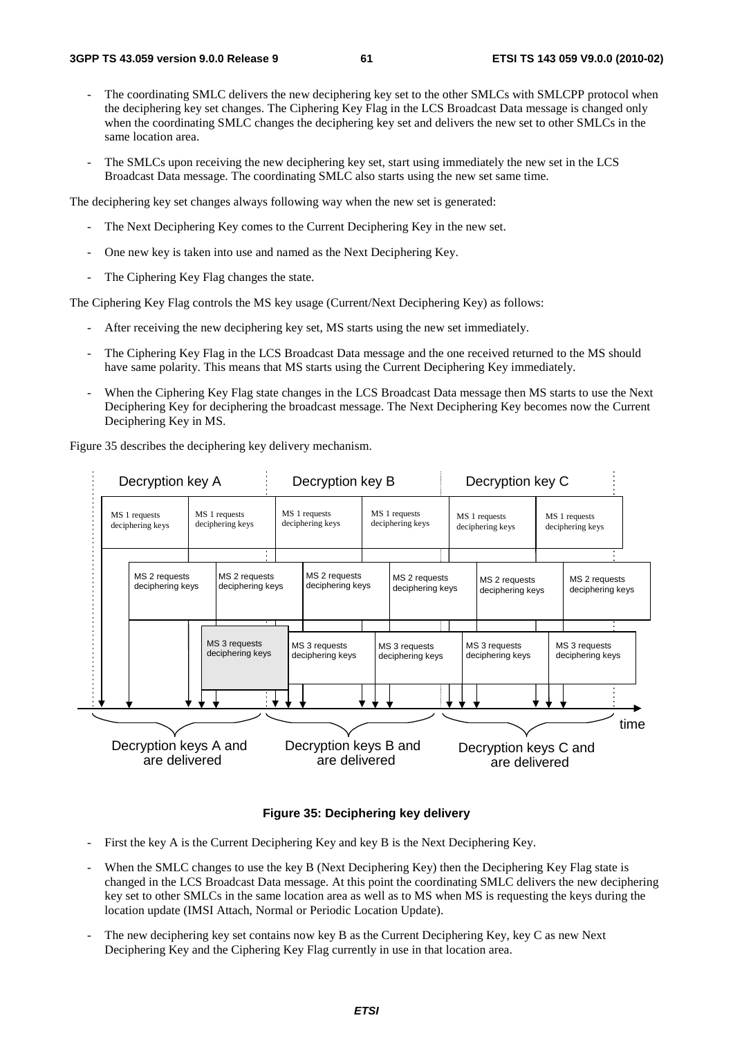- The coordinating SMLC delivers the new deciphering key set to the other SMLCs with SMLCPP protocol when the deciphering key set changes. The Ciphering Key Flag in the LCS Broadcast Data message is changed only when the coordinating SMLC changes the deciphering key set and delivers the new set to other SMLCs in the same location area.

- The SMLCs upon receiving the new deciphering key set, start using immediately the new set in the LCS Broadcast Data message. The coordinating SMLC also starts using the new set same time.

The deciphering key set changes always following way when the new set is generated:

- The Next Deciphering Key comes to the Current Deciphering Key in the new set.

- One new key is taken into use and named as the Next Deciphering Key.

- The Ciphering Key Flag changes the state.

The Ciphering Key Flag controls the MS key usage (Current/Next Deciphering Key) as follows:

- After receiving the new deciphering key set, MS starts using the new set immediately.

- The Ciphering Key Flag in the LCS Broadcast Data message and the one received returned to the MS should have same polarity. This means that MS starts using the Current Deciphering Key immediately.

- When the Ciphering Key Flag state changes in the LCS Broadcast Data message then MS starts to use the Next Deciphering Key for deciphering the broadcast message. The Next Deciphering Key becomes now the Current Deciphering Key in MS.

Figure 35 describes the deciphering key delivery mechanism.

**Figure 35: Deciphering key delivery**

- First the key A is the Current Deciphering Key and key B is the Next Deciphering Key.

- When the SMLC changes to use the key B (Next Deciphering Key) then the Deciphering Key Flag state is changed in the LCS Broadcast Data message. At this point the coordinating SMLC delivers the new deciphering key set to other SMLCs in the same location area as well as to MS when MS is requesting the keys during the location update (IMSI Attach, Normal or Periodic Location Update).

- The new deciphering key set contains now key B as the Current Deciphering Key, key C as new Next Deciphering Key and the Ciphering Key Flag currently in use in that location area.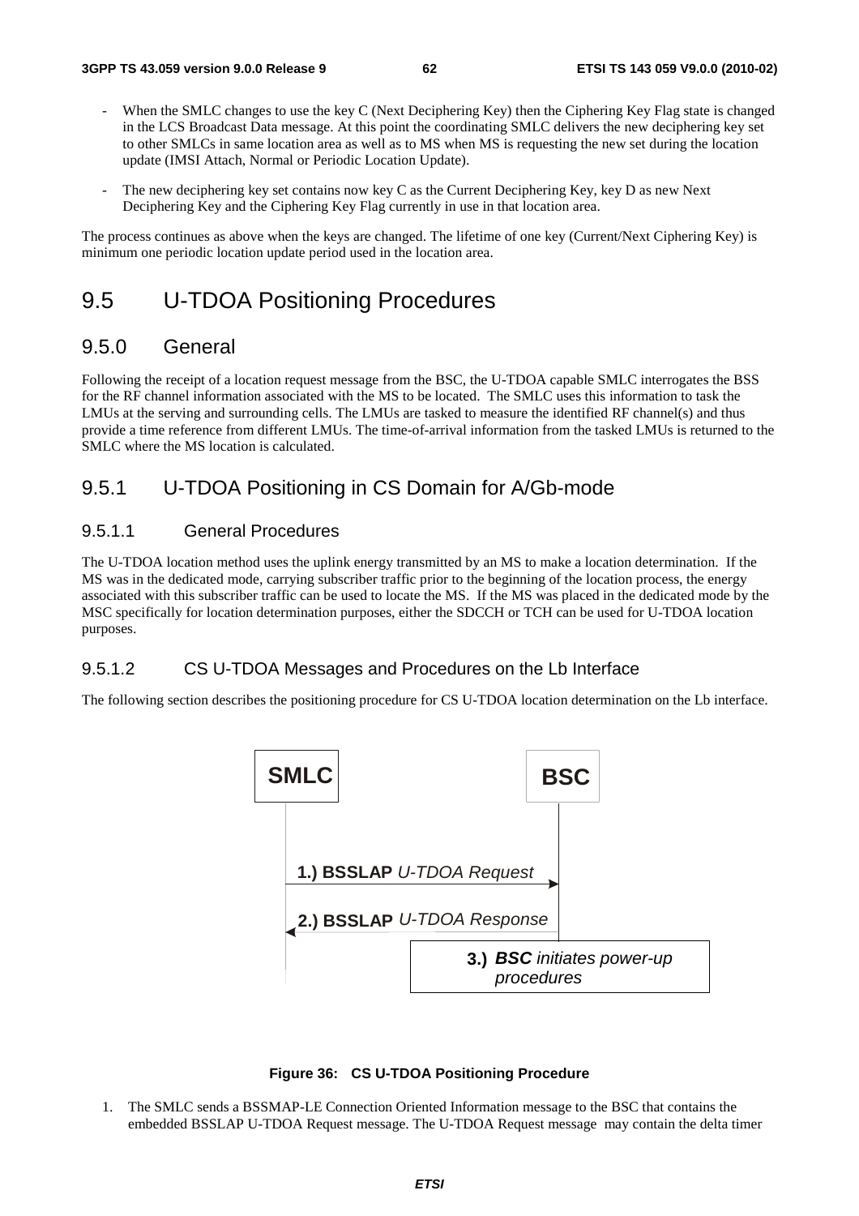- When the SMLC changes to use the key C (Next Deciphering Key) then the Ciphering Key Flag state is changed in the LCS Broadcast Data message. At this point the coordinating SMLC delivers the new deciphering key set to other SMLCs in same location area as well as to MS when MS is requesting the new set during the location update (IMSI Attach, Normal or Periodic Location Update).

- The new deciphering key set contains now key C as the Current Deciphering Key, key D as new Next Deciphering Key and the Ciphering Key Flag currently in use in that location area.

The process continues as above when the keys are changed. The lifetime of one key (Current/Next Ciphering Key) is minimum one periodic location update period used in the location area.

# 9.5 U-TDOA Positioning Procedures

## 9.5.0 General

Following the receipt of a location request message from the BSC, the U-TDOA capable SMLC interrogates the BSS for the RF channel information associated with the MS to be located. The SMLC uses this information to task the LMUs at the serving and surrounding cells. The LMUs are tasked to measure the identified RF channel(s) and thus provide a time reference from different LMUs. The time-of-arrival information from the tasked LMUs is returned to the SMLC where the MS location is calculated.

## 9.5.1 U-TDOA Positioning in CS Domain for A/Gb-mode

### 9.5.1.1 General Procedures

The U-TDOA location method uses the uplink energy transmitted by an MS to make a location determination. If the MS was in the dedicated mode, carrying subscriber traffic prior to the beginning of the location process, the energy associated with this subscriber traffic can be used to locate the MS. If the MS was placed in the dedicated mode by the MSC specifically for location determination purposes, either the SDCCH or TCH can be used for U-TDOA location purposes.

### 9.5.1.2 CS U-TDOA Messages and Procedures on the Lb Interface

The following section describes the positioning procedure for CS U-TDOA location determination on the Lb interface.

SMLC | BSC

1.) **BSSLAP** *U-TDOA Request*

2.) **BSSLAP** *U-TDOA Response*

3.) ***BSC** initiates power-up procedures*

**Figure 36: CS U-TDOA Positioning Procedure**

1. The SMLC sends a BSSMAP-LE Connection Oriented Information message to the BSC that contains the embedded BSSLAP U-TDOA Request message. The U-TDOA Request message may contain the delta timer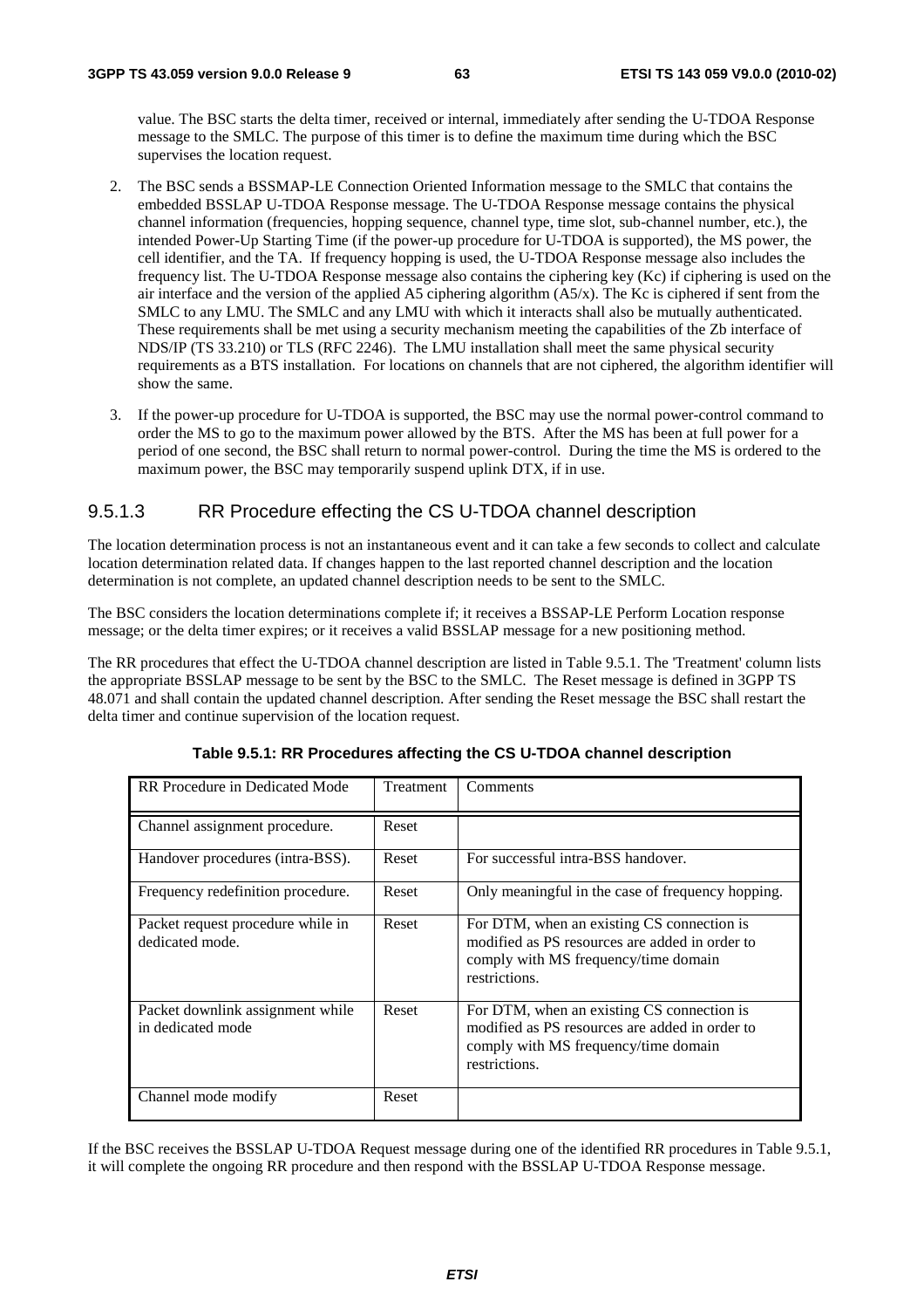value. The BSC starts the delta timer, received or internal, immediately after sending the U-TDOA Response message to the SMLC. The purpose of this timer is to define the maximum time during which the BSC supervises the location request.

2. The BSC sends a BSSMAP-LE Connection Oriented Information message to the SMLC that contains the embedded BSSLAP U-TDOA Response message. The U-TDOA Response message contains the physical channel information (frequencies, hopping sequence, channel type, time slot, sub-channel number, etc.), the intended Power-Up Starting Time (if the power-up procedure for U-TDOA is supported), the MS power, the cell identifier, and the TA. If frequency hopping is used, the U-TDOA Response message also includes the frequency list. The U-TDOA Response message also contains the ciphering key (Kc) if ciphering is used on the air interface and the version of the applied A5 ciphering algorithm (A5/x). The Kc is ciphered if sent from the SMLC to any LMU. The SMLC and any LMU with which it interacts shall also be mutually authenticated. These requirements shall be met using a security mechanism meeting the capabilities of the Zb interface of NDS/IP (TS 33.210) or TLS (RFC 2246). The LMU installation shall meet the same physical security requirements as a BTS installation. For locations on channels that are not ciphered, the algorithm identifier will show the same.

3. If the power-up procedure for U-TDOA is supported, the BSC may use the normal power-control command to order the MS to go to the maximum power allowed by the BTS. After the MS has been at full power for a period of one second, the BSC shall return to normal power-control. During the time the MS is ordered to the maximum power, the BSC may temporarily suspend uplink DTX, if in use.

### 9.5.1.3 RR Procedure effecting the CS U-TDOA channel description

The location determination process is not an instantaneous event and it can take a few seconds to collect and calculate location determination related data. If changes happen to the last reported channel description and the location determination is not complete, an updated channel description needs to be sent to the SMLC.

The BSC considers the location determinations complete if; it receives a BSSAP-LE Perform Location response message; or the delta timer expires; or it receives a valid BSSLAP message for a new positioning method.

The RR procedures that effect the U-TDOA channel description are listed in Table 9.5.1. The 'Treatment' column lists the appropriate BSSLAP message to be sent by the BSC to the SMLC. The Reset message is defined in 3GPP TS 48.071 and shall contain the updated channel description. After sending the Reset message the BSC shall restart the delta timer and continue supervision of the location request.

**Table 9.5.1: RR Procedures affecting the CS U-TDOA channel description**

| RR Procedure in Dedicated Mode | Treatment | Comments |
|---|---|---|
| Channel assignment procedure. | Reset | |
| Handover procedures (intra-BSS). | Reset | For successful intra-BSS handover. |
| Frequency redefinition procedure. | Reset | Only meaningful in the case of frequency hopping. |
| Packet request procedure while in dedicated mode. | Reset | For DTM, when an existing CS connection is modified as PS resources are added in order to comply with MS frequency/time domain restrictions. |
| Packet downlink assignment while in dedicated mode | Reset | For DTM, when an existing CS connection is modified as PS resources are added in order to comply with MS frequency/time domain restrictions. |
| Channel mode modify | Reset | |

If the BSC receives the BSSLAP U-TDOA Request message during one of the identified RR procedures in Table 9.5.1, it will complete the ongoing RR procedure and then respond with the BSSLAP U-TDOA Response message.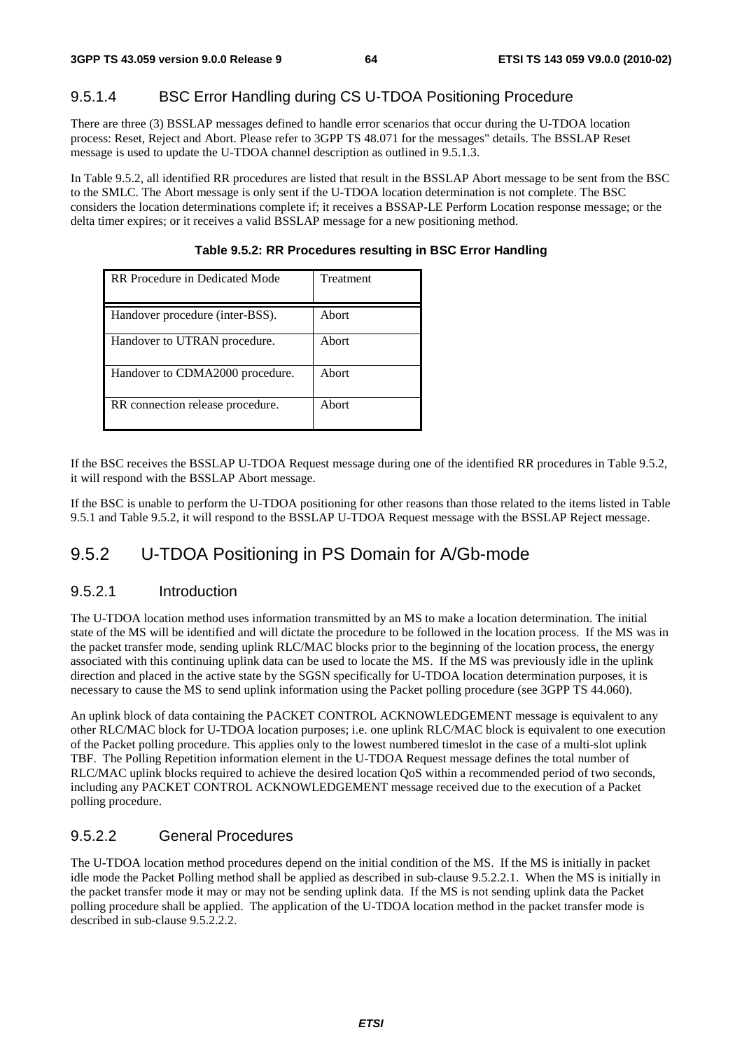#### 9.5.1.4 BSC Error Handling during CS U-TDOA Positioning Procedure

There are three (3) BSSLAP messages defined to handle error scenarios that occur during the U-TDOA location process: Reset, Reject and Abort. Please refer to 3GPP TS 48.071 for the messages" details. The BSSLAP Reset message is used to update the U-TDOA channel description as outlined in 9.5.1.3.

In Table 9.5.2, all identified RR procedures are listed that result in the BSSLAP Abort message to be sent from the BSC to the SMLC. The Abort message is only sent if the U-TDOA location determination is not complete. The BSC considers the location determinations complete if; it receives a BSSAP-LE Perform Location response message; or the delta timer expires; or it receives a valid BSSLAP message for a new positioning method.

**Table 9.5.2: RR Procedures resulting in BSC Error Handling**

| RR Procedure in Dedicated Mode | Treatment |
| --- | --- |
| Handover procedure (inter-BSS). | Abort |
| Handover to UTRAN procedure. | Abort |
| Handover to CDMA2000 procedure. | Abort |
| RR connection release procedure. | Abort |

If the BSC receives the BSSLAP U-TDOA Request message during one of the identified RR procedures in Table 9.5.2, it will respond with the BSSLAP Abort message.

If the BSC is unable to perform the U-TDOA positioning for other reasons than those related to the items listed in Table 9.5.1 and Table 9.5.2, it will respond to the BSSLAP U-TDOA Request message with the BSSLAP Reject message.

### 9.5.2 U-TDOA Positioning in PS Domain for A/Gb-mode

#### 9.5.2.1 Introduction

The U-TDOA location method uses information transmitted by an MS to make a location determination. The initial state of the MS will be identified and will dictate the procedure to be followed in the location process. If the MS was in the packet transfer mode, sending uplink RLC/MAC blocks prior to the beginning of the location process, the energy associated with this continuing uplink data can be used to locate the MS. If the MS was previously idle in the uplink direction and placed in the active state by the SGSN specifically for U-TDOA location determination purposes, it is necessary to cause the MS to send uplink information using the Packet polling procedure (see 3GPP TS 44.060).

An uplink block of data containing the PACKET CONTROL ACKNOWLEDGEMENT message is equivalent to any other RLC/MAC block for U-TDOA location purposes; i.e. one uplink RLC/MAC block is equivalent to one execution of the Packet polling procedure. This applies only to the lowest numbered timeslot in the case of a multi-slot uplink TBF. The Polling Repetition information element in the U-TDOA Request message defines the total number of RLC/MAC uplink blocks required to achieve the desired location QoS within a recommended period of two seconds, including any PACKET CONTROL ACKNOWLEDGEMENT message received due to the execution of a Packet polling procedure.

#### 9.5.2.2 General Procedures

The U-TDOA location method procedures depend on the initial condition of the MS. If the MS is initially in packet idle mode the Packet Polling method shall be applied as described in sub-clause 9.5.2.2.1. When the MS is initially in the packet transfer mode it may or may not be sending uplink data. If the MS is not sending uplink data the Packet polling procedure shall be applied. The application of the U-TDOA location method in the packet transfer mode is described in sub-clause 9.5.2.2.2.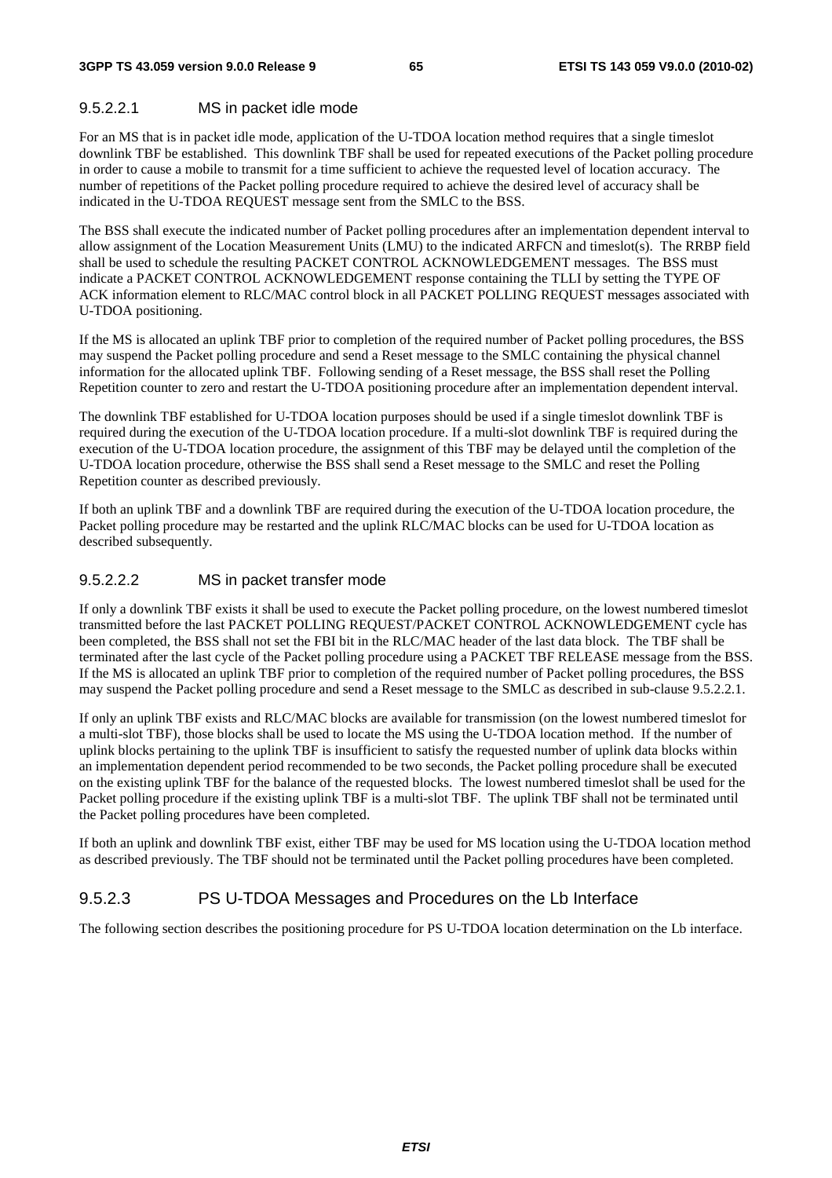#### 9.5.2.2.1 MS in packet idle mode

For an MS that is in packet idle mode, application of the U-TDOA location method requires that a single timeslot downlink TBF be established. This downlink TBF shall be used for repeated executions of the Packet polling procedure in order to cause a mobile to transmit for a time sufficient to achieve the requested level of location accuracy. The number of repetitions of the Packet polling procedure required to achieve the desired level of accuracy shall be indicated in the U-TDOA REQUEST message sent from the SMLC to the BSS.

The BSS shall execute the indicated number of Packet polling procedures after an implementation dependent interval to allow assignment of the Location Measurement Units (LMU) to the indicated ARFCN and timeslot(s). The RRBP field shall be used to schedule the resulting PACKET CONTROL ACKNOWLEDGEMENT messages. The BSS must indicate a PACKET CONTROL ACKNOWLEDGEMENT response containing the TLLI by setting the TYPE OF ACK information element to RLC/MAC control block in all PACKET POLLING REQUEST messages associated with U-TDOA positioning.

If the MS is allocated an uplink TBF prior to completion of the required number of Packet polling procedures, the BSS may suspend the Packet polling procedure and send a Reset message to the SMLC containing the physical channel information for the allocated uplink TBF. Following sending of a Reset message, the BSS shall reset the Polling Repetition counter to zero and restart the U-TDOA positioning procedure after an implementation dependent interval.

The downlink TBF established for U-TDOA location purposes should be used if a single timeslot downlink TBF is required during the execution of the U-TDOA location procedure. If a multi-slot downlink TBF is required during the execution of the U-TDOA location procedure, the assignment of this TBF may be delayed until the completion of the U-TDOA location procedure, otherwise the BSS shall send a Reset message to the SMLC and reset the Polling Repetition counter as described previously.

If both an uplink TBF and a downlink TBF are required during the execution of the U-TDOA location procedure, the Packet polling procedure may be restarted and the uplink RLC/MAC blocks can be used for U-TDOA location as described subsequently.

#### 9.5.2.2.2 MS in packet transfer mode

If only a downlink TBF exists it shall be used to execute the Packet polling procedure, on the lowest numbered timeslot transmitted before the last PACKET POLLING REQUEST/PACKET CONTROL ACKNOWLEDGEMENT cycle has been completed, the BSS shall not set the FBI bit in the RLC/MAC header of the last data block. The TBF shall be terminated after the last cycle of the Packet polling procedure using a PACKET TBF RELEASE message from the BSS. If the MS is allocated an uplink TBF prior to completion of the required number of Packet polling procedures, the BSS may suspend the Packet polling procedure and send a Reset message to the SMLC as described in sub-clause 9.5.2.2.1.

If only an uplink TBF exists and RLC/MAC blocks are available for transmission (on the lowest numbered timeslot for a multi-slot TBF), those blocks shall be used to locate the MS using the U-TDOA location method. If the number of uplink blocks pertaining to the uplink TBF is insufficient to satisfy the requested number of uplink data blocks within an implementation dependent period recommended to be two seconds, the Packet polling procedure shall be executed on the existing uplink TBF for the balance of the requested blocks. The lowest numbered timeslot shall be used for the Packet polling procedure if the existing uplink TBF is a multi-slot TBF. The uplink TBF shall not be terminated until the Packet polling procedures have been completed.

If both an uplink and downlink TBF exist, either TBF may be used for MS location using the U-TDOA location method as described previously. The TBF should not be terminated until the Packet polling procedures have been completed.

### 9.5.2.3 PS U-TDOA Messages and Procedures on the Lb Interface

The following section describes the positioning procedure for PS U-TDOA location determination on the Lb interface.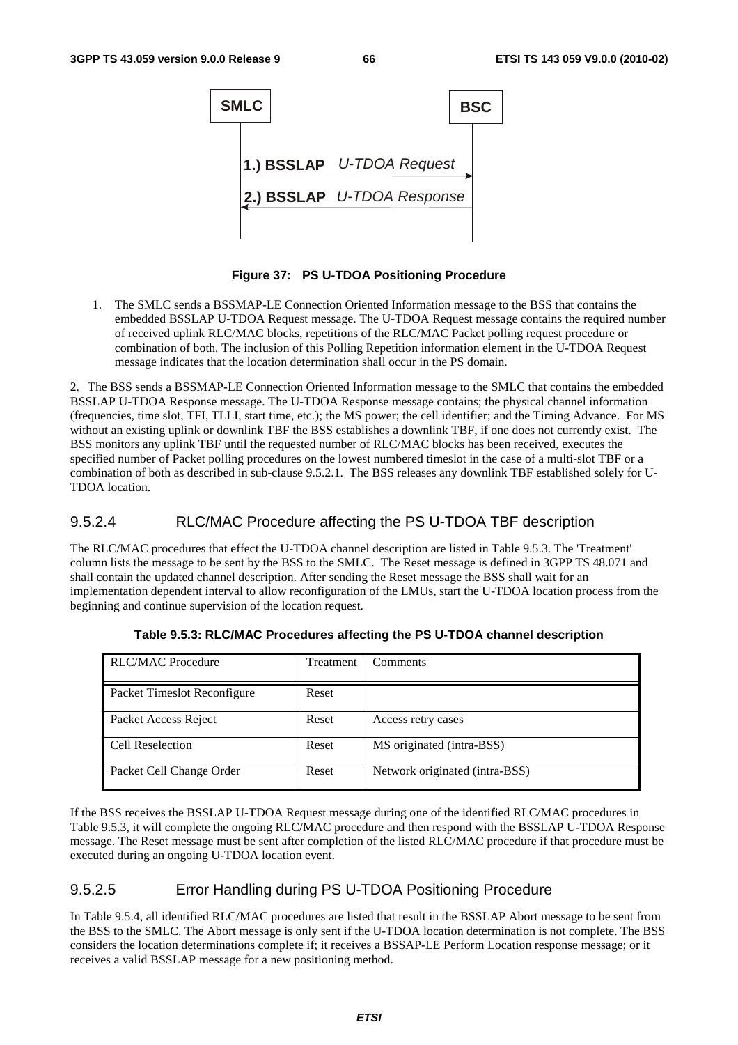SMLC BSC

1.) BSSLAP *U-TDOA Request*

2.) BSSLAP *U-TDOA Response*

**Figure 37: PS U-TDOA Positioning Procedure**

1. The SMLC sends a BSSMAP-LE Connection Oriented Information message to the BSS that contains the embedded BSSLAP U-TDOA Request message. The U-TDOA Request message contains the required number of received uplink RLC/MAC blocks, repetitions of the RLC/MAC Packet polling request procedure or combination of both. The inclusion of this Polling Repetition information element in the U-TDOA Request message indicates that the location determination shall occur in the PS domain.

2. The BSS sends a BSSMAP-LE Connection Oriented Information message to the SMLC that contains the embedded BSSLAP U-TDOA Response message. The U-TDOA Response message contains; the physical channel information (frequencies, time slot, TFI, TLLI, start time, etc.); the MS power; the cell identifier; and the Timing Advance. For MS without an existing uplink or downlink TBF the BSS establishes a downlink TBF, if one does not currently exist. The BSS monitors any uplink TBF until the requested number of RLC/MAC blocks has been received, executes the specified number of Packet polling procedures on the lowest numbered timeslot in the case of a multi-slot TBF or a combination of both as described in sub-clause 9.5.2.1. The BSS releases any downlink TBF established solely for U-TDOA location.

### 9.5.2.4 RLC/MAC Procedure affecting the PS U-TDOA TBF description

The RLC/MAC procedures that effect the U-TDOA channel description are listed in Table 9.5.3. The 'Treatment' column lists the message to be sent by the BSS to the SMLC. The Reset message is defined in 3GPP TS 48.071 and shall contain the updated channel description. After sending the Reset message the BSS shall wait for an implementation dependent interval to allow reconfiguration of the LMUs, start the U-TDOA location process from the beginning and continue supervision of the location request.

**Table 9.5.3: RLC/MAC Procedures affecting the PS U-TDOA channel description**

| RLC/MAC Procedure | Treatment | Comments |
|---|---|---|
| Packet Timeslot Reconfigure | Reset | |
| Packet Access Reject | Reset | Access retry cases |
| Cell Reselection | Reset | MS originated (intra-BSS) |
| Packet Cell Change Order | Reset | Network originated (intra-BSS) |

If the BSS receives the BSSLAP U-TDOA Request message during one of the identified RLC/MAC procedures in Table 9.5.3, it will complete the ongoing RLC/MAC procedure and then respond with the BSSLAP U-TDOA Response message. The Reset message must be sent after completion of the listed RLC/MAC procedure if that procedure must be executed during an ongoing U-TDOA location event.

### 9.5.2.5 Error Handling during PS U-TDOA Positioning Procedure

In Table 9.5.4, all identified RLC/MAC procedures are listed that result in the BSSLAP Abort message to be sent from the BSS to the SMLC. The Abort message is only sent if the U-TDOA location determination is not complete. The BSS considers the location determinations complete if; it receives a BSSAP-LE Perform Location response message; or it receives a valid BSSLAP message for a new positioning method.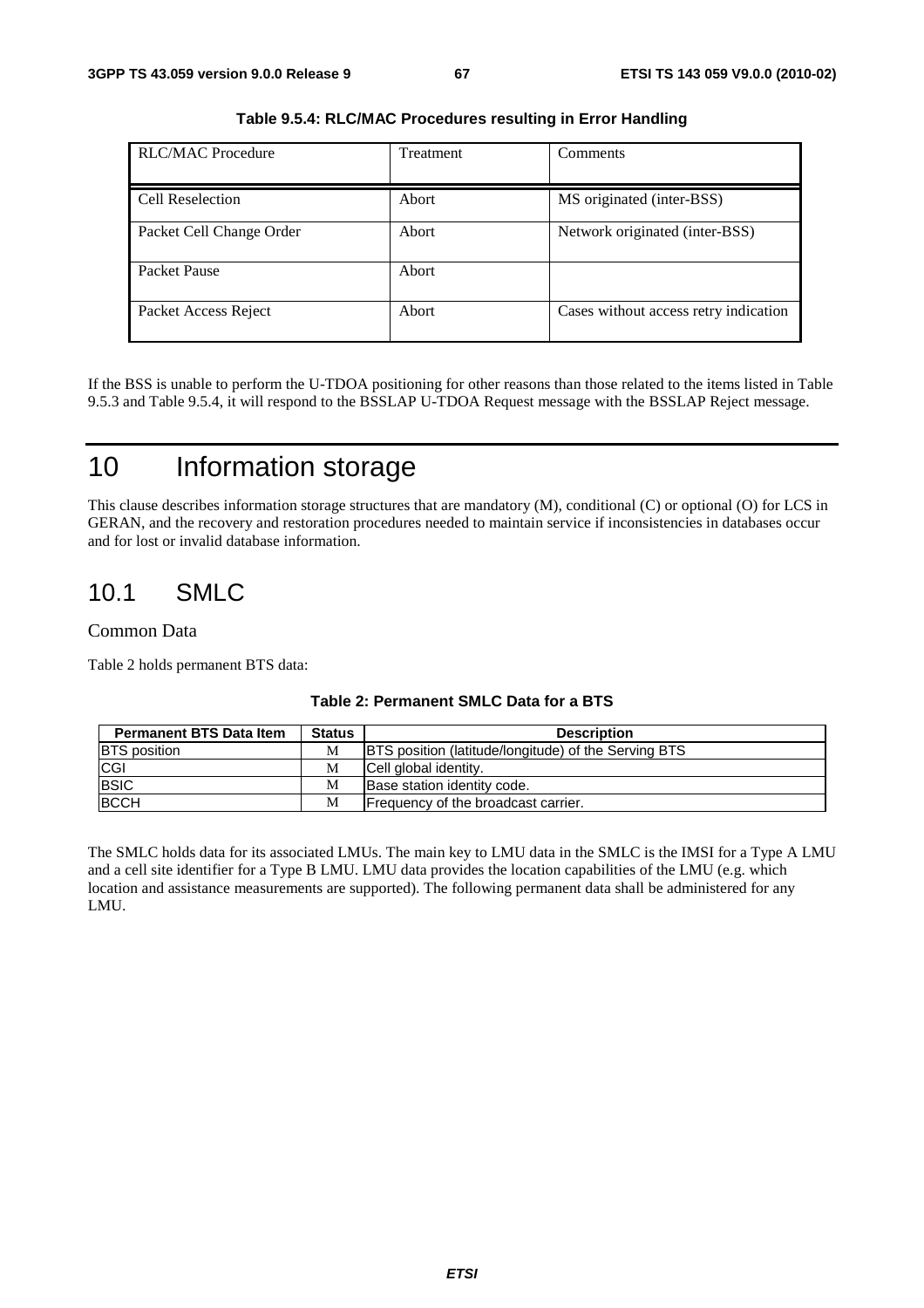**Table 9.5.4: RLC/MAC Procedures resulting in Error Handling**

| RLC/MAC Procedure | Treatment | Comments |
|---|---|---|
| Cell Reselection | Abort | MS originated (inter-BSS) |
| Packet Cell Change Order | Abort | Network originated (inter-BSS) |
| Packet Pause | Abort | |
| Packet Access Reject | Abort | Cases without access retry indication |

If the BSS is unable to perform the U-TDOA positioning for other reasons than those related to the items listed in Table 9.5.3 and Table 9.5.4, it will respond to the BSSLAP U-TDOA Request message with the BSSLAP Reject message.

# 10 Information storage

This clause describes information storage structures that are mandatory (M), conditional (C) or optional (O) for LCS in GERAN, and the recovery and restoration procedures needed to maintain service if inconsistencies in databases occur and for lost or invalid database information.

## 10.1 SMLC

Common Data

Table 2 holds permanent BTS data:

**Table 2: Permanent SMLC Data for a BTS**

| Permanent BTS Data Item | Status | Description |
|---|---|---|
| BTS position | M | BTS position (latitude/longitude) of the Serving BTS |
| CGI | M | Cell global identity. |
| BSIC | M | Base station identity code. |
| BCCH | M | Frequency of the broadcast carrier. |

The SMLC holds data for its associated LMUs. The main key to LMU data in the SMLC is the IMSI for a Type A LMU and a cell site identifier for a Type B LMU. LMU data provides the location capabilities of the LMU (e.g. which location and assistance measurements are supported). The following permanent data shall be administered for any LMU.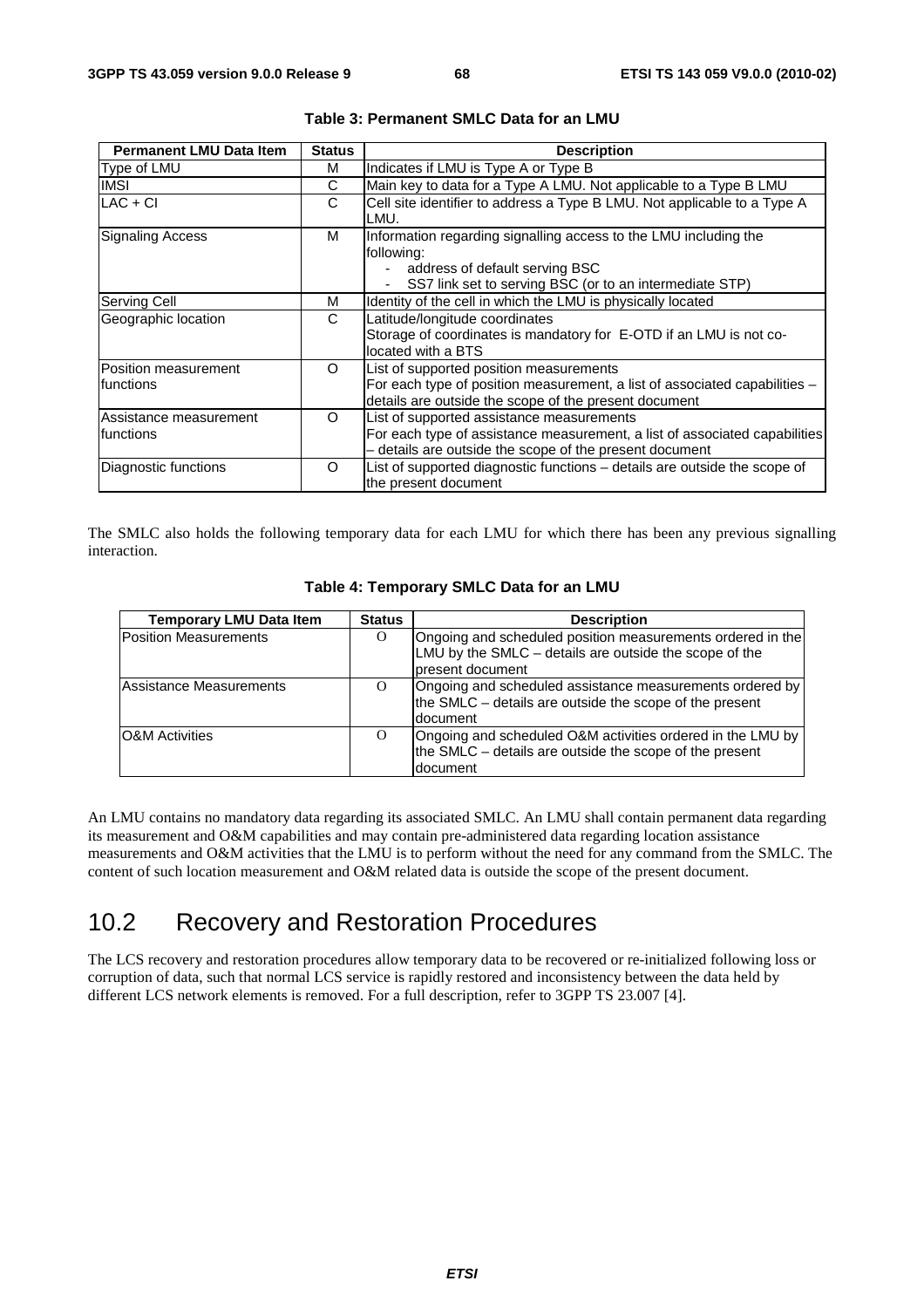**Table 3: Permanent SMLC Data for an LMU**

| Permanent LMU Data Item | Status | Description |
|---|---|---|
| Type of LMU | M | Indicates if LMU is Type A or Type B |
| IMSI | C | Main key to data for a Type A LMU. Not applicable to a Type B LMU |
| LAC + CI | C | Cell site identifier to address a Type B LMU. Not applicable to a Type A LMU. |
| Signaling Access | M | Information regarding signalling access to the LMU including the following:<br>- address of default serving BSC<br>- SS7 link set to serving BSC (or to an intermediate STP) |
| Serving Cell | M | Identity of the cell in which the LMU is physically located |
| Geographic location | C | Latitude/longitude coordinates<br>Storage of coordinates is mandatory for E-OTD if an LMU is not co-located with a BTS |
| Position measurement functions | O | List of supported position measurements<br>For each type of position measurement, a list of associated capabilities – details are outside the scope of the present document |
| Assistance measurement functions | O | List of supported assistance measurements<br>For each type of assistance measurement, a list of associated capabilities – details are outside the scope of the present document |
| Diagnostic functions | O | List of supported diagnostic functions – details are outside the scope of the present document |

The SMLC also holds the following temporary data for each LMU for which there has been any previous signalling interaction.

**Table 4: Temporary SMLC Data for an LMU**

| Temporary LMU Data Item | Status | Description |
|---|---|---|
| Position Measurements | O | Ongoing and scheduled position measurements ordered in the LMU by the SMLC – details are outside the scope of the present document |
| Assistance Measurements | O | Ongoing and scheduled assistance measurements ordered by the SMLC – details are outside the scope of the present document |
| O&M Activities | O | Ongoing and scheduled O&M activities ordered in the LMU by the SMLC – details are outside the scope of the present document |

An LMU contains no mandatory data regarding its associated SMLC. An LMU shall contain permanent data regarding its measurement and O&M capabilities and may contain pre-administered data regarding location assistance measurements and O&M activities that the LMU is to perform without the need for any command from the SMLC. The content of such location measurement and O&M related data is outside the scope of the present document.

## 10.2 Recovery and Restoration Procedures

The LCS recovery and restoration procedures allow temporary data to be recovered or re-initialized following loss or corruption of data, such that normal LCS service is rapidly restored and inconsistency between the data held by different LCS network elements is removed. For a full description, refer to 3GPP TS 23.007 [4].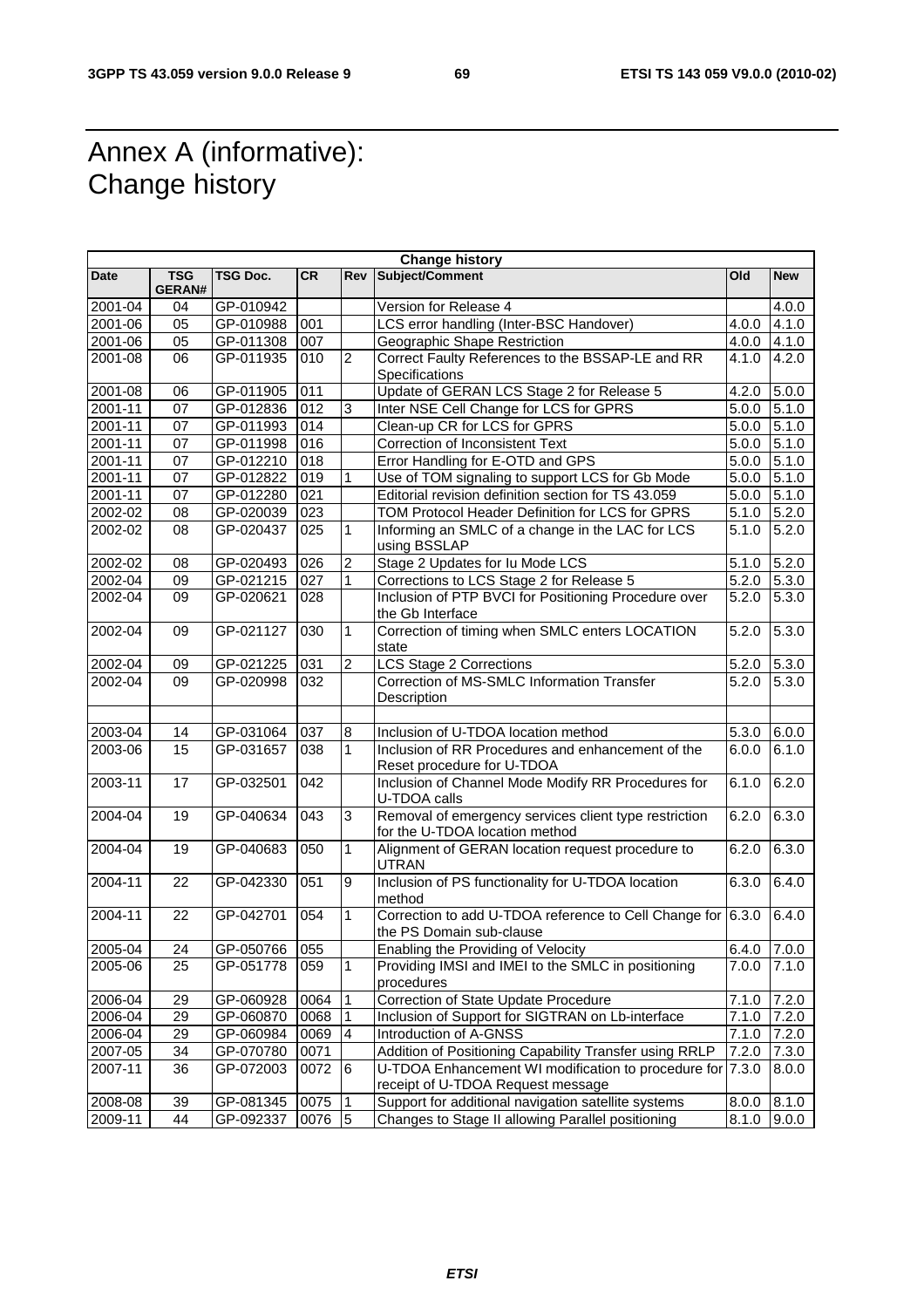# Annex A (informative): Change history

| Change history | | | | | | | |
|---|---|---|---|---|---|---|---|
| **Date** | **TSG GERAN#** | **TSG Doc.** | **CR** | **Rev** | **Subject/Comment** | **Old** | **New** |
| 2001-04 | 04 | GP-010942 | | | Version for Release 4 | | 4.0.0 |
| 2001-06 | 05 | GP-010988 | 001 | | LCS error handling (Inter-BSC Handover) | 4.0.0 | 4.1.0 |
| 2001-06 | 05 | GP-011308 | 007 | | Geographic Shape Restriction | 4.0.0 | 4.1.0 |
| 2001-08 | 06 | GP-011935 | 010 | 2 | Correct Faulty References to the BSSAP-LE and RR Specifications | 4.1.0 | 4.2.0 |
| 2001-08 | 06 | GP-011905 | 011 | | Update of GERAN LCS Stage 2 for Release 5 | 4.2.0 | 5.0.0 |
| 2001-11 | 07 | GP-012836 | 012 | 3 | Inter NSE Cell Change for LCS for GPRS | 5.0.0 | 5.1.0 |
| 2001-11 | 07 | GP-011993 | 014 | | Clean-up CR for LCS for GPRS | 5.0.0 | 5.1.0 |
| 2001-11 | 07 | GP-011998 | 016 | | Correction of Inconsistent Text | 5.0.0 | 5.1.0 |
| 2001-11 | 07 | GP-012210 | 018 | | Error Handling for E-OTD and GPS | 5.0.0 | 5.1.0 |
| 2001-11 | 07 | GP-012822 | 019 | 1 | Use of TOM signaling to support LCS for Gb Mode | 5.0.0 | 5.1.0 |
| 2001-11 | 07 | GP-012280 | 021 | | Editorial revision definition section for TS 43.059 | 5.0.0 | 5.1.0 |
| 2002-02 | 08 | GP-020039 | 023 | | TOM Protocol Header Definition for LCS for GPRS | 5.1.0 | 5.2.0 |
| 2002-02 | 08 | GP-020437 | 025 | 1 | Informing an SMLC of a change in the LAC for LCS using BSSLAP | 5.1.0 | 5.2.0 |
| 2002-02 | 08 | GP-020493 | 026 | 2 | Stage 2 Updates for Iu Mode LCS | 5.1.0 | 5.2.0 |
| 2002-04 | 09 | GP-021215 | 027 | 1 | Corrections to LCS Stage 2 for Release 5 | 5.2.0 | 5.3.0 |
| 2002-04 | 09 | GP-020621 | 028 | | Inclusion of PTP BVCI for Positioning Procedure over the Gb Interface | 5.2.0 | 5.3.0 |
| 2002-04 | 09 | GP-021127 | 030 | 1 | Correction of timing when SMLC enters LOCATION state | 5.2.0 | 5.3.0 |
| 2002-04 | 09 | GP-021225 | 031 | 2 | LCS Stage 2 Corrections | 5.2.0 | 5.3.0 |
| 2002-04 | 09 | GP-020998 | 032 | | Correction of MS-SMLC Information Transfer Description | 5.2.0 | 5.3.0 |
| | | | | | | | |
| 2003-04 | 14 | GP-031064 | 037 | 8 | Inclusion of U-TDOA location method | 5.3.0 | 6.0.0 |
| 2003-06 | 15 | GP-031657 | 038 | 1 | Inclusion of RR Procedures and enhancement of the Reset procedure for U-TDOA | 6.0.0 | 6.1.0 |
| 2003-11 | 17 | GP-032501 | 042 | | Inclusion of Channel Mode Modify RR Procedures for U-TDOA calls | 6.1.0 | 6.2.0 |
| 2004-04 | 19 | GP-040634 | 043 | 3 | Removal of emergency services client type restriction for the U-TDOA location method | 6.2.0 | 6.3.0 |
| 2004-04 | 19 | GP-040683 | 050 | 1 | Alignment of GERAN location request procedure to UTRAN | 6.2.0 | 6.3.0 |
| 2004-11 | 22 | GP-042330 | 051 | 9 | Inclusion of PS functionality for U-TDOA location method | 6.3.0 | 6.4.0 |
| 2004-11 | 22 | GP-042701 | 054 | 1 | Correction to add U-TDOA reference to Cell Change for the PS Domain sub-clause | 6.3.0 | 6.4.0 |
| 2005-04 | 24 | GP-050766 | 055 | | Enabling the Providing of Velocity | 6.4.0 | 7.0.0 |
| 2005-06 | 25 | GP-051778 | 059 | 1 | Providing IMSI and IMEI to the SMLC in positioning procedures | 7.0.0 | 7.1.0 |
| 2006-04 | 29 | GP-060928 | 0064 | 1 | Correction of State Update Procedure | 7.1.0 | 7.2.0 |
| 2006-04 | 29 | GP-060870 | 0068 | 1 | Inclusion of Support for SIGTRAN on Lb-interface | 7.1.0 | 7.2.0 |
| 2006-04 | 29 | GP-060984 | 0069 | 4 | Introduction of A-GNSS | 7.1.0 | 7.2.0 |
| 2007-05 | 34 | GP-070780 | 0071 | | Addition of Positioning Capability Transfer using RRLP | 7.2.0 | 7.3.0 |
| 2007-11 | 36 | GP-072003 | 0072 | 6 | U-TDOA Enhancement WI modification to procedure for receipt of U-TDOA Request message | 7.3.0 | 8.0.0 |
| 2008-08 | 39 | GP-081345 | 0075 | 1 | Support for additional navigation satellite systems | 8.0.0 | 8.1.0 |
| 2009-11 | 44 | GP-092337 | 0076 | 5 | Changes to Stage II allowing Parallel positioning | 8.1.0 | 9.0.0 |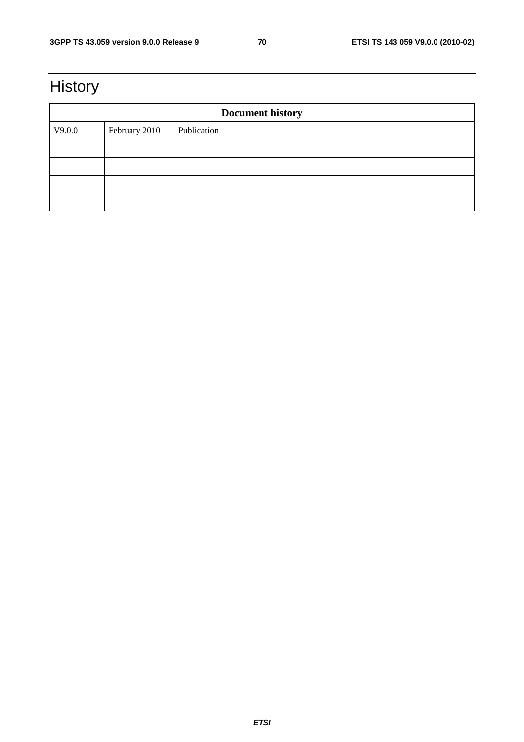# History

| Document history | | |
|---|---|---|
| V9.0.0 | February 2010 | Publication |
| | | |
| | | |
| | | |
| | | |